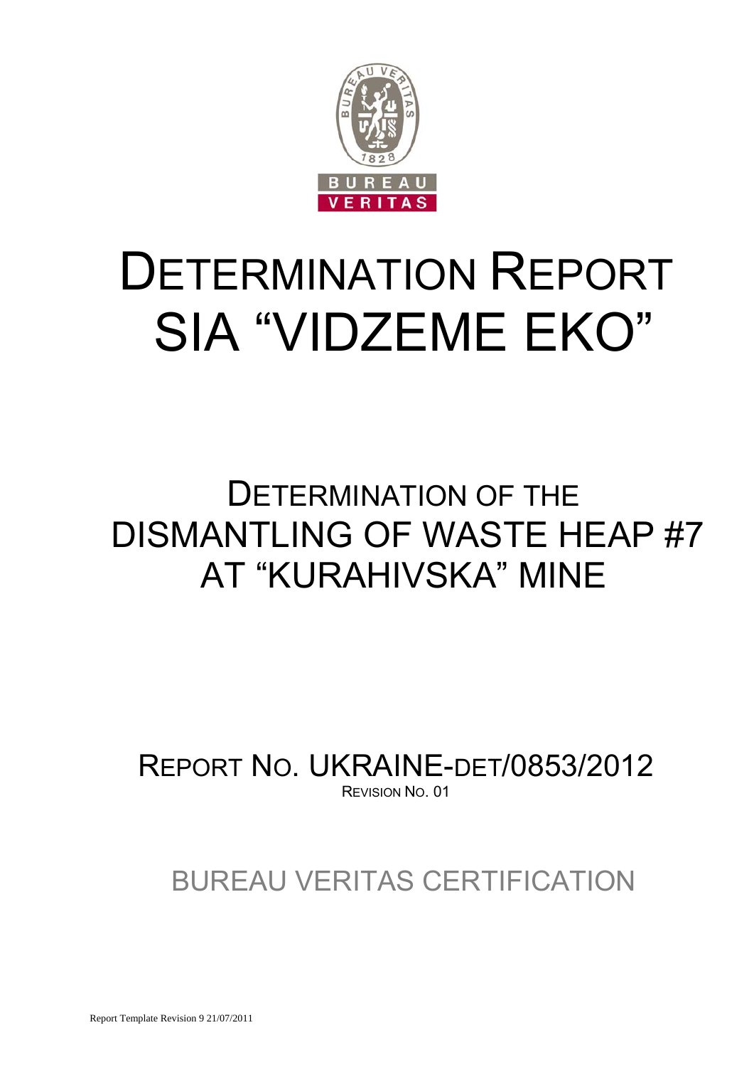# DETERMINATION REPORT SIA "VIDZEME EKO"

## DETERMINATION OF THE DISMANTLING OF WASTE HEAP #7 AT "KURAHIVSKA" MINE

REPORT NO. UKRAINE-DET/0853/2012

REVISION NO. 01

BUREAU VERITAS CERTIFICATION

Report Template Revision 9 21/07/2011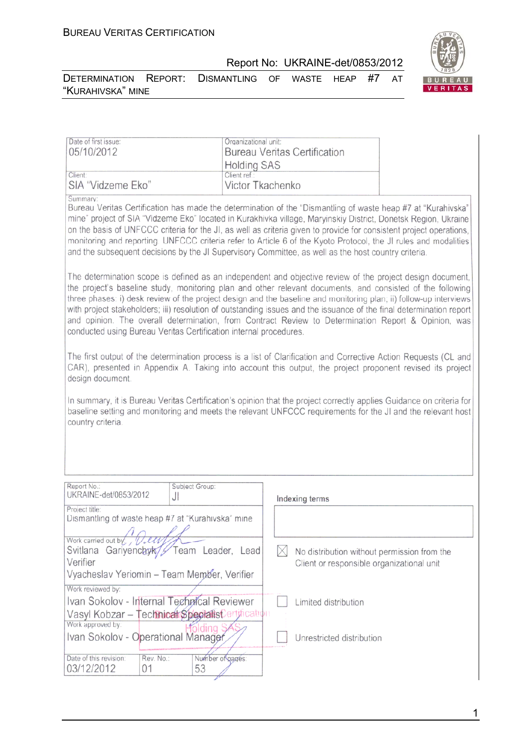| Date of first issue: 05/10/2012 | Organizational unit: Bureau Veritas Certification Holding SAS |
|---|---|
| Client: SIA "Vidzeme Eko" | Client ref.: Victor Tkachenko |

Summary:

Bureau Veritas Certification has made the determination of the "Dismantling of waste heap #7 at "Kurahivska" mine" project of SIA "Vidzeme Eko" located in Kurakhivka village, Maryinskiy District, Donetsk Region, Ukraine on the basis of UNFCCC criteria for the JI, as well as criteria given to provide for consistent project operations, monitoring and reporting. UNFCCC criteria refer to Article 6 of the Kyoto Protocol, the JI rules and modalities and the subsequent decisions by the JI Supervisory Committee, as well as the host country criteria.

The determination scope is defined as an independent and objective review of the project design document, the project's baseline study, monitoring plan and other relevant documents, and consisted of the following three phases: i) desk review of the project design and the baseline and monitoring plan; ii) follow-up interviews with project stakeholders; iii) resolution of outstanding issues and the issuance of the final determination report and opinion. The overall determination, from Contract Review to Determination Report & Opinion, was conducted using Bureau Veritas Certification internal procedures.

The first output of the determination process is a list of Clarification and Corrective Action Requests (CL and CAR), presented in Appendix A. Taking into account this output, the project proponent revised its project design document.

In summary, it is Bureau Veritas Certification's opinion that the project correctly applies Guidance on criteria for baseline setting and monitoring and meets the relevant UNFCCC requirements for the JI and the relevant host country criteria.

| Report No.: UKRAINE-det/0853/2012 | Subject Group: JI |
|---|---|

Project title: Dismantling of waste heap #7 at "Kurahivska" mine

Work carried out by:
Svitlana Gariyenchyk – Team Leader, Lead Verifier
Vyacheslav Yeriomin – Team Member, Verifier

Work reviewed by:
Ivan Sokolov - Internal Technical Reviewer
Vasyl Kobzar – Technical Specialist

Work approved by:
Ivan Sokolov - Operational Manager

| Date of this revision: 03/12/2012 | Rev. No.: 01 | Number of pages: 53 |
|---|---|---|

**Indexing terms**

- [x] No distribution without permission from the Client or responsible organizational unit
- [ ] Limited distribution
- [ ] Unrestricted distribution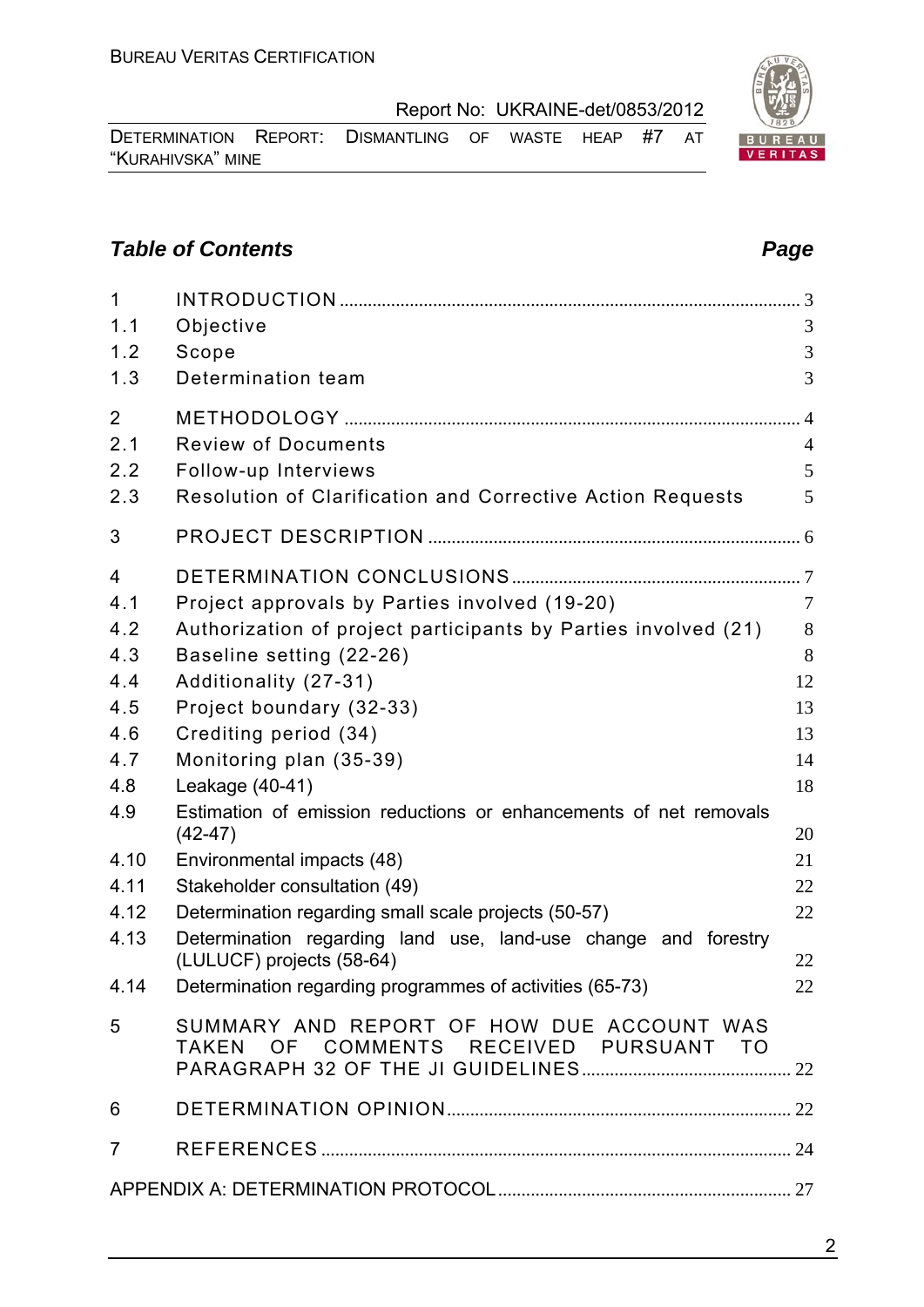## *Table of Contents* *Page*

| | | |
|---|---|---|
| 1 | INTRODUCTION | 3 |
| 1.1 | Objective | 3 |
| 1.2 | Scope | 3 |
| 1.3 | Determination team | 3 |
| 2 | METHODOLOGY | 4 |
| 2.1 | Review of Documents | 4 |
| 2.2 | Follow-up Interviews | 5 |
| 2.3 | Resolution of Clarification and Corrective Action Requests | 5 |
| 3 | PROJECT DESCRIPTION | 6 |
| 4 | DETERMINATION CONCLUSIONS | 7 |
| 4.1 | Project approvals by Parties involved (19-20) | 7 |
| 4.2 | Authorization of project participants by Parties involved (21) | 8 |
| 4.3 | Baseline setting (22-26) | 8 |
| 4.4 | Additionality (27-31) | 12 |
| 4.5 | Project boundary (32-33) | 13 |
| 4.6 | Crediting period (34) | 13 |
| 4.7 | Monitoring plan (35-39) | 14 |
| 4.8 | Leakage (40-41) | 18 |
| 4.9 | Estimation of emission reductions or enhancements of net removals (42-47) | 20 |
| 4.10 | Environmental impacts (48) | 21 |
| 4.11 | Stakeholder consultation (49) | 22 |
| 4.12 | Determination regarding small scale projects (50-57) | 22 |
| 4.13 | Determination regarding land use, land-use change and forestry (LULUCF) projects (58-64) | 22 |
| 4.14 | Determination regarding programmes of activities (65-73) | 22 |
| 5 | SUMMARY AND REPORT OF HOW DUE ACCOUNT WAS TAKEN OF COMMENTS RECEIVED PURSUANT TO PARAGRAPH 32 OF THE JI GUIDELINES | 22 |
| 6 | DETERMINATION OPINION | 22 |
| 7 | REFERENCES | 24 |
| | APPENDIX A: DETERMINATION PROTOCOL | 27 |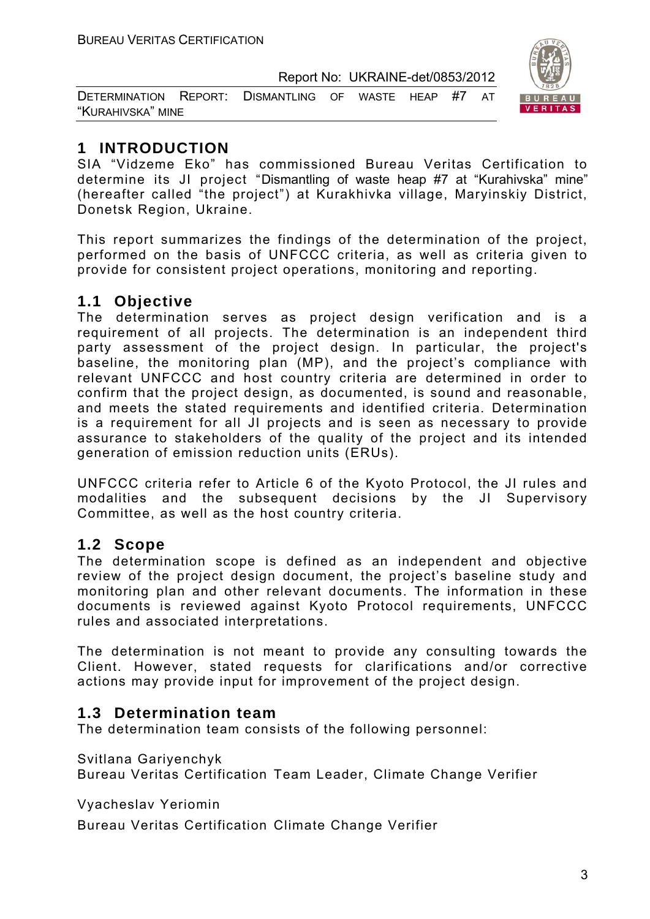# 1 INTRODUCTION

SIA "Vidzeme Eko" has commissioned Bureau Veritas Certification to determine its JI project "Dismantling of waste heap #7 at "Kurahivska" mine" (hereafter called "the project") at Kurakhivka village, Maryinskiy District, Donetsk Region, Ukraine.

This report summarizes the findings of the determination of the project, performed on the basis of UNFCCC criteria, as well as criteria given to provide for consistent project operations, monitoring and reporting.

## 1.1 Objective

The determination serves as project design verification and is a requirement of all projects. The determination is an independent third party assessment of the project design. In particular, the project's baseline, the monitoring plan (MP), and the project's compliance with relevant UNFCCC and host country criteria are determined in order to confirm that the project design, as documented, is sound and reasonable, and meets the stated requirements and identified criteria. Determination is a requirement for all JI projects and is seen as necessary to provide assurance to stakeholders of the quality of the project and its intended generation of emission reduction units (ERUs).

UNFCCC criteria refer to Article 6 of the Kyoto Protocol, the JI rules and modalities and the subsequent decisions by the JI Supervisory Committee, as well as the host country criteria.

## 1.2 Scope

The determination scope is defined as an independent and objective review of the project design document, the project's baseline study and monitoring plan and other relevant documents. The information in these documents is reviewed against Kyoto Protocol requirements, UNFCCC rules and associated interpretations.

The determination is not meant to provide any consulting towards the Client. However, stated requests for clarifications and/or corrective actions may provide input for improvement of the project design.

## 1.3 Determination team

The determination team consists of the following personnel:

Svitlana Gariyenchyk
Bureau Veritas Certification Team Leader, Climate Change Verifier

Vyacheslav Yeriomin
Bureau Veritas Certification Climate Change Verifier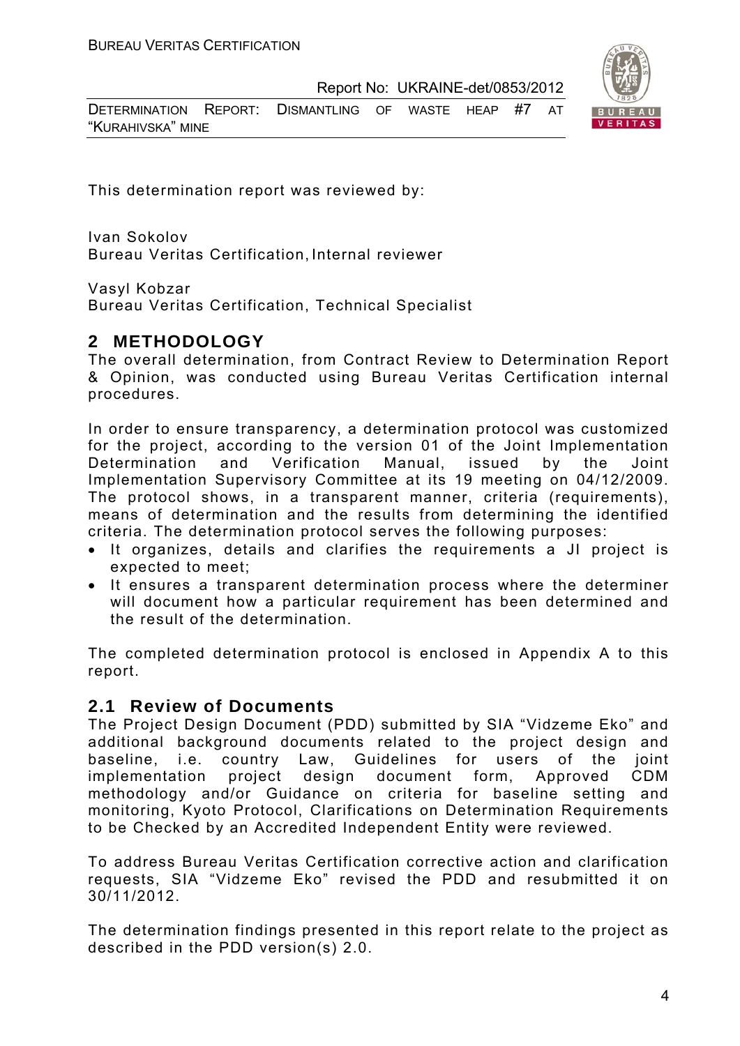This determination report was reviewed by:

Ivan Sokolov
Bureau Veritas Certification, Internal reviewer

Vasyl Kobzar
Bureau Veritas Certification, Technical Specialist

## 2 METHODOLOGY

The overall determination, from Contract Review to Determination Report & Opinion, was conducted using Bureau Veritas Certification internal procedures.

In order to ensure transparency, a determination protocol was customized for the project, according to the version 01 of the Joint Implementation Determination and Verification Manual, issued by the Joint Implementation Supervisory Committee at its 19 meeting on 04/12/2009. The protocol shows, in a transparent manner, criteria (requirements), means of determination and the results from determining the identified criteria. The determination protocol serves the following purposes:

- It organizes, details and clarifies the requirements a JI project is expected to meet;
- It ensures a transparent determination process where the determiner will document how a particular requirement has been determined and the result of the determination.

The completed determination protocol is enclosed in Appendix A to this report.

### 2.1 Review of Documents

The Project Design Document (PDD) submitted by SIA "Vidzeme Eko" and additional background documents related to the project design and baseline, i.e. country Law, Guidelines for users of the joint implementation project design document form, Approved CDM methodology and/or Guidance on criteria for baseline setting and monitoring, Kyoto Protocol, Clarifications on Determination Requirements to be Checked by an Accredited Independent Entity were reviewed.

To address Bureau Veritas Certification corrective action and clarification requests, SIA "Vidzeme Eko" revised the PDD and resubmitted it on 30/11/2012.

The determination findings presented in this report relate to the project as described in the PDD version(s) 2.0.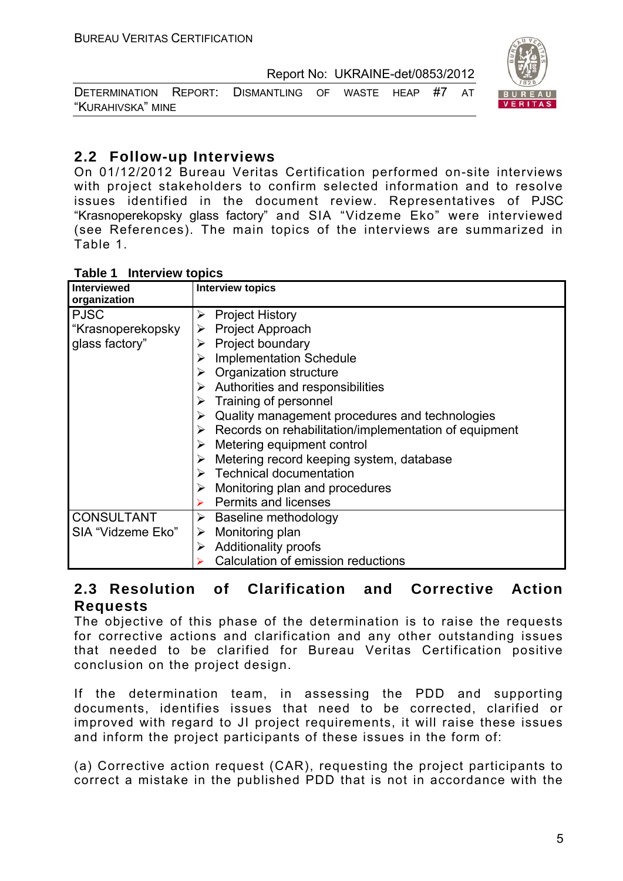## 2.2 Follow-up Interviews

On 01/12/2012 Bureau Veritas Certification performed on-site interviews with project stakeholders to confirm selected information and to resolve issues identified in the document review. Representatives of PJSC "Krasnoperekopsky glass factory" and SIA "Vidzeme Eko" were interviewed (see References). The main topics of the interviews are summarized in Table 1.

**Table 1 Interview topics**

| Interviewed organization | Interview topics |
|---|---|
| PJSC "Krasnoperekopsky glass factory" | ➢ Project History<br>➢ Project Approach<br>➢ Project boundary<br>➢ Implementation Schedule<br>➢ Organization structure<br>➢ Authorities and responsibilities<br>➢ Training of personnel<br>➢ Quality management procedures and technologies<br>➢ Records on rehabilitation/implementation of equipment<br>➢ Metering equipment control<br>➢ Metering record keeping system, database<br>➢ Technical documentation<br>➢ Monitoring plan and procedures<br>➢ Permits and licenses |
| CONSULTANT SIA "Vidzeme Eko" | ➢ Baseline methodology<br>➢ Monitoring plan<br>➢ Additionality proofs<br>➢ Calculation of emission reductions |

## 2.3 Resolution of Clarification and Corrective Action Requests

The objective of this phase of the determination is to raise the requests for corrective actions and clarification and any other outstanding issues that needed to be clarified for Bureau Veritas Certification positive conclusion on the project design.

If the determination team, in assessing the PDD and supporting documents, identifies issues that need to be corrected, clarified or improved with regard to JI project requirements, it will raise these issues and inform the project participants of these issues in the form of:

(a) Corrective action request (CAR), requesting the project participants to correct a mistake in the published PDD that is not in accordance with the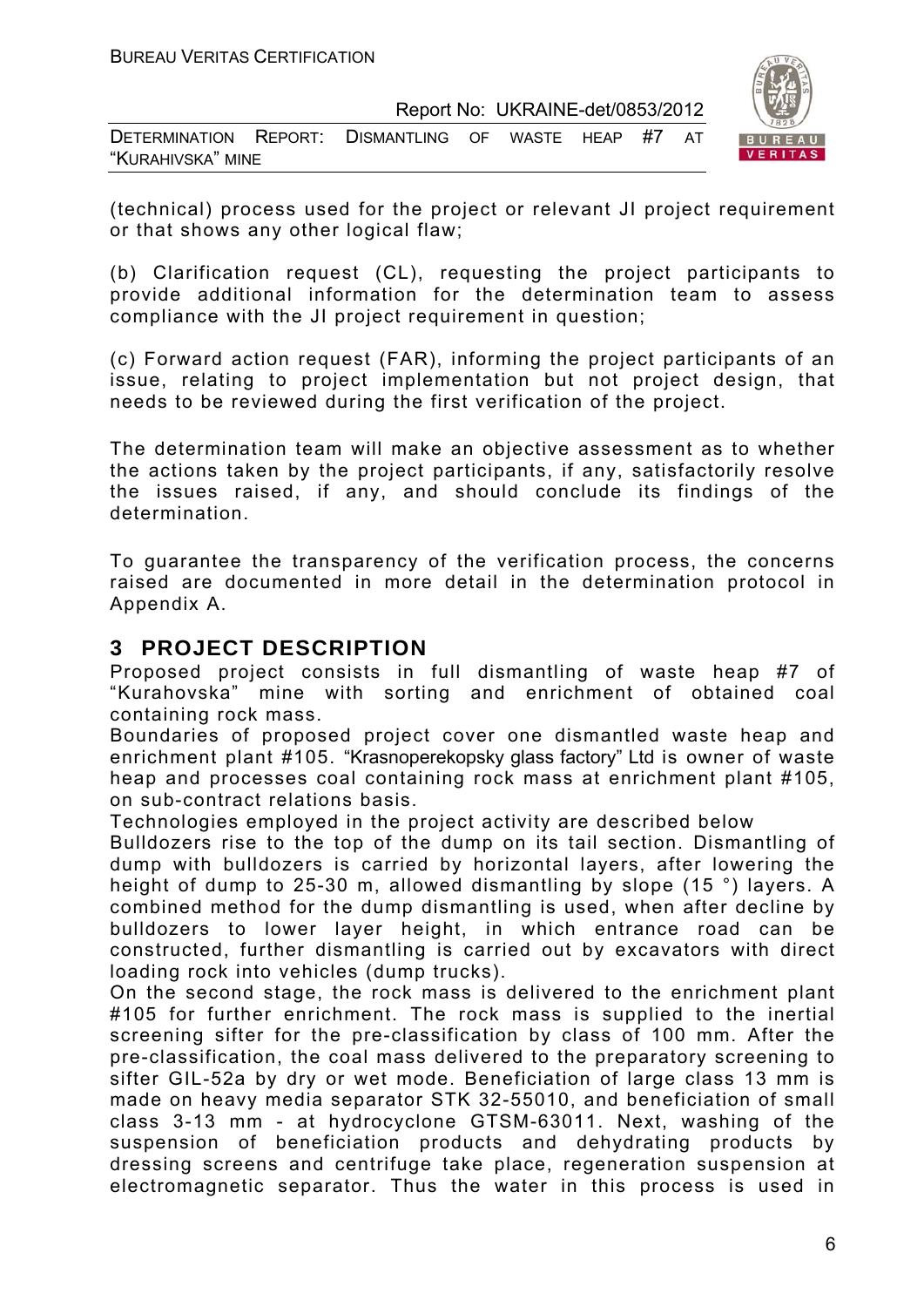(technical) process used for the project or relevant JI project requirement or that shows any other logical flaw;

(b) Clarification request (CL), requesting the project participants to provide additional information for the determination team to assess compliance with the JI project requirement in question;

(c) Forward action request (FAR), informing the project participants of an issue, relating to project implementation but not project design, that needs to be reviewed during the first verification of the project.

The determination team will make an objective assessment as to whether the actions taken by the project participants, if any, satisfactorily resolve the issues raised, if any, and should conclude its findings of the determination.

To guarantee the transparency of the verification process, the concerns raised are documented in more detail in the determination protocol in Appendix A.

## 3 PROJECT DESCRIPTION

Proposed project consists in full dismantling of waste heap #7 of "Kurahovska" mine with sorting and enrichment of obtained coal containing rock mass.

Boundaries of proposed project cover one dismantled waste heap and enrichment plant #105. "Krasnoperekopsky glass factory" Ltd is owner of waste heap and processes coal containing rock mass at enrichment plant #105, on sub-contract relations basis.

Technologies employed in the project activity are described below

Bulldozers rise to the top of the dump on its tail section. Dismantling of dump with bulldozers is carried by horizontal layers, after lowering the height of dump to 25-30 m, allowed dismantling by slope (15 °) layers. A combined method for the dump dismantling is used, when after decline by bulldozers to lower layer height, in which entrance road can be constructed, further dismantling is carried out by excavators with direct loading rock into vehicles (dump trucks).

On the second stage, the rock mass is delivered to the enrichment plant #105 for further enrichment. The rock mass is supplied to the inertial screening sifter for the pre-classification by class of 100 mm. After the pre-classification, the coal mass delivered to the preparatory screening to sifter GIL-52a by dry or wet mode. Beneficiation of large class 13 mm is made on heavy media separator STK 32-55010, and beneficiation of small class 3-13 mm - at hydrocyclone GTSM-63011. Next, washing of the suspension of beneficiation products and dehydrating products by dressing screens and centrifuge take place, regeneration suspension at electromagnetic separator. Thus the water in this process is used in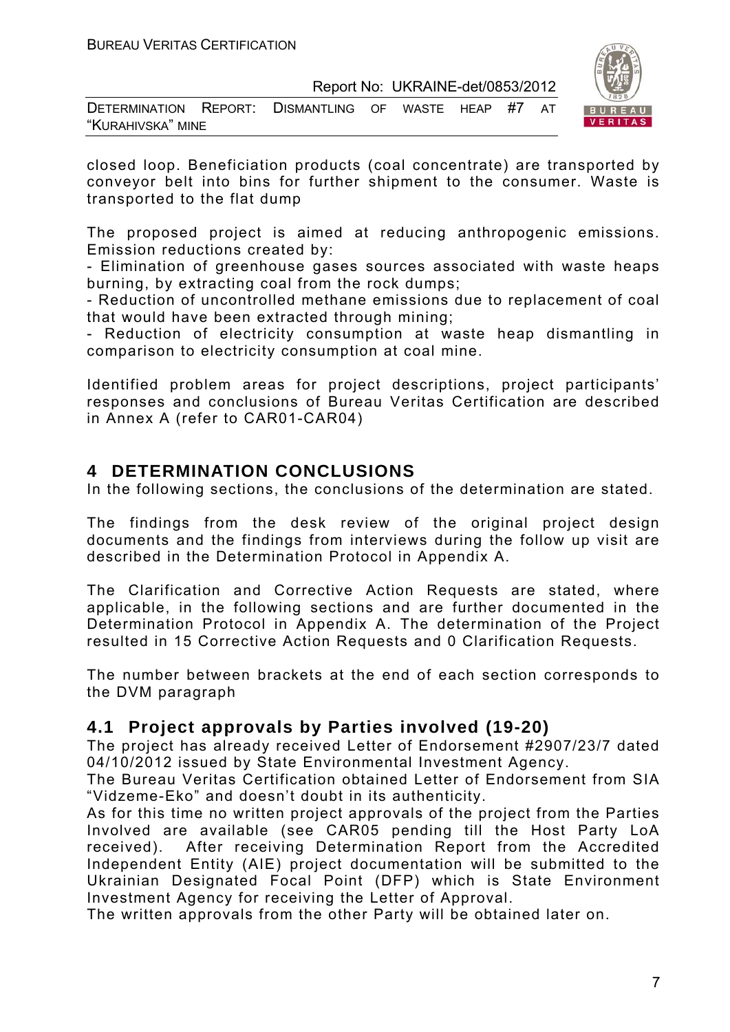closed loop. Beneficiation products (coal concentrate) are transported by conveyor belt into bins for further shipment to the consumer. Waste is transported to the flat dump

The proposed project is aimed at reducing anthropogenic emissions. Emission reductions created by:
- Elimination of greenhouse gases sources associated with waste heaps burning, by extracting coal from the rock dumps;
- Reduction of uncontrolled methane emissions due to replacement of coal that would have been extracted through mining;
- Reduction of electricity consumption at waste heap dismantling in comparison to electricity consumption at coal mine.

Identified problem areas for project descriptions, project participants' responses and conclusions of Bureau Veritas Certification are described in Annex A (refer to CAR01-CAR04)

# 4 DETERMINATION CONCLUSIONS

In the following sections, the conclusions of the determination are stated.

The findings from the desk review of the original project design documents and the findings from interviews during the follow up visit are described in the Determination Protocol in Appendix A.

The Clarification and Corrective Action Requests are stated, where applicable, in the following sections and are further documented in the Determination Protocol in Appendix A. The determination of the Project resulted in 15 Corrective Action Requests and 0 Clarification Requests.

The number between brackets at the end of each section corresponds to the DVM paragraph

## 4.1 Project approvals by Parties involved (19-20)

The project has already received Letter of Endorsement #2907/23/7 dated 04/10/2012 issued by State Environmental Investment Agency.
The Bureau Veritas Certification obtained Letter of Endorsement from SIA "Vidzeme-Eko" and doesn't doubt in its authenticity.
As for this time no written project approvals of the project from the Parties Involved are available (see CAR05 pending till the Host Party LoA received). After receiving Determination Report from the Accredited Independent Entity (AIE) project documentation will be submitted to the Ukrainian Designated Focal Point (DFP) which is State Environment Investment Agency for receiving the Letter of Approval.
The written approvals from the other Party will be obtained later on.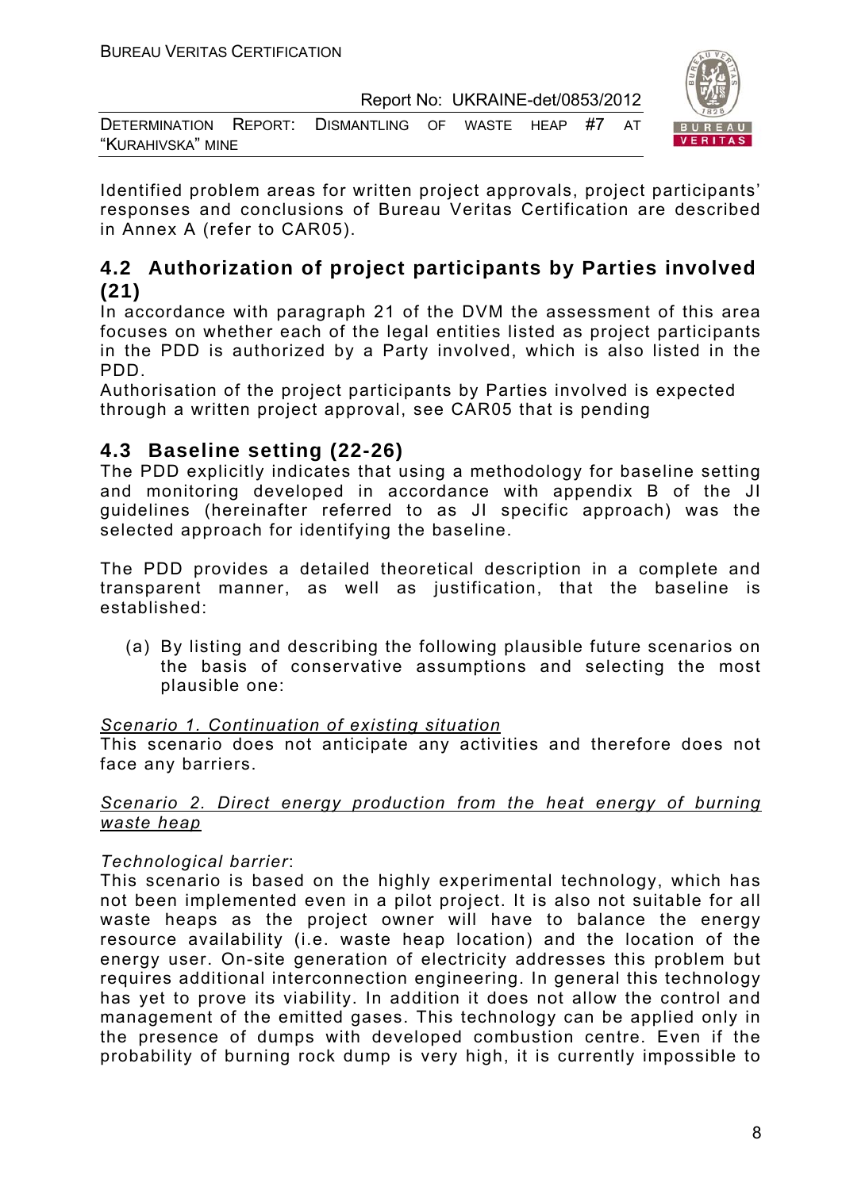Identified problem areas for written project approvals, project participants' responses and conclusions of Bureau Veritas Certification are described in Annex A (refer to CAR05).

## 4.2 Authorization of project participants by Parties involved (21)

In accordance with paragraph 21 of the DVM the assessment of this area focuses on whether each of the legal entities listed as project participants in the PDD is authorized by a Party involved, which is also listed in the PDD.

Authorisation of the project participants by Parties involved is expected through a written project approval, see CAR05 that is pending

## 4.3 Baseline setting (22-26)

The PDD explicitly indicates that using a methodology for baseline setting and monitoring developed in accordance with appendix B of the JI guidelines (hereinafter referred to as JI specific approach) was the selected approach for identifying the baseline.

The PDD provides a detailed theoretical description in a complete and transparent manner, as well as justification, that the baseline is established:

(a) By listing and describing the following plausible future scenarios on the basis of conservative assumptions and selecting the most plausible one:

*Scenario 1. Continuation of existing situation*

This scenario does not anticipate any activities and therefore does not face any barriers.

*Scenario 2. Direct energy production from the heat energy of burning waste heap*

*Technological barrier*:

This scenario is based on the highly experimental technology, which has not been implemented even in a pilot project. It is also not suitable for all waste heaps as the project owner will have to balance the energy resource availability (i.e. waste heap location) and the location of the energy user. On-site generation of electricity addresses this problem but requires additional interconnection engineering. In general this technology has yet to prove its viability. In addition it does not allow the control and management of the emitted gases. This technology can be applied only in the presence of dumps with developed combustion centre. Even if the probability of burning rock dump is very high, it is currently impossible to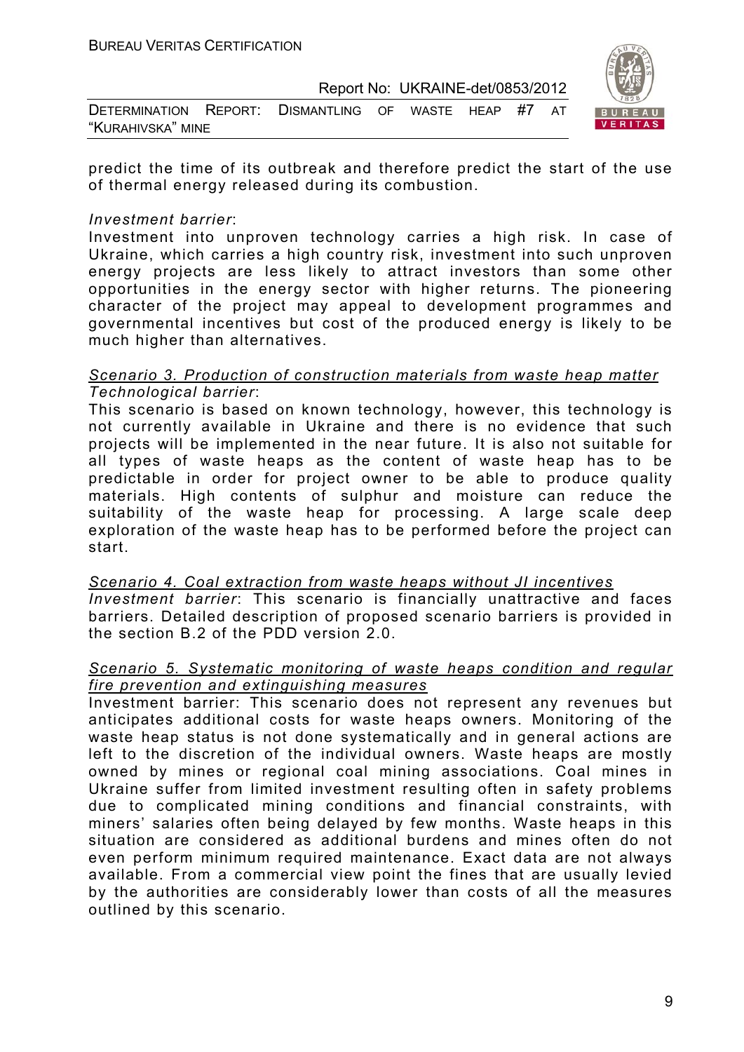predict the time of its outbreak and therefore predict the start of the use of thermal energy released during its combustion.

*Investment barrier*:
Investment into unproven technology carries a high risk. In case of Ukraine, which carries a high country risk, investment into such unproven energy projects are less likely to attract investors than some other opportunities in the energy sector with higher returns. The pioneering character of the project may appeal to development programmes and governmental incentives but cost of the produced energy is likely to be much higher than alternatives.

*Scenario 3. Production of construction materials from waste heap matter*
*Technological barrier*:
This scenario is based on known technology, however, this technology is not currently available in Ukraine and there is no evidence that such projects will be implemented in the near future. It is also not suitable for all types of waste heaps as the content of waste heap has to be predictable in order for project owner to be able to produce quality materials. High contents of sulphur and moisture can reduce the suitability of the waste heap for processing. A large scale deep exploration of the waste heap has to be performed before the project can start.

*Scenario 4. Coal extraction from waste heaps without JI incentives*
*Investment barrier*: This scenario is financially unattractive and faces barriers. Detailed description of proposed scenario barriers is provided in the section B.2 of the PDD version 2.0.

*Scenario 5. Systematic monitoring of waste heaps condition and regular fire prevention and extinguishing measures*
Investment barrier: This scenario does not represent any revenues but anticipates additional costs for waste heaps owners. Monitoring of the waste heap status is not done systematically and in general actions are left to the discretion of the individual owners. Waste heaps are mostly owned by mines or regional coal mining associations. Coal mines in Ukraine suffer from limited investment resulting often in safety problems due to complicated mining conditions and financial constraints, with miners' salaries often being delayed by few months. Waste heaps in this situation are considered as additional burdens and mines often do not even perform minimum required maintenance. Exact data are not always available. From a commercial view point the fines that are usually levied by the authorities are considerably lower than costs of all the measures outlined by this scenario.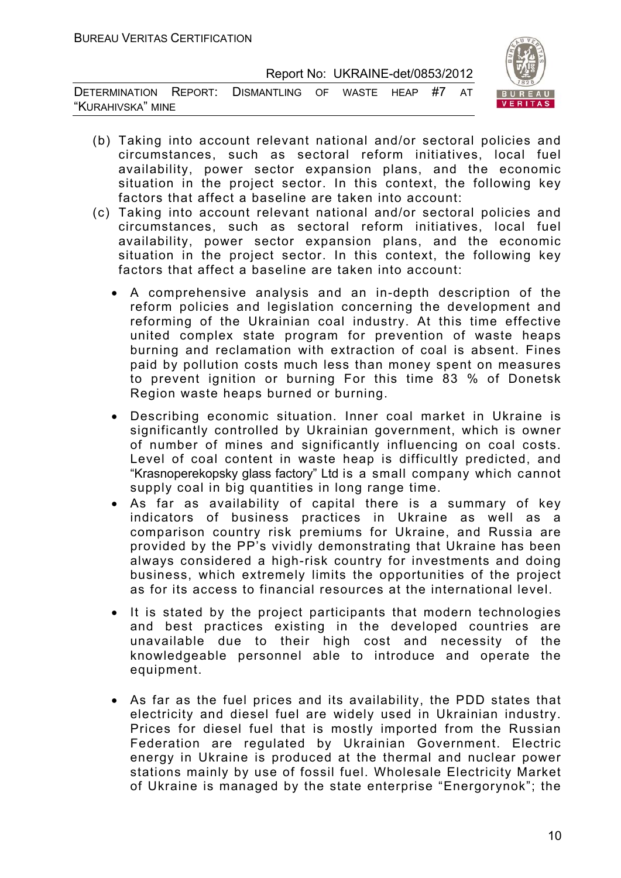(b) Taking into account relevant national and/or sectoral policies and circumstances, such as sectoral reform initiatives, local fuel availability, power sector expansion plans, and the economic situation in the project sector. In this context, the following key factors that affect a baseline are taken into account:

(c) Taking into account relevant national and/or sectoral policies and circumstances, such as sectoral reform initiatives, local fuel availability, power sector expansion plans, and the economic situation in the project sector. In this context, the following key factors that affect a baseline are taken into account:

- A comprehensive analysis and an in-depth description of the reform policies and legislation concerning the development and reforming of the Ukrainian coal industry. At this time effective united complex state program for prevention of waste heaps burning and reclamation with extraction of coal is absent. Fines paid by pollution costs much less than money spent on measures to prevent ignition or burning For this time 83 % of Donetsk Region waste heaps burned or burning.

- Describing economic situation. Inner coal market in Ukraine is significantly controlled by Ukrainian government, which is owner of number of mines and significantly influencing on coal costs. Level of coal content in waste heap is difficultly predicted, and "Krasnoperekopsky glass factory" Ltd is a small company which cannot supply coal in big quantities in long range time.
- As far as availability of capital there is a summary of key indicators of business practices in Ukraine as well as a comparison country risk premiums for Ukraine, and Russia are provided by the PP's vividly demonstrating that Ukraine has been always considered a high-risk country for investments and doing business, which extremely limits the opportunities of the project as for its access to financial resources at the international level.

- It is stated by the project participants that modern technologies and best practices existing in the developed countries are unavailable due to their high cost and necessity of the knowledgeable personnel able to introduce and operate the equipment.

- As far as the fuel prices and its availability, the PDD states that electricity and diesel fuel are widely used in Ukrainian industry. Prices for diesel fuel that is mostly imported from the Russian Federation are regulated by Ukrainian Government. Electric energy in Ukraine is produced at the thermal and nuclear power stations mainly by use of fossil fuel. Wholesale Electricity Market of Ukraine is managed by the state enterprise "Energorynok"; the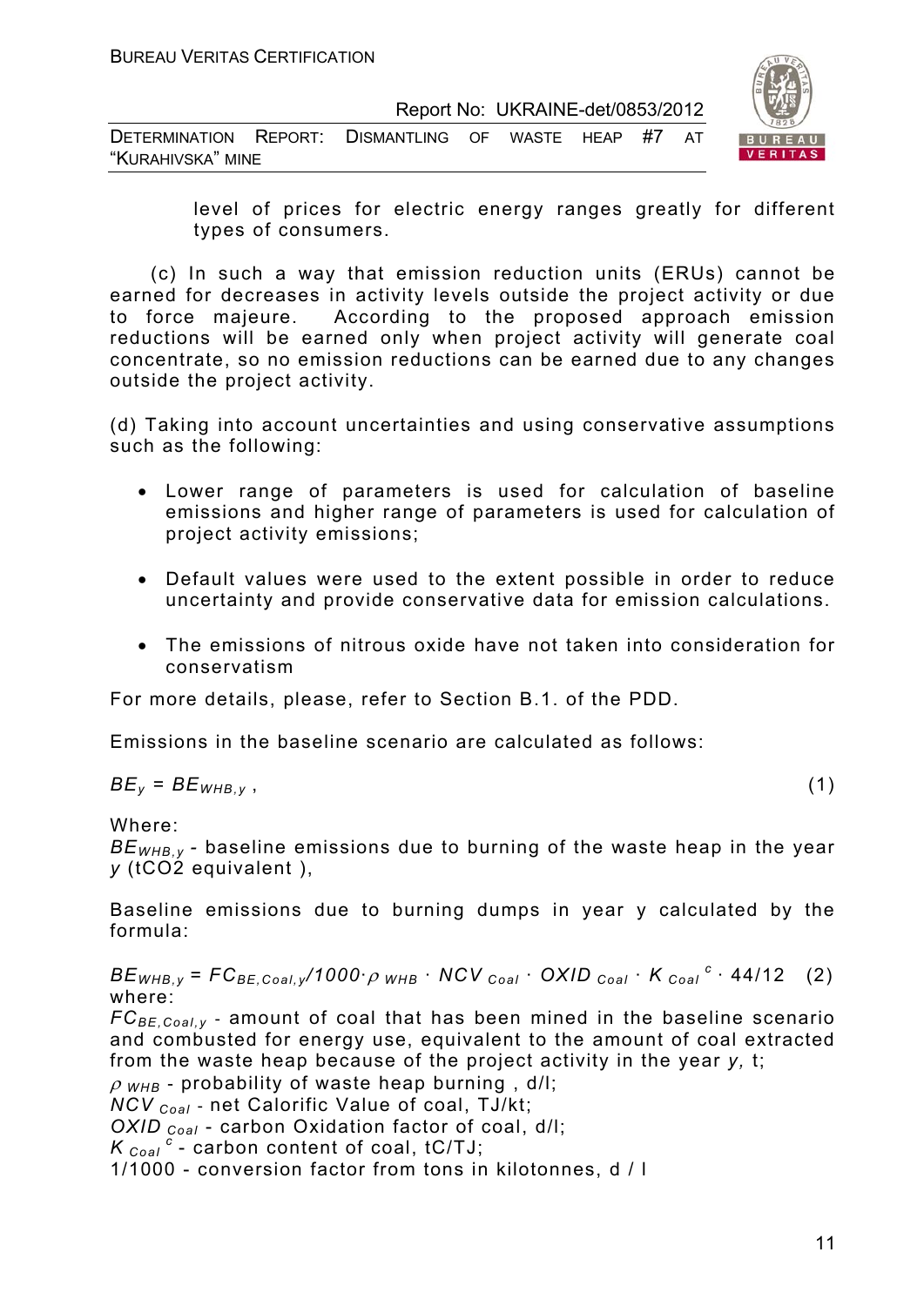level of prices for electric energy ranges greatly for different types of consumers.

(c) In such a way that emission reduction units (ERUs) cannot be earned for decreases in activity levels outside the project activity or due to force majeure. According to the proposed approach emission reductions will be earned only when project activity will generate coal concentrate, so no emission reductions can be earned due to any changes outside the project activity.

(d) Taking into account uncertainties and using conservative assumptions such as the following:

- Lower range of parameters is used for calculation of baseline emissions and higher range of parameters is used for calculation of project activity emissions;
- Default values were used to the extent possible in order to reduce uncertainty and provide conservative data for emission calculations.
- The emissions of nitrous oxide have not taken into consideration for conservatism

For more details, please, refer to Section B.1. of the PDD.

Emissions in the baseline scenario are calculated as follows:

$$BE_y = BE_{WHB,y} \, , \qquad (1)$$

Where:
$BE_{WHB,y}$ - baseline emissions due to burning of the waste heap in the year $y$ (t$CO_2$ equivalent ),

Baseline emissions due to burning dumps in year y calculated by the formula:

$$BE_{WHB,y} = FC_{BE,Coal,y}/1000 \cdot \rho_{WHB} \cdot NCV_{Coal} \cdot OXID_{Coal} \cdot K_{Coal}^{c} \cdot 44/12 \qquad (2)$$

where:
$FC_{BE,Coal,y}$ - amount of coal that has been mined in the baseline scenario and combusted for energy use, equivalent to the amount of coal extracted from the waste heap because of the project activity in the year $y$, t;
$\rho_{WHB}$ - probability of waste heap burning , d/l;
$NCV_{Coal}$ - net Calorific Value of coal, TJ/kt;
$OXID_{Coal}$ - carbon Oxidation factor of coal, d/l;
$K_{Coal}^{c}$ - carbon content of coal, tC/TJ;
1/1000 - conversion factor from tons in kilotonnes, d / l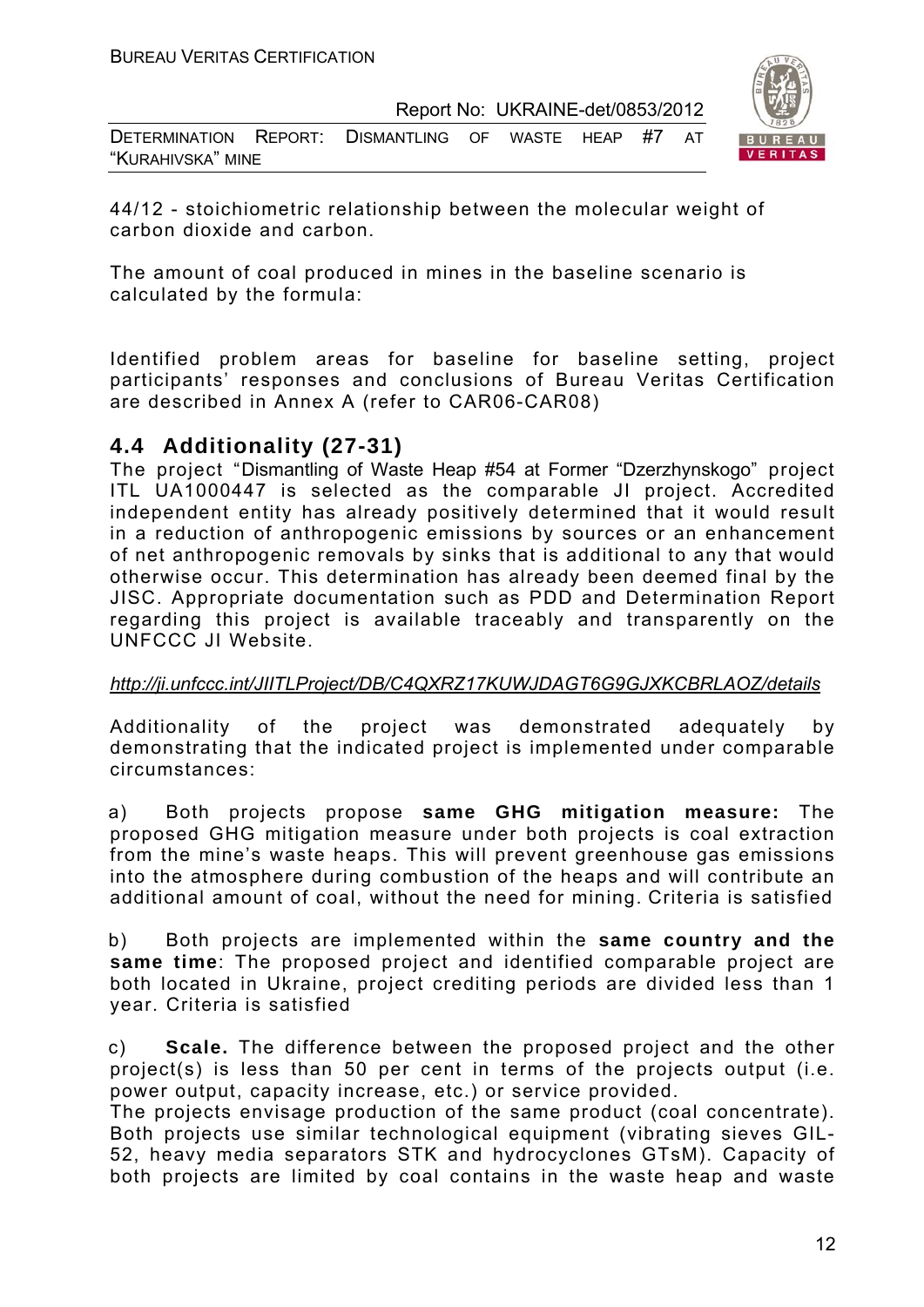44/12 - stoichiometric relationship between the molecular weight of carbon dioxide and carbon.

The amount of coal produced in mines in the baseline scenario is calculated by the formula:

Identified problem areas for baseline for baseline setting, project participants' responses and conclusions of Bureau Veritas Certification are described in Annex A (refer to CAR06-CAR08)

## 4.4 Additionality (27-31)

The project "Dismantling of Waste Heap #54 at Former "Dzerzhynskogo" project ITL UA1000447 is selected as the comparable JI project. Accredited independent entity has already positively determined that it would result in a reduction of anthropogenic emissions by sources or an enhancement of net anthropogenic removals by sinks that is additional to any that would otherwise occur. This determination has already been deemed final by the JISC. Appropriate documentation such as PDD and Determination Report regarding this project is available traceably and transparently on the UNFCCC JI Website.

*http://ji.unfccc.int/JIITLProject/DB/C4QXRZ17KUWJDAGT6G9GJXKCBRLAOZ/details*

Additionality of the project was demonstrated adequately by demonstrating that the indicated project is implemented under comparable circumstances:

a) Both projects propose **same GHG mitigation measure:** The proposed GHG mitigation measure under both projects is coal extraction from the mine's waste heaps. This will prevent greenhouse gas emissions into the atmosphere during combustion of the heaps and will contribute an additional amount of coal, without the need for mining. Criteria is satisfied

b) Both projects are implemented within the **same country and the same time**: The proposed project and identified comparable project are both located in Ukraine, project crediting periods are divided less than 1 year. Criteria is satisfied

c) **Scale.** The difference between the proposed project and the other project(s) is less than 50 per cent in terms of the projects output (i.e. power output, capacity increase, etc.) or service provided.
The projects envisage production of the same product (coal concentrate). Both projects use similar technological equipment (vibrating sieves GIL-52, heavy media separators STK and hydrocyclones GTsM). Capacity of both projects are limited by coal contains in the waste heap and waste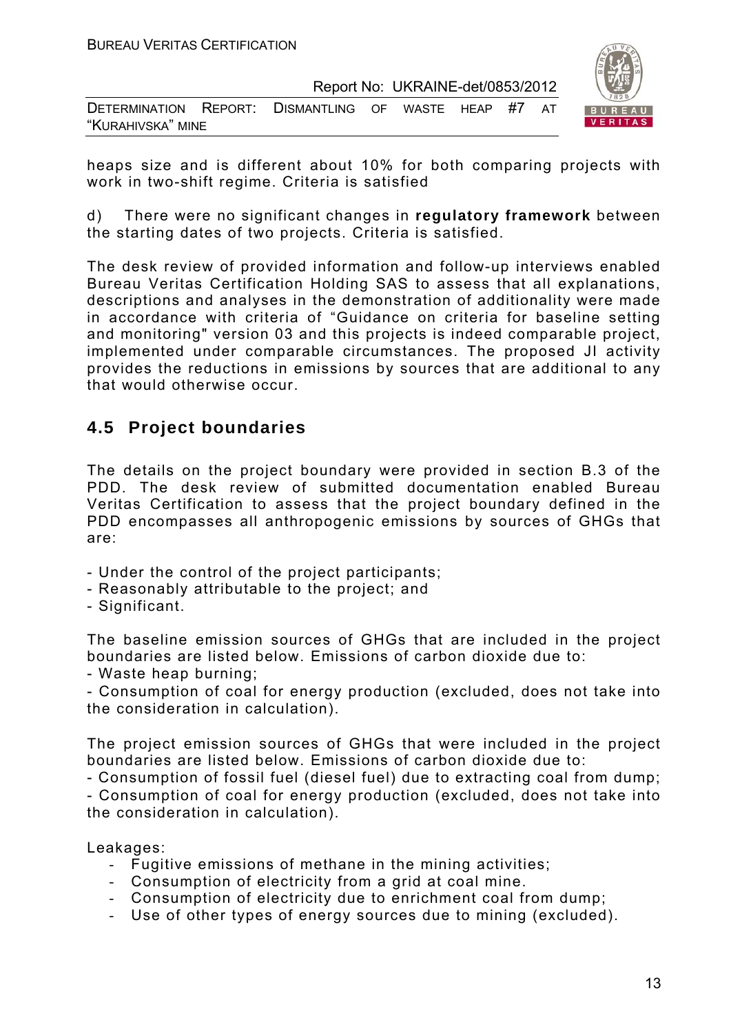heaps size and is different about 10% for both comparing projects with work in two-shift regime. Criteria is satisfied

d) There were no significant changes in **regulatory framework** between the starting dates of two projects. Criteria is satisfied.

The desk review of provided information and follow-up interviews enabled Bureau Veritas Certification Holding SAS to assess that all explanations, descriptions and analyses in the demonstration of additionality were made in accordance with criteria of "Guidance on criteria for baseline setting and monitoring" version 03 and this projects is indeed comparable project, implemented under comparable circumstances. The proposed JI activity provides the reductions in emissions by sources that are additional to any that would otherwise occur.

## 4.5 Project boundaries

The details on the project boundary were provided in section B.3 of the PDD. The desk review of submitted documentation enabled Bureau Veritas Certification to assess that the project boundary defined in the PDD encompasses all anthropogenic emissions by sources of GHGs that are:

- Under the control of the project participants;
- Reasonably attributable to the project; and
- Significant.

The baseline emission sources of GHGs that are included in the project boundaries are listed below. Emissions of carbon dioxide due to:
- Waste heap burning;
- Consumption of coal for energy production (excluded, does not take into the consideration in calculation).

The project emission sources of GHGs that were included in the project boundaries are listed below. Emissions of carbon dioxide due to:
- Consumption of fossil fuel (diesel fuel) due to extracting coal from dump;
- Consumption of coal for energy production (excluded, does not take into the consideration in calculation).

Leakages:
- Fugitive emissions of methane in the mining activities;
- Consumption of electricity from a grid at coal mine.
- Consumption of electricity due to enrichment coal from dump;
- Use of other types of energy sources due to mining (excluded).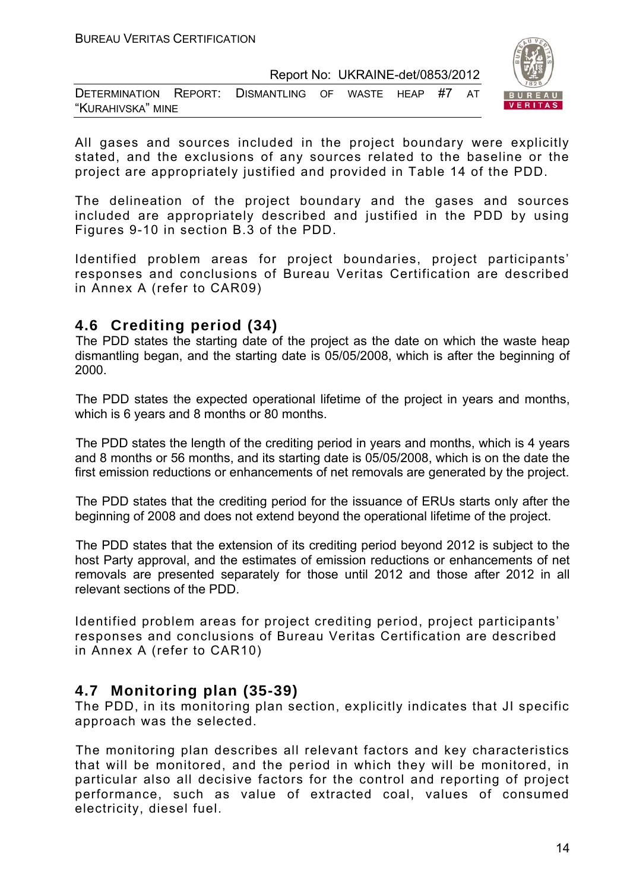All gases and sources included in the project boundary were explicitly stated, and the exclusions of any sources related to the baseline or the project are appropriately justified and provided in Table 14 of the PDD.

The delineation of the project boundary and the gases and sources included are appropriately described and justified in the PDD by using Figures 9-10 in section B.3 of the PDD.

Identified problem areas for project boundaries, project participants' responses and conclusions of Bureau Veritas Certification are described in Annex A (refer to CAR09)

## 4.6 Crediting period (34)

The PDD states the starting date of the project as the date on which the waste heap dismantling began, and the starting date is 05/05/2008, which is after the beginning of 2000.

The PDD states the expected operational lifetime of the project in years and months, which is 6 years and 8 months or 80 months.

The PDD states the length of the crediting period in years and months, which is 4 years and 8 months or 56 months, and its starting date is 05/05/2008, which is on the date the first emission reductions or enhancements of net removals are generated by the project.

The PDD states that the crediting period for the issuance of ERUs starts only after the beginning of 2008 and does not extend beyond the operational lifetime of the project.

The PDD states that the extension of its crediting period beyond 2012 is subject to the host Party approval, and the estimates of emission reductions or enhancements of net removals are presented separately for those until 2012 and those after 2012 in all relevant sections of the PDD.

Identified problem areas for project crediting period, project participants' responses and conclusions of Bureau Veritas Certification are described in Annex A (refer to CAR10)

## 4.7 Monitoring plan (35-39)

The PDD, in its monitoring plan section, explicitly indicates that JI specific approach was the selected.

The monitoring plan describes all relevant factors and key characteristics that will be monitored, and the period in which they will be monitored, in particular also all decisive factors for the control and reporting of project performance, such as value of extracted coal, values of consumed electricity, diesel fuel.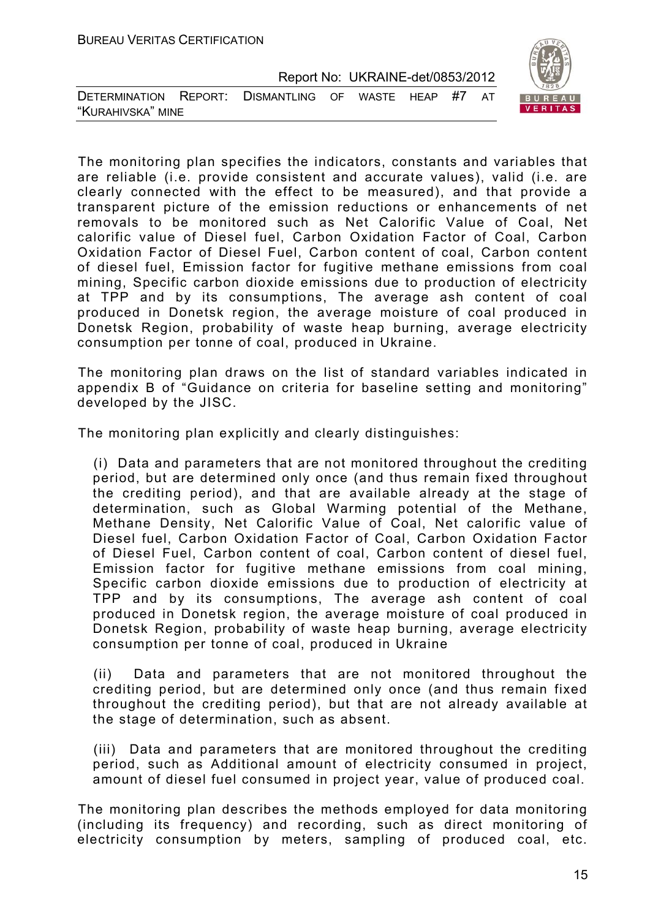The monitoring plan specifies the indicators, constants and variables that are reliable (i.e. provide consistent and accurate values), valid (i.e. are clearly connected with the effect to be measured), and that provide a transparent picture of the emission reductions or enhancements of net removals to be monitored such as Net Calorific Value of Coal, Net calorific value of Diesel fuel, Carbon Oxidation Factor of Coal, Carbon Oxidation Factor of Diesel Fuel, Carbon content of coal, Carbon content of diesel fuel, Emission factor for fugitive methane emissions from coal mining, Specific carbon dioxide emissions due to production of electricity at TPP and by its consumptions, The average ash content of coal produced in Donetsk region, the average moisture of coal produced in Donetsk Region, probability of waste heap burning, average electricity consumption per tonne of coal, produced in Ukraine.

The monitoring plan draws on the list of standard variables indicated in appendix B of "Guidance on criteria for baseline setting and monitoring" developed by the JISC.

The monitoring plan explicitly and clearly distinguishes:

(i) Data and parameters that are not monitored throughout the crediting period, but are determined only once (and thus remain fixed throughout the crediting period), and that are available already at the stage of determination, such as Global Warming potential of the Methane, Methane Density, Net Calorific Value of Coal, Net calorific value of Diesel fuel, Carbon Oxidation Factor of Coal, Carbon Oxidation Factor of Diesel Fuel, Carbon content of coal, Carbon content of diesel fuel, Emission factor for fugitive methane emissions from coal mining, Specific carbon dioxide emissions due to production of electricity at TPP and by its consumptions, The average ash content of coal produced in Donetsk region, the average moisture of coal produced in Donetsk Region, probability of waste heap burning, average electricity consumption per tonne of coal, produced in Ukraine

(ii) Data and parameters that are not monitored throughout the crediting period, but are determined only once (and thus remain fixed throughout the crediting period), but that are not already available at the stage of determination, such as absent.

(iii) Data and parameters that are monitored throughout the crediting period, such as Additional amount of electricity consumed in project, amount of diesel fuel consumed in project year, value of produced coal.

The monitoring plan describes the methods employed for data monitoring (including its frequency) and recording, such as direct monitoring of electricity consumption by meters, sampling of produced coal, etc.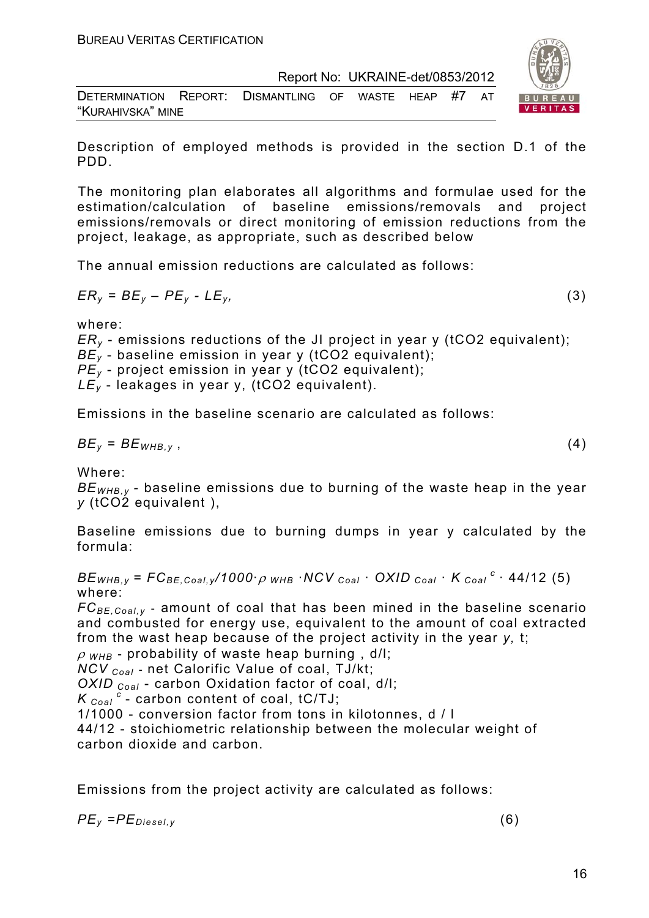Description of employed methods is provided in the section D.1 of the PDD.

The monitoring plan elaborates all algorithms and formulae used for the estimation/calculation of baseline emissions/removals and project emissions/removals or direct monitoring of emission reductions from the project, leakage, as appropriate, such as described below

The annual emission reductions are calculated as follows:

$$ER_y = BE_y - PE_y - LE_y, \quad (3)$$

where:
$ER_y$ - emissions reductions of the JI project in year y (tCO2 equivalent);
$BE_y$ - baseline emission in year y (tCO2 equivalent);
$PE_y$ - project emission in year y (tCO2 equivalent);
$LE_y$ - leakages in year y, (tCO2 equivalent).

Emissions in the baseline scenario are calculated as follows:

$$BE_y = BE_{WHB,y}, \quad (4)$$

Where:
$BE_{WHB,y}$ - baseline emissions due to burning of the waste heap in the year $y$ (tCO2 equivalent ),

Baseline emissions due to burning dumps in year y calculated by the formula:

$$BE_{WHB,y} = FC_{BE,Coal,y}/1000 \cdot \rho_{WHB} \cdot NCV_{Coal} \cdot OXID_{Coal} \cdot K_{Coal}^{c} \cdot 44/12 \quad (5)$$

where:
$FC_{BE,Coal,y}$ - amount of coal that has been mined in the baseline scenario and combusted for energy use, equivalent to the amount of coal extracted from the wast heap because of the project activity in the year $y$, t;
$\rho_{WHB}$ - probability of waste heap burning , d/l;
$NCV_{Coal}$ - net Calorific Value of coal, TJ/kt;
$OXID_{Coal}$ - carbon Oxidation factor of coal, d/l;
$K_{Coal}^{c}$ - carbon content of coal, tC/TJ;
1/1000 - conversion factor from tons in kilotonnes, d / l
44/12 - stoichiometric relationship between the molecular weight of carbon dioxide and carbon.

Emissions from the project activity are calculated as follows:

$$PE_y = PE_{Diesel,y} \quad (6)$$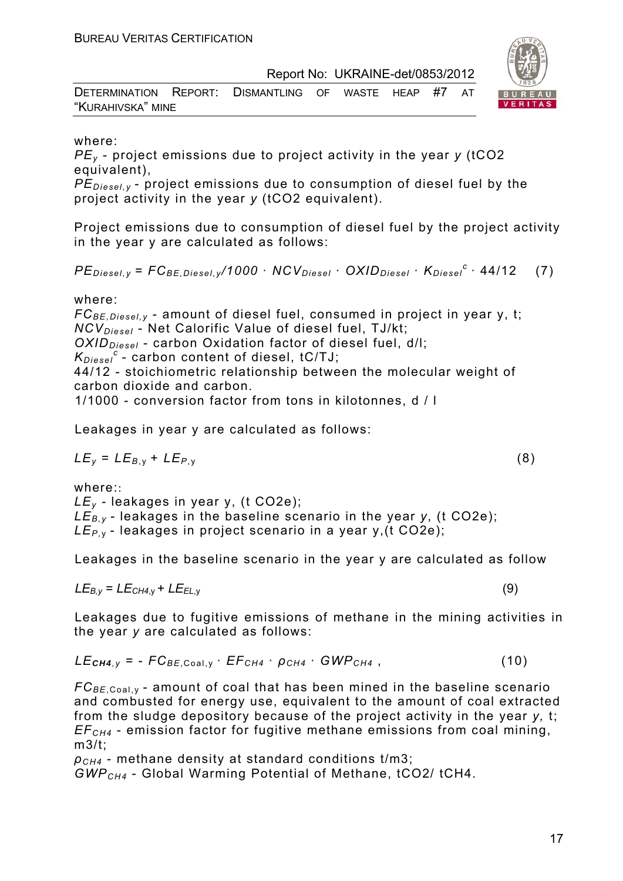where:

$PE_y$ - project emissions due to project activity in the year *y* (tCO2 equivalent),

$PE_{Diesel,y}$ - project emissions due to consumption of diesel fuel by the project activity in the year *y* (tCO2 equivalent).

Project emissions due to consumption of diesel fuel by the project activity in the year y are calculated as follows:

$$PE_{Diesel,y} = FC_{BE,Diesel,y}/1000 \cdot NCV_{Diesel} \cdot OXID_{Diesel} \cdot K_{Diesel}^{c} \cdot 44/12 \quad (7)$$

where:

$FC_{BE,Diesel,y}$ - amount of diesel fuel, consumed in project in year y, t;

$NCV_{Diesel}$ - Net Calorific Value of diesel fuel, TJ/kt;

$OXID_{Diesel}$ - carbon Oxidation factor of diesel fuel, d/l;

$K_{Diesel}^{c}$ - carbon content of diesel, tC/TJ;

44/12 - stoichiometric relationship between the molecular weight of carbon dioxide and carbon.

1/1000 - conversion factor from tons in kilotonnes, d / l

Leakages in year y are calculated as follows:

$$LE_y = LE_{B,y} + LE_{P,y} \quad (8)$$

where::

$LE_y$ - leakages in year y, (t CO2e);

$LE_{B,y}$ - leakages in the baseline scenario in the year *y*, (t CO2e);

$LE_{P,y}$ - leakages in project scenario in a year y,(t CO2e);

Leakages in the baseline scenario in the year y are calculated as follow

$$LE_{B,y} = LE_{CH4,y} + LE_{EL,y} \quad (9)$$

Leakages due to fugitive emissions of methane in the mining activities in the year *y* are calculated as follows:

$$LE_{CH4,y} = - FC_{BE,Coal,y} \cdot EF_{CH4} \cdot \rho_{CH4} \cdot GWP_{CH4}, \quad (10)$$

$FC_{BE,Coal,y}$ - amount of coal that has been mined in the baseline scenario and combusted for energy use, equivalent to the amount of coal extracted from the sludge depository because of the project activity in the year *y,* t;

$EF_{CH4}$ - emission factor for fugitive methane emissions from coal mining, m3/t;

$\rho_{CH4}$ - methane density at standard conditions t/m3;

$GWP_{CH4}$ - Global Warming Potential of Methane, tCO2/ tCH4.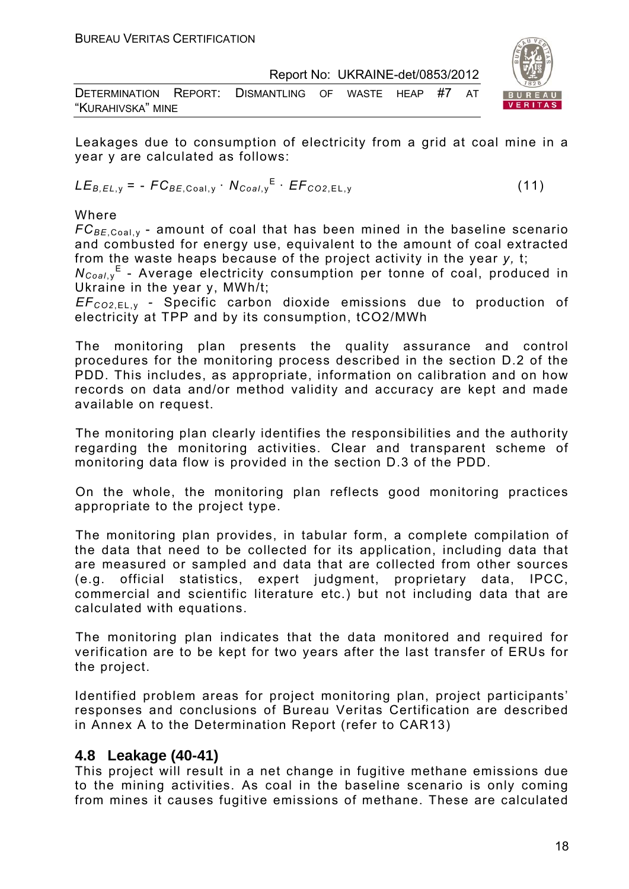Leakages due to consumption of electricity from a grid at coal mine in a year y are calculated as follows:

$$LE_{B,EL,y} = - FC_{BE,\text{Coal},y} \cdot N_{Coal,y}^{E} \cdot EF_{CO2,\text{EL},y} \qquad (11)$$

Where

$FC_{BE,\text{Coal},y}$ - amount of coal that has been mined in the baseline scenario and combusted for energy use, equivalent to the amount of coal extracted from the waste heaps because of the project activity in the year *y,* t;

$N_{Coal,y}^{E}$ - Average electricity consumption per tonne of coal, produced in Ukraine in the year y, MWh/t;

$EF_{CO2,\text{EL},y}$ - Specific carbon dioxide emissions due to production of electricity at TPP and by its consumption, tCO2/MWh

The monitoring plan presents the quality assurance and control procedures for the monitoring process described in the section D.2 of the PDD. This includes, as appropriate, information on calibration and on how records on data and/or method validity and accuracy are kept and made available on request.

The monitoring plan clearly identifies the responsibilities and the authority regarding the monitoring activities. Clear and transparent scheme of monitoring data flow is provided in the section D.3 of the PDD.

On the whole, the monitoring plan reflects good monitoring practices appropriate to the project type.

The monitoring plan provides, in tabular form, a complete compilation of the data that need to be collected for its application, including data that are measured or sampled and data that are collected from other sources (e.g. official statistics, expert judgment, proprietary data, IPCC, commercial and scientific literature etc.) but not including data that are calculated with equations.

The monitoring plan indicates that the data monitored and required for verification are to be kept for two years after the last transfer of ERUs for the project.

Identified problem areas for project monitoring plan, project participants' responses and conclusions of Bureau Veritas Certification are described in Annex A to the Determination Report (refer to CAR13)

## 4.8 Leakage (40-41)

This project will result in a net change in fugitive methane emissions due to the mining activities. As coal in the baseline scenario is only coming from mines it causes fugitive emissions of methane. These are calculated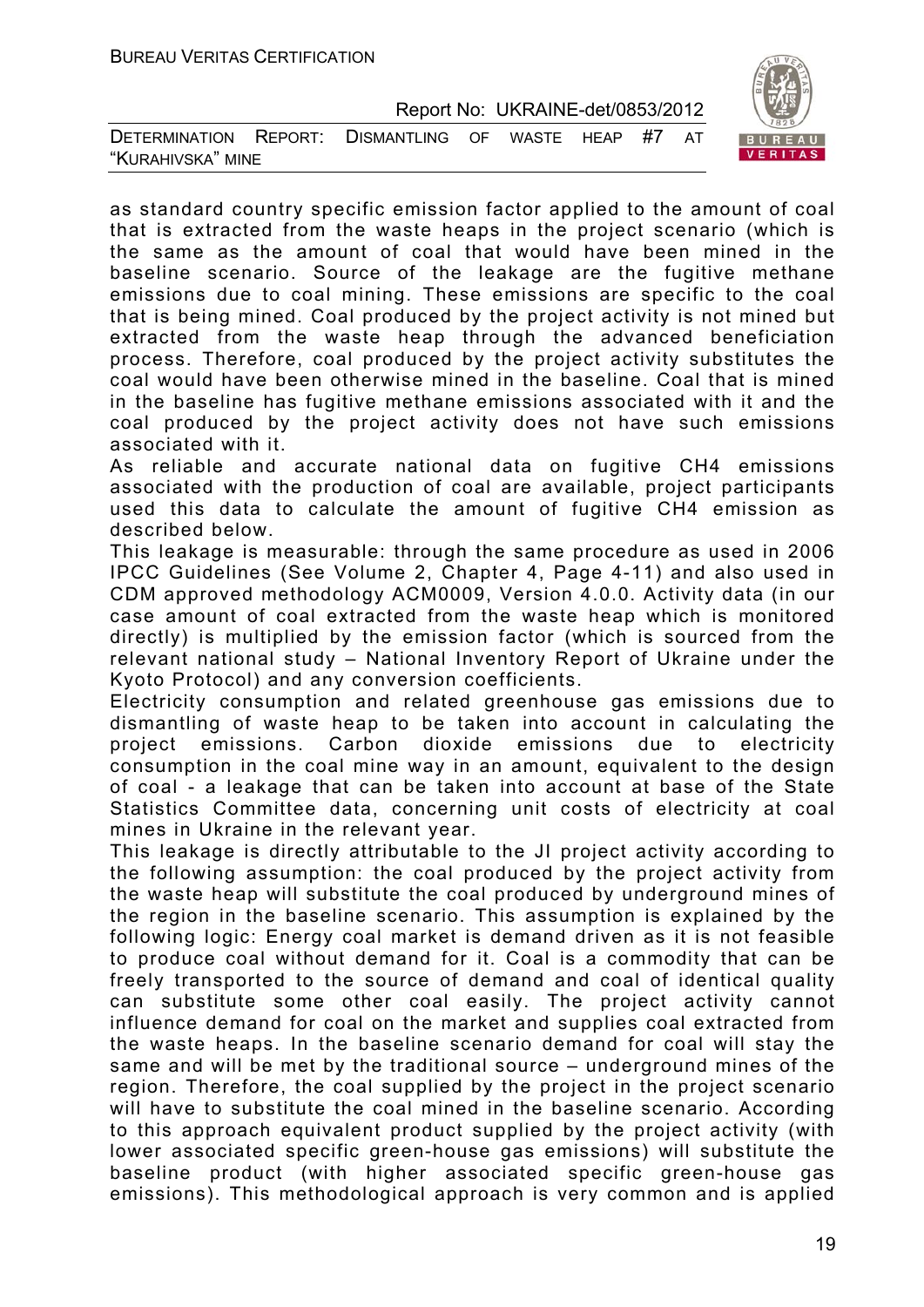as standard country specific emission factor applied to the amount of coal that is extracted from the waste heaps in the project scenario (which is the same as the amount of coal that would have been mined in the baseline scenario. Source of the leakage are the fugitive methane emissions due to coal mining. These emissions are specific to the coal that is being mined. Coal produced by the project activity is not mined but extracted from the waste heap through the advanced beneficiation process. Therefore, coal produced by the project activity substitutes the coal would have been otherwise mined in the baseline. Coal that is mined in the baseline has fugitive methane emissions associated with it and the coal produced by the project activity does not have such emissions associated with it.

As reliable and accurate national data on fugitive $CH_4$ emissions associated with the production of coal are available, project participants used this data to calculate the amount of fugitive $CH_4$ emission as described below.

This leakage is measurable: through the same procedure as used in 2006 IPCC Guidelines (See Volume 2, Chapter 4, Page 4-11) and also used in CDM approved methodology ACM0009, Version 4.0.0. Activity data (in our case amount of coal extracted from the waste heap which is monitored directly) is multiplied by the emission factor (which is sourced from the relevant national study – National Inventory Report of Ukraine under the Kyoto Protocol) and any conversion coefficients.

Electricity consumption and related greenhouse gas emissions due to dismantling of waste heap to be taken into account in calculating the project emissions. Carbon dioxide emissions due to electricity consumption in the coal mine way in an amount, equivalent to the design of coal - a leakage that can be taken into account at base of the State Statistics Committee data, concerning unit costs of electricity at coal mines in Ukraine in the relevant year.

This leakage is directly attributable to the JI project activity according to the following assumption: the coal produced by the project activity from the waste heap will substitute the coal produced by underground mines of the region in the baseline scenario. This assumption is explained by the following logic: Energy coal market is demand driven as it is not feasible to produce coal without demand for it. Coal is a commodity that can be freely transported to the source of demand and coal of identical quality can substitute some other coal easily. The project activity cannot influence demand for coal on the market and supplies coal extracted from the waste heaps. In the baseline scenario demand for coal will stay the same and will be met by the traditional source – underground mines of the region. Therefore, the coal supplied by the project in the project scenario will have to substitute the coal mined in the baseline scenario. According to this approach equivalent product supplied by the project activity (with lower associated specific green-house gas emissions) will substitute the baseline product (with higher associated specific green-house gas emissions). This methodological approach is very common and is applied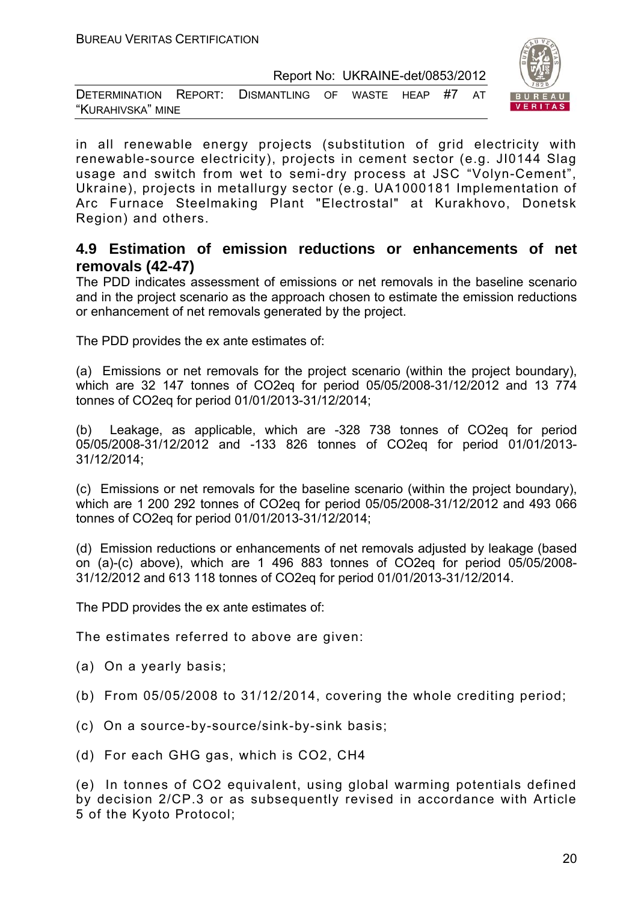in all renewable energy projects (substitution of grid electricity with renewable-source electricity), projects in cement sector (e.g. JI0144 Slag usage and switch from wet to semi-dry process at JSC "Volyn-Cement", Ukraine), projects in metallurgy sector (e.g. UA1000181 Implementation of Arc Furnace Steelmaking Plant "Electrostal" at Kurakhovo, Donetsk Region) and others.

## 4.9 Estimation of emission reductions or enhancements of net removals (42-47)

The PDD indicates assessment of emissions or net removals in the baseline scenario and in the project scenario as the approach chosen to estimate the emission reductions or enhancement of net removals generated by the project.

The PDD provides the ex ante estimates of:

(a) Emissions or net removals for the project scenario (within the project boundary), which are 32 147 tonnes of CO2eq for period 05/05/2008-31/12/2012 and 13 774 tonnes of CO2eq for period 01/01/2013-31/12/2014;

(b) Leakage, as applicable, which are -328 738 tonnes of CO2eq for period 05/05/2008-31/12/2012 and -133 826 tonnes of CO2eq for period 01/01/2013-31/12/2014;

(c) Emissions or net removals for the baseline scenario (within the project boundary), which are 1 200 292 tonnes of CO2eq for period 05/05/2008-31/12/2012 and 493 066 tonnes of CO2eq for period 01/01/2013-31/12/2014;

(d) Emission reductions or enhancements of net removals adjusted by leakage (based on (a)-(c) above), which are 1 496 883 tonnes of CO2eq for period 05/05/2008-31/12/2012 and 613 118 tonnes of CO2eq for period 01/01/2013-31/12/2014.

The PDD provides the ex ante estimates of:

The estimates referred to above are given:

(a) On a yearly basis;

(b) From 05/05/2008 to 31/12/2014, covering the whole crediting period;

(c) On a source-by-source/sink-by-sink basis;

(d) For each GHG gas, which is CO2, CH4

(e) In tonnes of CO2 equivalent, using global warming potentials defined by decision 2/CP.3 or as subsequently revised in accordance with Article 5 of the Kyoto Protocol;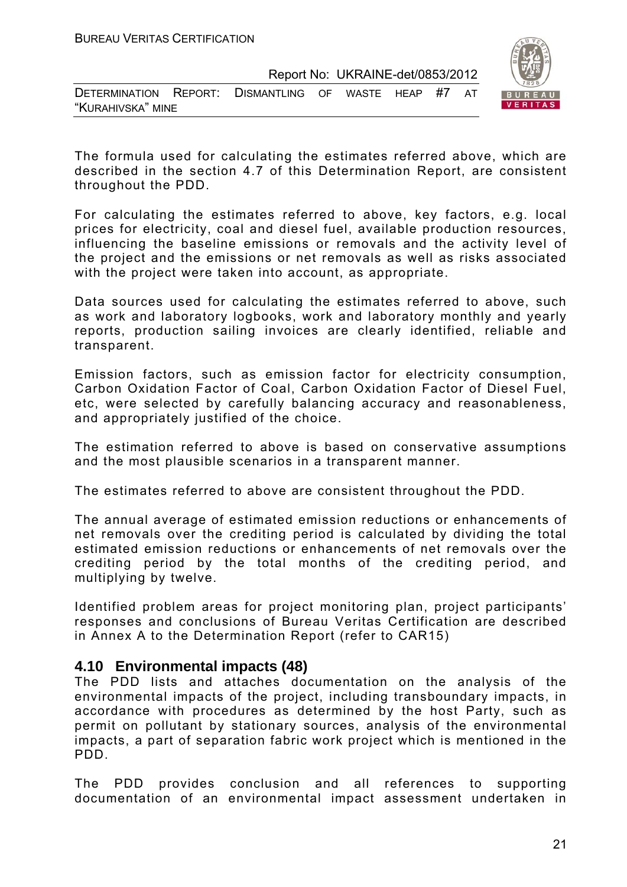The formula used for calculating the estimates referred above, which are described in the section 4.7 of this Determination Report, are consistent throughout the PDD.

For calculating the estimates referred to above, key factors, e.g. local prices for electricity, coal and diesel fuel, available production resources, influencing the baseline emissions or removals and the activity level of the project and the emissions or net removals as well as risks associated with the project were taken into account, as appropriate.

Data sources used for calculating the estimates referred to above, such as work and laboratory logbooks, work and laboratory monthly and yearly reports, production sailing invoices are clearly identified, reliable and transparent.

Emission factors, such as emission factor for electricity consumption, Carbon Oxidation Factor of Coal, Carbon Oxidation Factor of Diesel Fuel, etc, were selected by carefully balancing accuracy and reasonableness, and appropriately justified of the choice.

The estimation referred to above is based on conservative assumptions and the most plausible scenarios in a transparent manner.

The estimates referred to above are consistent throughout the PDD.

The annual average of estimated emission reductions or enhancements of net removals over the crediting period is calculated by dividing the total estimated emission reductions or enhancements of net removals over the crediting period by the total months of the crediting period, and multiplying by twelve.

Identified problem areas for project monitoring plan, project participants' responses and conclusions of Bureau Veritas Certification are described in Annex A to the Determination Report (refer to CAR15)

## 4.10 Environmental impacts (48)

The PDD lists and attaches documentation on the analysis of the environmental impacts of the project, including transboundary impacts, in accordance with procedures as determined by the host Party, such as permit on pollutant by stationary sources, analysis of the environmental impacts, a part of separation fabric work project which is mentioned in the PDD.

The PDD provides conclusion and all references to supporting documentation of an environmental impact assessment undertaken in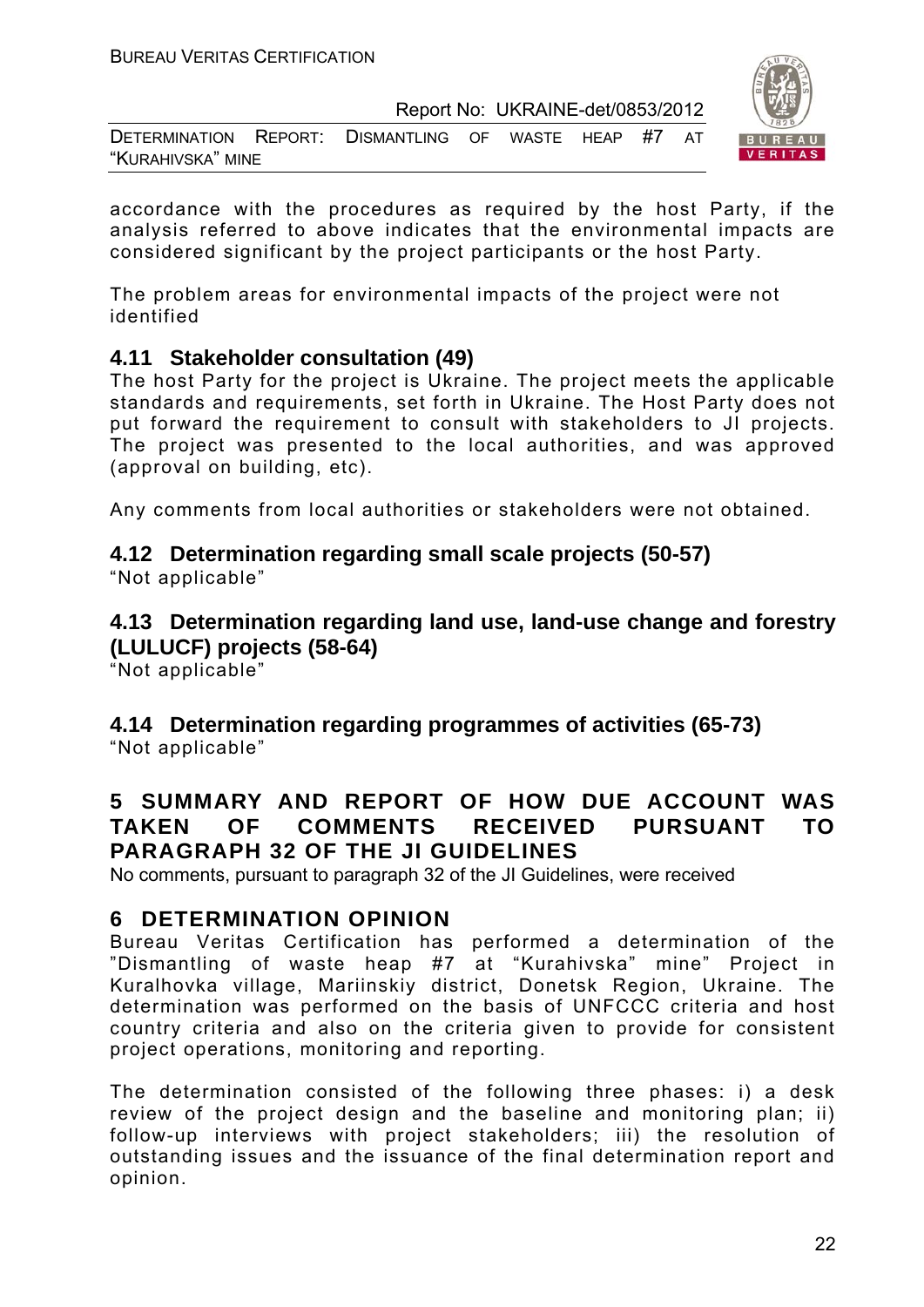accordance with the procedures as required by the host Party, if the analysis referred to above indicates that the environmental impacts are considered significant by the project participants or the host Party.

The problem areas for environmental impacts of the project were not identified

## 4.11 Stakeholder consultation (49)

The host Party for the project is Ukraine. The project meets the applicable standards and requirements, set forth in Ukraine. The Host Party does not put forward the requirement to consult with stakeholders to JI projects. The project was presented to the local authorities, and was approved (approval on building, etc).

Any comments from local authorities or stakeholders were not obtained.

## 4.12 Determination regarding small scale projects (50-57)

"Not applicable"

## 4.13 Determination regarding land use, land-use change and forestry (LULUCF) projects (58-64)

"Not applicable"

## 4.14 Determination regarding programmes of activities (65-73)

"Not applicable"

# 5 SUMMARY AND REPORT OF HOW DUE ACCOUNT WAS TAKEN OF COMMENTS RECEIVED PURSUANT TO PARAGRAPH 32 OF THE JI GUIDELINES

No comments, pursuant to paragraph 32 of the JI Guidelines, were received

# 6 DETERMINATION OPINION

Bureau Veritas Certification has performed a determination of the "Dismantling of waste heap #7 at "Kurahivska" mine" Project in Kuralhovka village, Mariinskiy district, Donetsk Region, Ukraine. The determination was performed on the basis of UNFCCC criteria and host country criteria and also on the criteria given to provide for consistent project operations, monitoring and reporting.

The determination consisted of the following three phases: i) a desk review of the project design and the baseline and monitoring plan; ii) follow-up interviews with project stakeholders; iii) the resolution of outstanding issues and the issuance of the final determination report and opinion.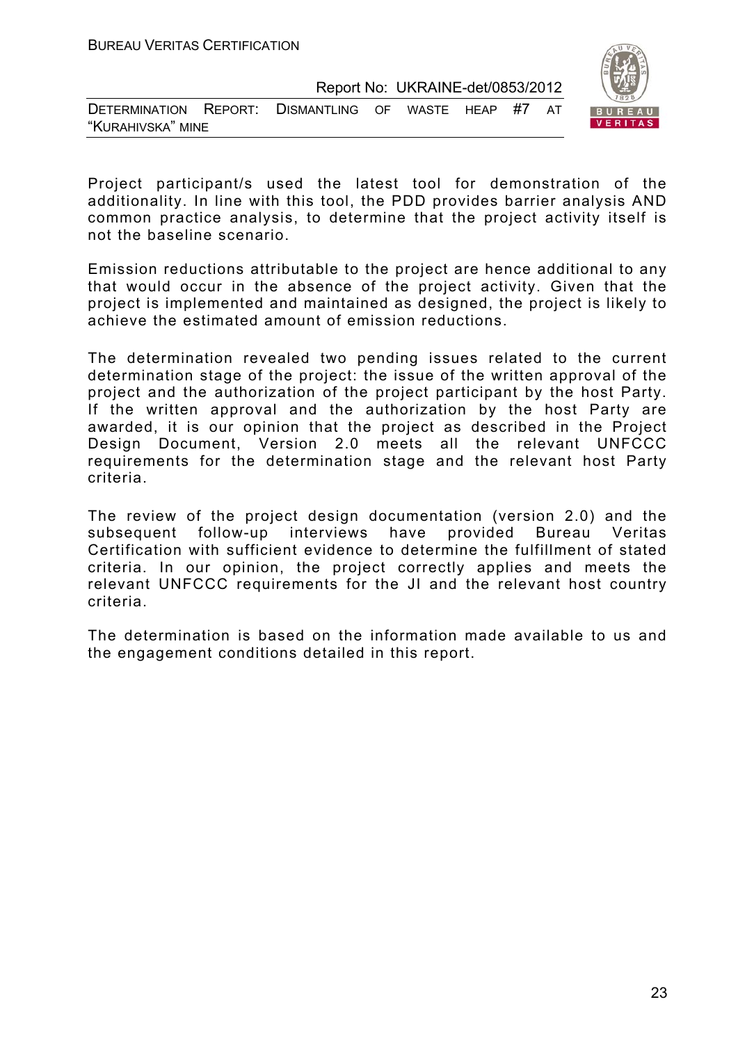Project participant/s used the latest tool for demonstration of the additionality. In line with this tool, the PDD provides barrier analysis AND common practice analysis, to determine that the project activity itself is not the baseline scenario.

Emission reductions attributable to the project are hence additional to any that would occur in the absence of the project activity. Given that the project is implemented and maintained as designed, the project is likely to achieve the estimated amount of emission reductions.

The determination revealed two pending issues related to the current determination stage of the project: the issue of the written approval of the project and the authorization of the project participant by the host Party. If the written approval and the authorization by the host Party are awarded, it is our opinion that the project as described in the Project Design Document, Version 2.0 meets all the relevant UNFCCC requirements for the determination stage and the relevant host Party criteria.

The review of the project design documentation (version 2.0) and the subsequent follow-up interviews have provided Bureau Veritas Certification with sufficient evidence to determine the fulfillment of stated criteria. In our opinion, the project correctly applies and meets the relevant UNFCCC requirements for the JI and the relevant host country criteria.

The determination is based on the information made available to us and the engagement conditions detailed in this report.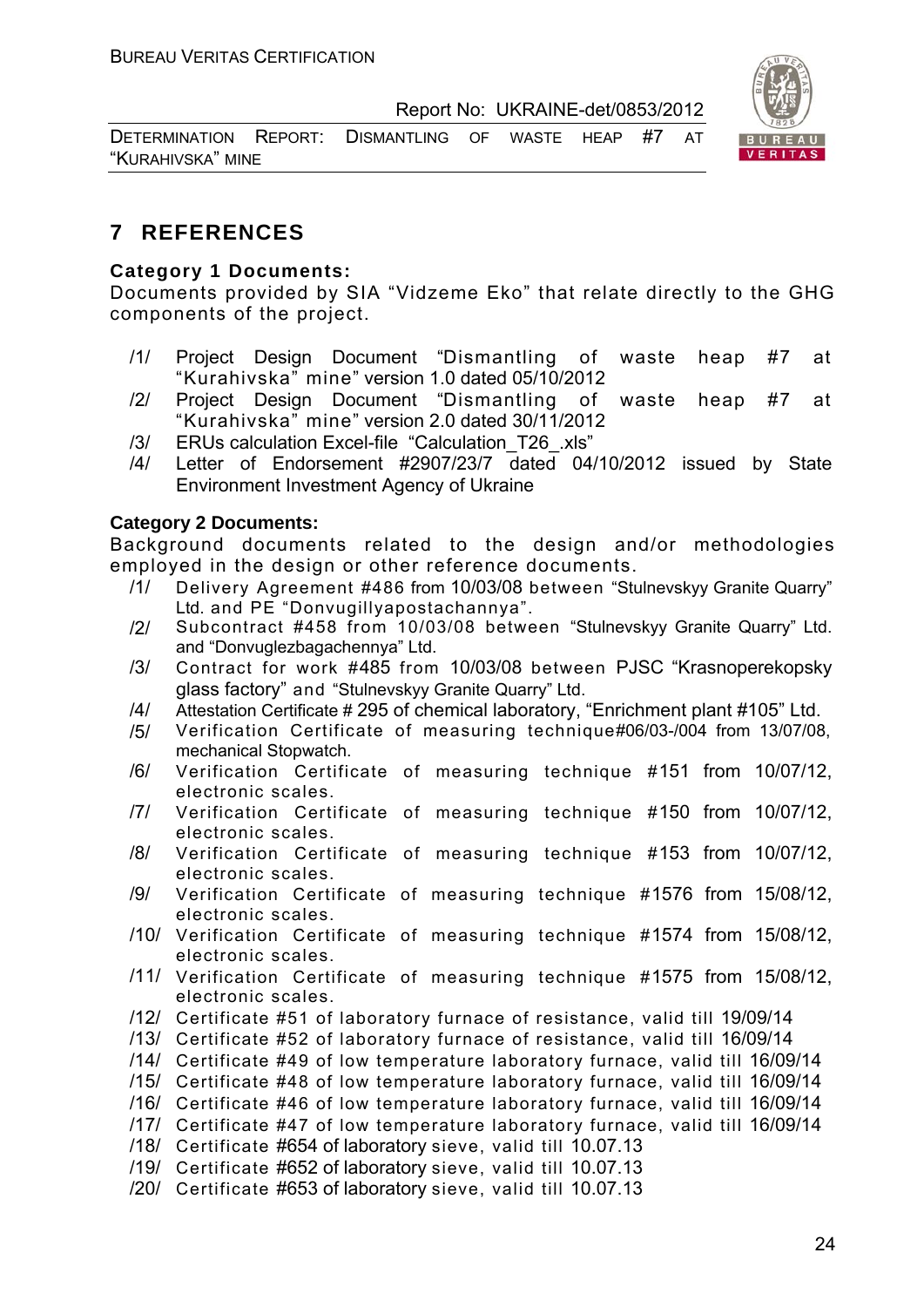## 7 REFERENCES

**Category 1 Documents:**

Documents provided by SIA "Vidzeme Eko" that relate directly to the GHG components of the project.

/1/ Project Design Document "Dismantling of waste heap #7 at "Kurahivska" mine" version 1.0 dated 05/10/2012

/2/ Project Design Document "Dismantling of waste heap #7 at "Kurahivska" mine" version 2.0 dated 30/11/2012

/3/ ERUs calculation Excel-file "Calculation_T26_.xls"

/4/ Letter of Endorsement #2907/23/7 dated 04/10/2012 issued by State Environment Investment Agency of Ukraine

**Category 2 Documents:**

Background documents related to the design and/or methodologies employed in the design or other reference documents.

/1/ Delivery Agreement #486 from 10/03/08 between "Stulnevskyy Granite Quarry" Ltd. and PE "Donvugillyapostachannya".

/2/ Subcontract #458 from 10/03/08 between "Stulnevskyy Granite Quarry" Ltd. and "Donvuglezbagachennya" Ltd.

/3/ Contract for work #485 from 10/03/08 between PJSC "Krasnoperekopsky glass factory" and "Stulnevskyy Granite Quarry" Ltd.

/4/ Attestation Certificate # 295 of chemical laboratory, "Enrichment plant #105" Ltd.

/5/ Verification Certificate of measuring technique#06/03-/004 from 13/07/08, mechanical Stopwatch.

/6/ Verification Certificate of measuring technique #151 from 10/07/12, electronic scales.

/7/ Verification Certificate of measuring technique #150 from 10/07/12, electronic scales.

/8/ Verification Certificate of measuring technique #153 from 10/07/12, electronic scales.

/9/ Verification Certificate of measuring technique #1576 from 15/08/12, electronic scales.

/10/ Verification Certificate of measuring technique #1574 from 15/08/12, electronic scales.

/11/ Verification Certificate of measuring technique #1575 from 15/08/12, electronic scales.

/12/ Certificate #51 of laboratory furnace of resistance, valid till 19/09/14

/13/ Certificate #52 of laboratory furnace of resistance, valid till 16/09/14

/14/ Certificate #49 of low temperature laboratory furnace, valid till 16/09/14

/15/ Certificate #48 of low temperature laboratory furnace, valid till 16/09/14

/16/ Certificate #46 of low temperature laboratory furnace, valid till 16/09/14

/17/ Certificate #47 of low temperature laboratory furnace, valid till 16/09/14

/18/ Certificate #654 of laboratory sieve, valid till 10.07.13

/19/ Certificate #652 of laboratory sieve, valid till 10.07.13

/20/ Certificate #653 of laboratory sieve, valid till 10.07.13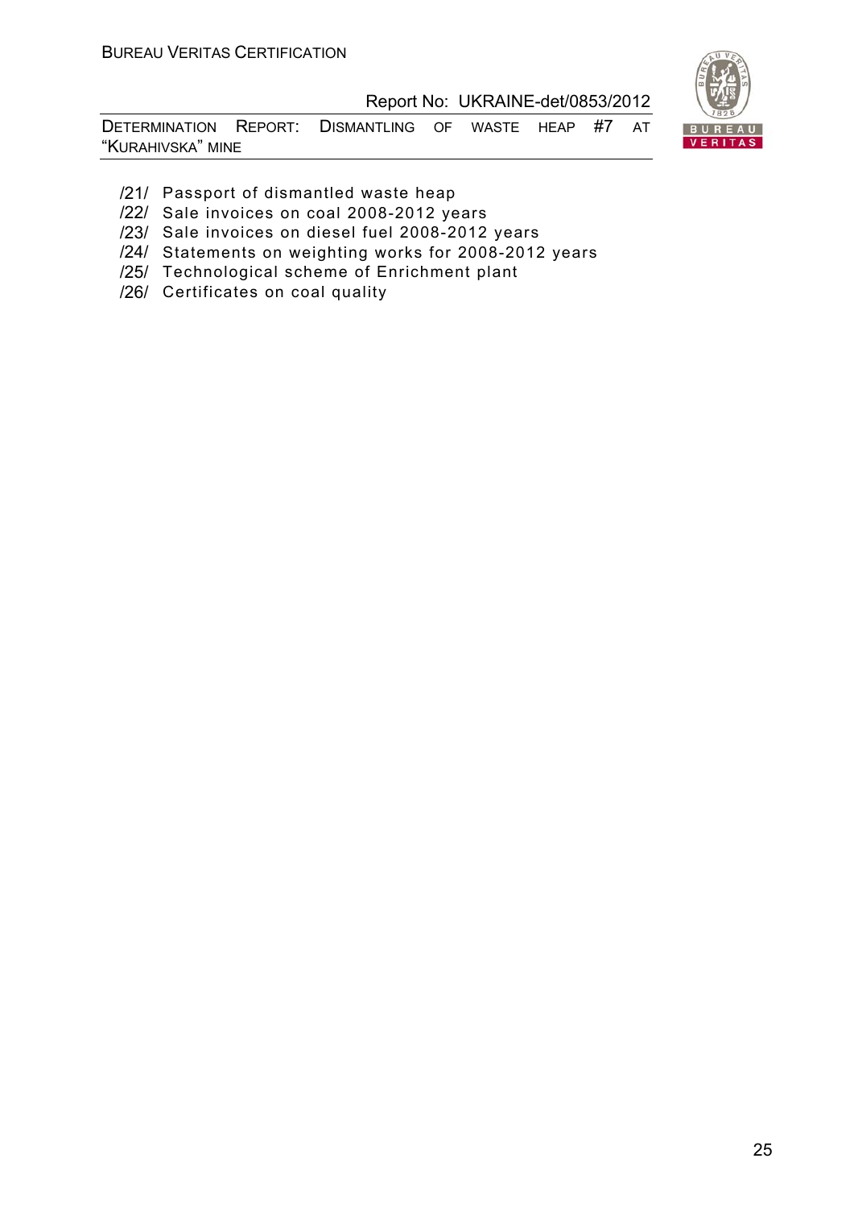/21/ Passport of dismantled waste heap
/22/ Sale invoices on coal 2008-2012 years
/23/ Sale invoices on diesel fuel 2008-2012 years
/24/ Statements on weighting works for 2008-2012 years
/25/ Technological scheme of Enrichment plant
/26/ Certificates on coal quality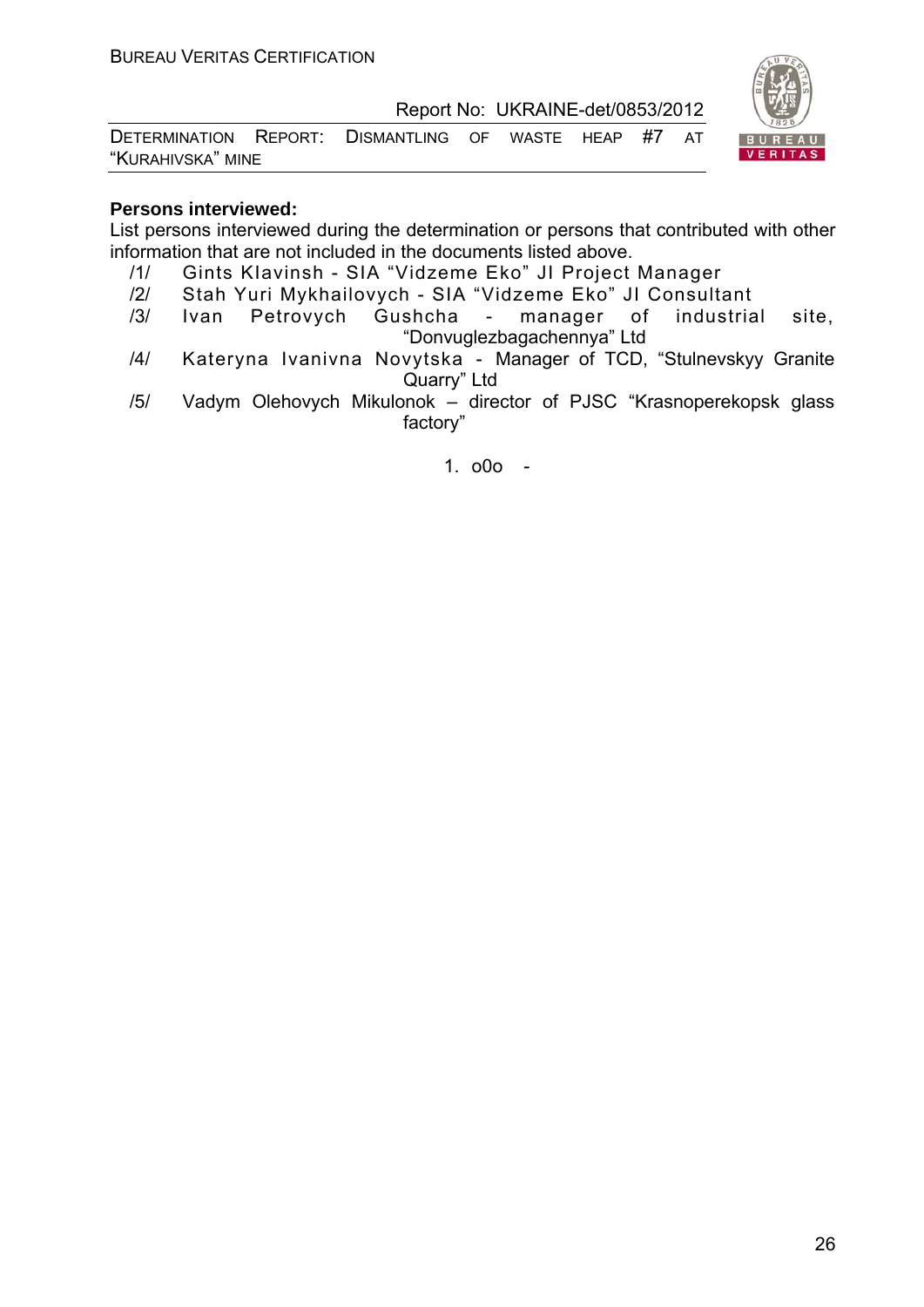**Persons interviewed:**

List persons interviewed during the determination or persons that contributed with other information that are not included in the documents listed above.

/1/ Gints Klavinsh - SIA "Vidzeme Eko" JI Project Manager

/2/ Stah Yuri Mykhailovych - SIA "Vidzeme Eko" JI Consultant

/3/ Ivan Petrovych Gushcha - manager of industrial site, "Donvuglezbagachennya" Ltd

/4/ Kateryna Ivanivna Novytska - Manager of TCD, "Stulnevskyy Granite Quarry" Ltd

/5/ Vadym Olehovych Mikulonok – director of PJSC "Krasnoperekopsk glass factory"

1. o0o -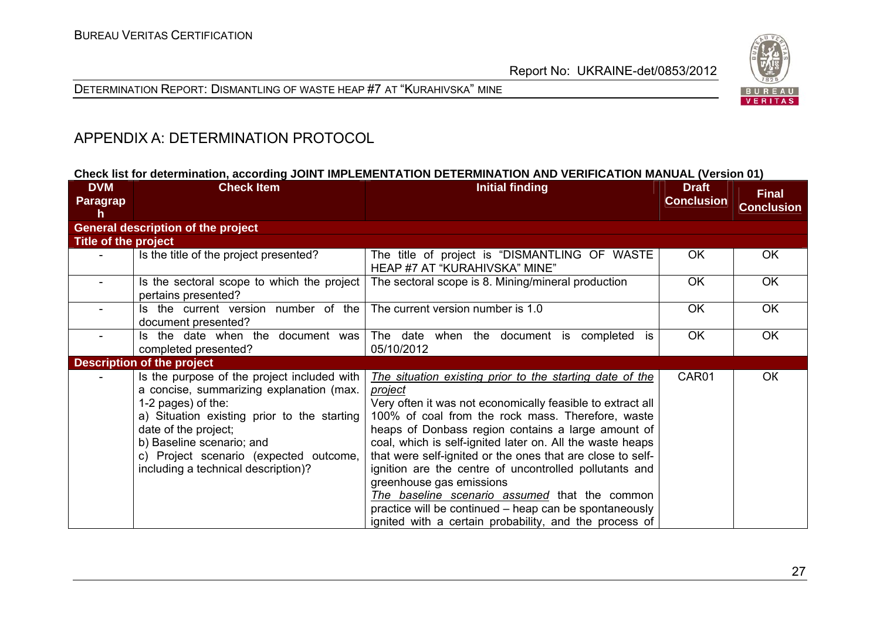## APPENDIX A: DETERMINATION PROTOCOL

**Check list for determination, according JOINT IMPLEMENTATION DETERMINATION AND VERIFICATION MANUAL (Version 01)**

| DVM Paragraph | Check Item | Initial finding | Draft Conclusion | Final Conclusion |
|---|---|---|---|---|
| **General description of the project** | | | | |
| **Title of the project** | | | | |
| - | Is the title of the project presented? | The title of project is "DISMANTLING OF WASTE HEAP #7 AT "KURAHIVSKA" MINE" | OK | OK |
| - | Is the sectoral scope to which the project pertains presented? | The sectoral scope is 8. Mining/mineral production | OK | OK |
| - | Is the current version number of the document presented? | The current version number is 1.0 | OK | OK |
| - | Is the date when the document was completed presented? | The date when the document is completed is 05/10/2012 | OK | OK |
| **Description of the project** | | | | |
| - | Is the purpose of the project included with a concise, summarizing explanation (max. 1-2 pages) of the:<br>a) Situation existing prior to the starting date of the project;<br>b) Baseline scenario; and<br>c) Project scenario (expected outcome, including a technical description)? | _The situation existing prior to the starting date of the project_<br>Very often it was not economically feasible to extract all 100% of coal from the rock mass. Therefore, waste heaps of Donbass region contains a large amount of coal, which is self-ignited later on. All the waste heaps that were self-ignited or the ones that are close to self-ignition are the centre of uncontrolled pollutants and greenhouse gas emissions<br>_The baseline scenario assumed_ that the common practice will be continued – heap can be spontaneously ignited with a certain probability, and the process of | CAR01 | OK |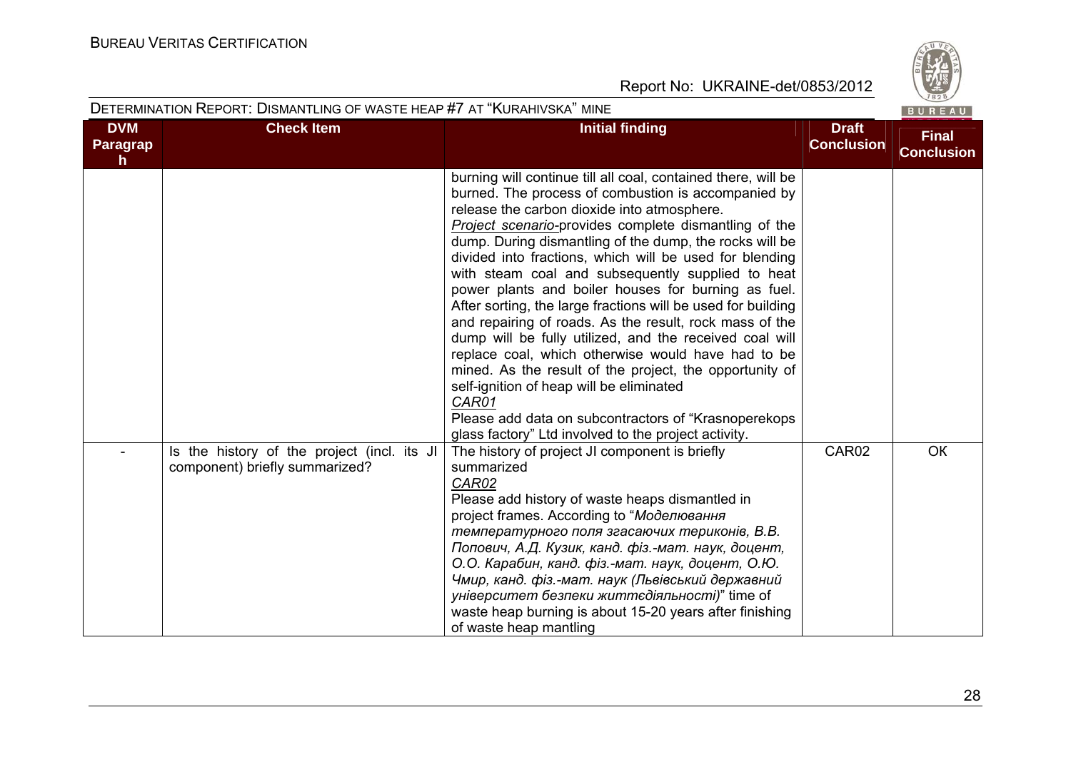| DVM Paragraph | Check Item | Initial finding | Draft Conclusion | Final Conclusion |
|---|---|---|---|---|
| | | burning will continue till all coal, contained there, will be burned. The process of combustion is accompanied by release the carbon dioxide into atmosphere.<br>*Project scenario*-provides complete dismantling of the dump. During dismantling of the dump, the rocks will be divided into fractions, which will be used for blending with steam coal and subsequently supplied to heat power plants and boiler houses for burning as fuel. After sorting, the large fractions will be used for building and repairing of roads. As the result, rock mass of the dump will be fully utilized, and the received coal will replace coal, which otherwise would have had to be mined. As the result of the project, the opportunity of self-ignition of heap will be eliminated<br>*CAR01*<br>Please add data on subcontractors of "Krasnoperekops glass factory" Ltd involved to the project activity. | | |
| - | Is the history of the project (incl. its JI component) briefly summarized? | The history of project JI component is briefly summarized<br>*CAR02*<br>Please add history of waste heaps dismantled in project frames. According to "*Моделювання температурного поля згасаючих териконів, В.В. Попович, А.Д. Кузик, канд. фіз.-мат. наук, доцент, О.О. Карабин, канд. фіз.-мат. наук, доцент, О.Ю. Чмир, канд. фіз.-мат. наук (Львівський державний університет безпеки життєдіяльності)*" time of waste heap burning is about 15-20 years after finishing of waste heap mantling | CAR02 | OK |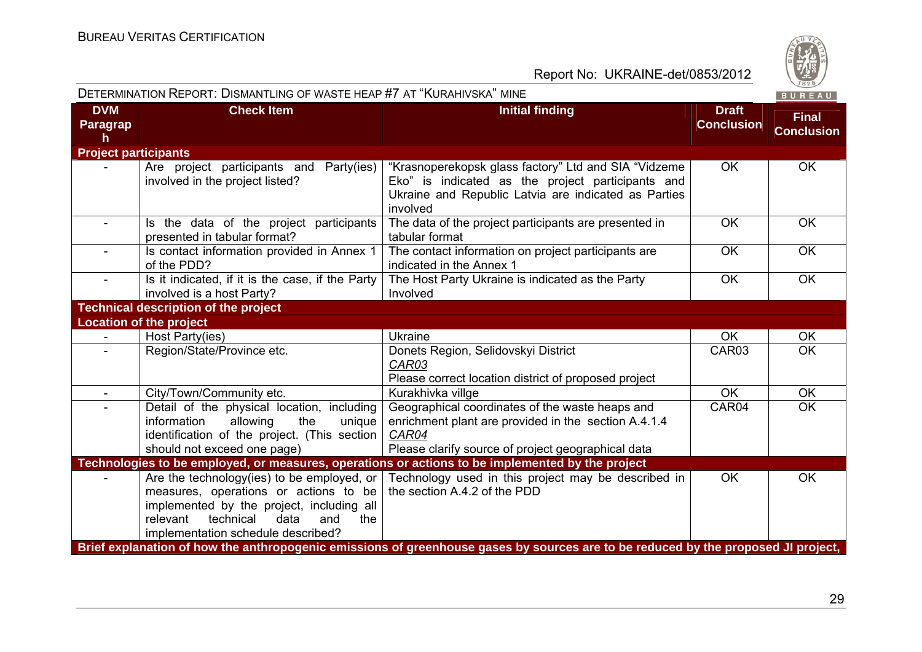| DVM Paragraph | Check Item | Initial finding | Draft Conclusion | Final Conclusion |
|---|---|---|---|---|
| **Project participants** | | | | |
| - | Are project participants and Party(ies) involved in the project listed? | "Krasnoperekopsk glass factory" Ltd and SIA "Vidzeme Eko" is indicated as the project participants and Ukraine and Republic Latvia are indicated as Parties involved | OK | OK |
| - | Is the data of the project participants presented in tabular format? | The data of the project participants are presented in tabular format | OK | OK |
| - | Is contact information provided in Annex 1 of the PDD? | The contact information on project participants are indicated in the Annex 1 | OK | OK |
| - | Is it indicated, if it is the case, if the Party involved is a host Party? | The Host Party Ukraine is indicated as the Party Involved | OK | OK |
| **Technical description of the project** | | | | |
| **Location of the project** | | | | |
| - | Host Party(ies) | Ukraine | OK | OK |
| - | Region/State/Province etc. | Donets Region, Selidovskyi District<br>*CAR03*<br>Please correct location district of proposed project | CAR03 | OK |
| - | City/Town/Community etc. | Kurakhivka villge | OK | OK |
| - | Detail of the physical location, including information allowing the unique identification of the project. (This section should not exceed one page) | Geographical coordinates of the waste heaps and enrichment plant are provided in the section A.4.1.4<br>*CAR04*<br>Please clarify source of project geographical data | CAR04 | OK |
| **Technologies to be employed, or measures, operations or actions to be implemented by the project** | | | | |
| - | Are the technology(ies) to be employed, or measures, operations or actions to be implemented by the project, including all relevant technical data and the implementation schedule described? | Technology used in this project may be described in the section A.4.2 of the PDD | OK | OK |
| **Brief explanation of how the anthropogenic emissions of greenhouse gases by sources are to be reduced by the proposed JI project,** | | | | |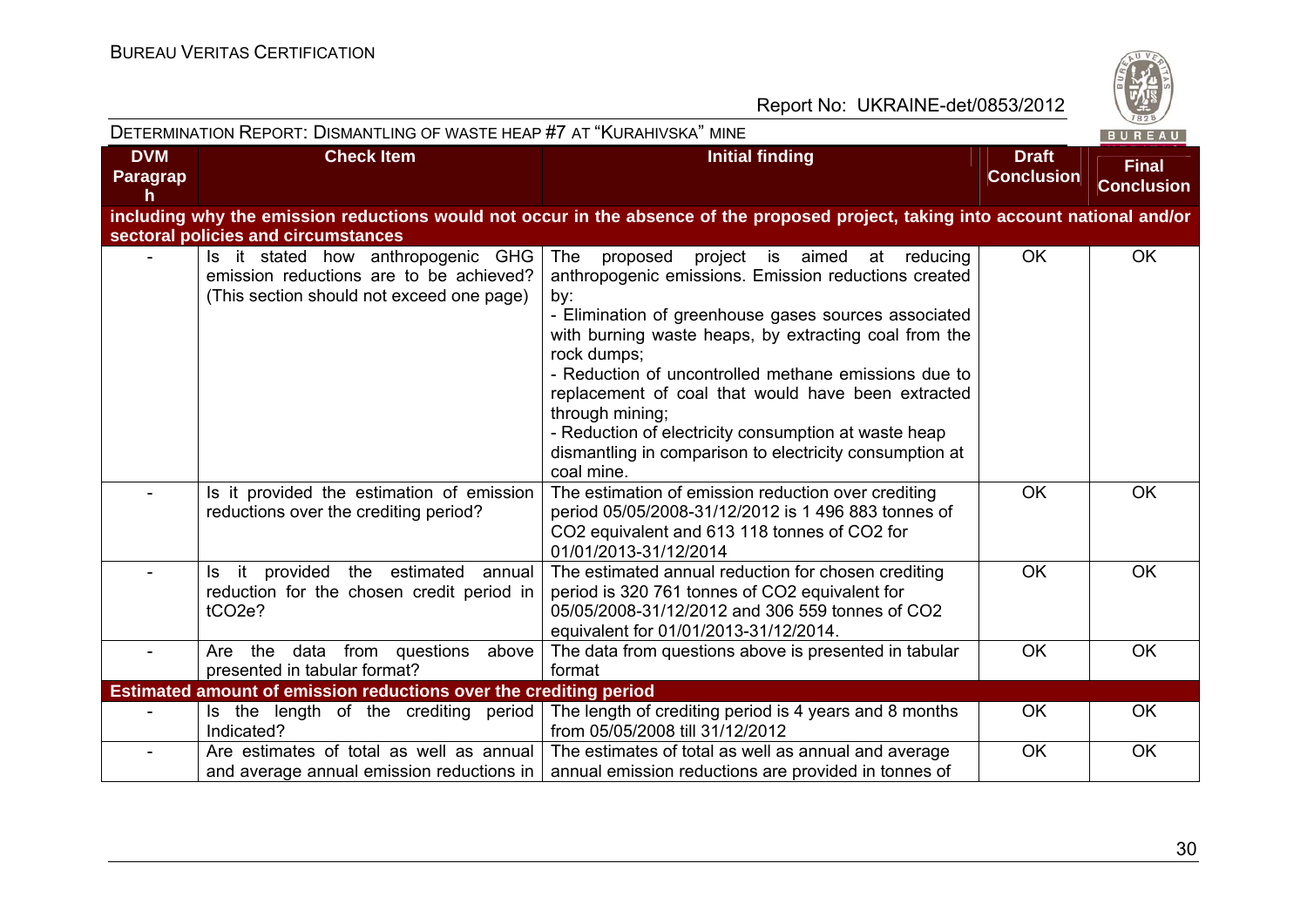| DVM Paragraph | Check Item | Initial finding | Draft Conclusion | Final Conclusion |
|---|---|---|---|---|
| **including why the emission reductions would not occur in the absence of the proposed project, taking into account national and/or sectoral policies and circumstances** | | | | |
| - | Is it stated how anthropogenic GHG emission reductions are to be achieved? (This section should not exceed one page) | The proposed project is aimed at reducing anthropogenic emissions. Emission reductions created by:<br>- Elimination of greenhouse gases sources associated with burning waste heaps, by extracting coal from the rock dumps;<br>- Reduction of uncontrolled methane emissions due to replacement of coal that would have been extracted through mining;<br>- Reduction of electricity consumption at waste heap dismantling in comparison to electricity consumption at coal mine. | OK | OK |
| - | Is it provided the estimation of emission reductions over the crediting period? | The estimation of emission reduction over crediting period 05/05/2008-31/12/2012 is 1 496 883 tonnes of $CO_2$ equivalent and 613 118 tonnes of $CO_2$ for 01/01/2013-31/12/2014 | OK | OK |
| - | Is it provided the estimated annual reduction for the chosen credit period in $tCO_2e$? | The estimated annual reduction for chosen crediting period is 320 761 tonnes of $CO_2$ equivalent for 05/05/2008-31/12/2012 and 306 559 tonnes of $CO_2$ equivalent for 01/01/2013-31/12/2014. | OK | OK |
| - | Are the data from questions above presented in tabular format? | The data from questions above is presented in tabular format | OK | OK |
| **Estimated amount of emission reductions over the crediting period** | | | | |
| - | Is the length of the crediting period Indicated? | The length of crediting period is 4 years and 8 months from 05/05/2008 till 31/12/2012 | OK | OK |
| - | Are estimates of total as well as annual and average annual emission reductions in | The estimates of total as well as annual and average annual emission reductions are provided in tonnes of | OK | OK |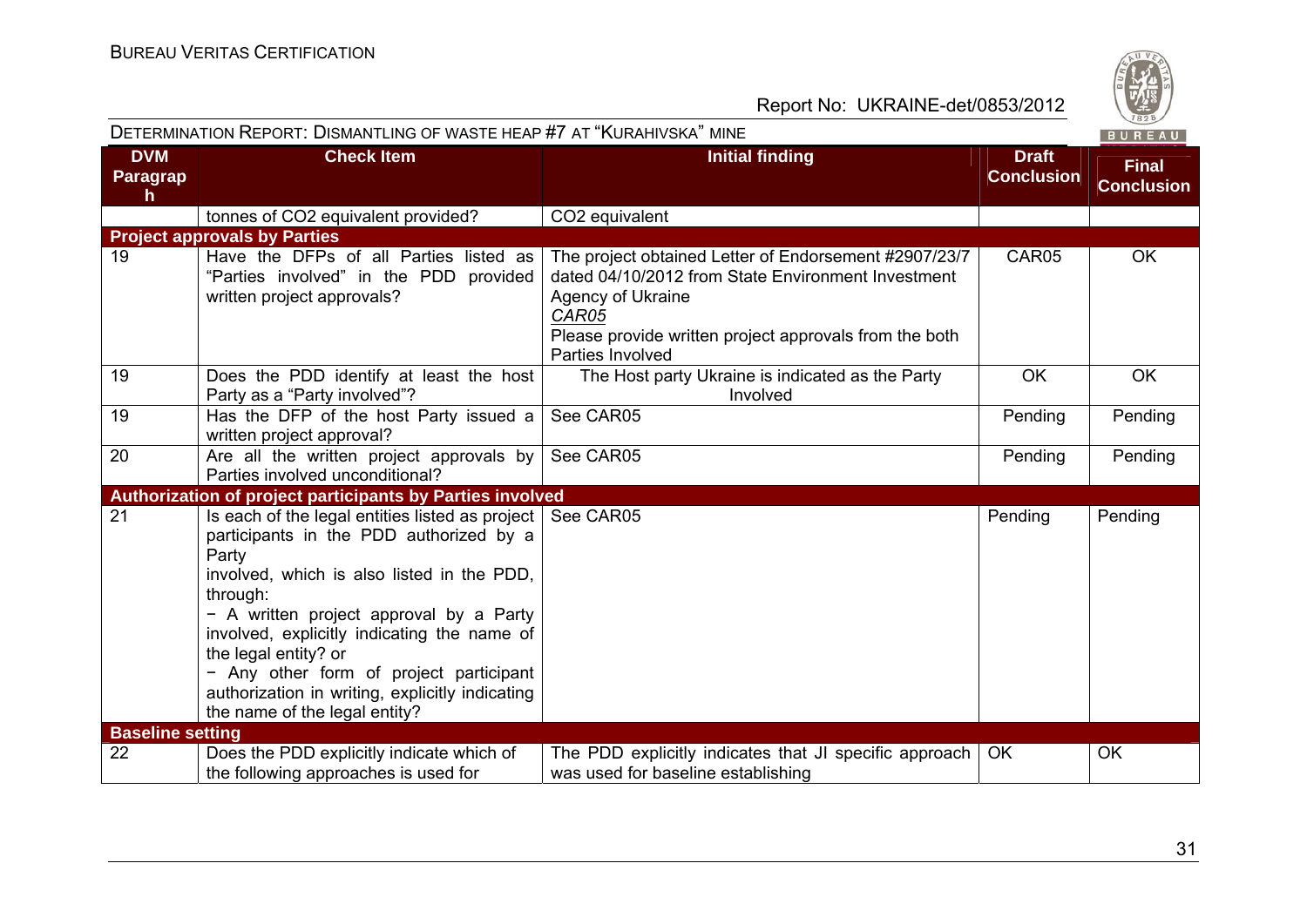DETERMINATION REPORT: DISMANTLING OF WASTE HEAP #7 AT "KURAHIVSKA" MINE

| DVM Paragraph | Check Item | Initial finding | Draft Conclusion | Final Conclusion |
|---|---|---|---|---|
| | tonnes of $CO_2$ equivalent provided? | $CO_2$ equivalent | | |
| **Project approvals by Parties** | | | | |
| 19 | Have the DFPs of all Parties listed as "Parties involved" in the PDD provided written project approvals? | The project obtained Letter of Endorsement #2907/23/7 dated 04/10/2012 from State Environment Investment Agency of Ukraine<br>*CAR05*<br>Please provide written project approvals from the both Parties Involved | CAR05 | OK |
| 19 | Does the PDD identify at least the host Party as a "Party involved"? | The Host party Ukraine is indicated as the Party Involved | OK | OK |
| 19 | Has the DFP of the host Party issued a written project approval? | See CAR05 | Pending | Pending |
| 20 | Are all the written project approvals by Parties involved unconditional? | See CAR05 | Pending | Pending |
| **Authorization of project participants by Parties involved** | | | | |
| 21 | Is each of the legal entities listed as project participants in the PDD authorized by a Party involved, which is also listed in the PDD, through:<br>− A written project approval by a Party involved, explicitly indicating the name of the legal entity? or<br>− Any other form of project participant authorization in writing, explicitly indicating the name of the legal entity? | See CAR05 | Pending | Pending |
| **Baseline setting** | | | | |
| 22 | Does the PDD explicitly indicate which of the following approaches is used for | The PDD explicitly indicates that JI specific approach was used for baseline establishing | OK | OK |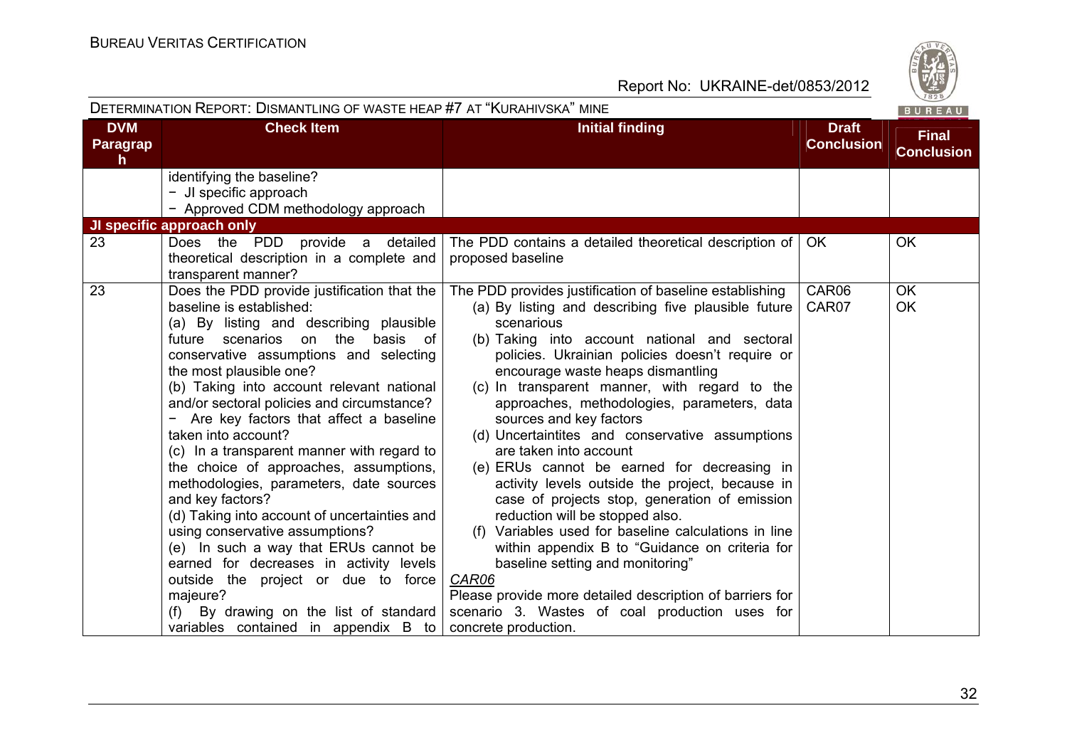| DVM Paragraph | Check Item | Initial finding | Draft Conclusion | Final Conclusion |
|---|---|---|---|---|
| | identifying the baseline?<br>− JI specific approach<br>− Approved CDM methodology approach | | | |
| **JI specific approach only** | | | | |
| 23 | Does the PDD provide a detailed theoretical description in a complete and transparent manner? | The PDD contains a detailed theoretical description of proposed baseline | OK | OK |
| 23 | Does the PDD provide justification that the baseline is established:<br>(a) By listing and describing plausible future scenarios on the basis of conservative assumptions and selecting the most plausible one?<br>(b) Taking into account relevant national and/or sectoral policies and circumstance?<br>− Are key factors that affect a baseline taken into account?<br>(c) In a transparent manner with regard to the choice of approaches, assumptions, methodologies, parameters, date sources and key factors?<br>(d) Taking into account of uncertainties and using conservative assumptions?<br>(e) In such a way that ERUs cannot be earned for decreases in activity levels outside the project or due to force majeure?<br>(f) By drawing on the list of standard variables contained in appendix B to | The PDD provides justification of baseline establishing<br>(a) By listing and describing five plausible future scenarious<br>(b) Taking into account national and sectoral policies. Ukrainian policies doesn't require or encourage waste heaps dismantling<br>(c) In transparent manner, with regard to the approaches, methodologies, parameters, data sources and key factors<br>(d) Uncertaintites and conservative assumptions are taken into account<br>(e) ERUs cannot be earned for decreasing in activity levels outside the project, because in case of projects stop, generation of emission reduction will be stopped also.<br>(f) Variables used for baseline calculations in line within appendix B to "Guidance on criteria for baseline setting and monitoring"<br>*CAR06*<br>Please provide more detailed description of barriers for scenario 3. Wastes of coal production uses for concrete production. | CAR06<br>CAR07 | OK<br>OK |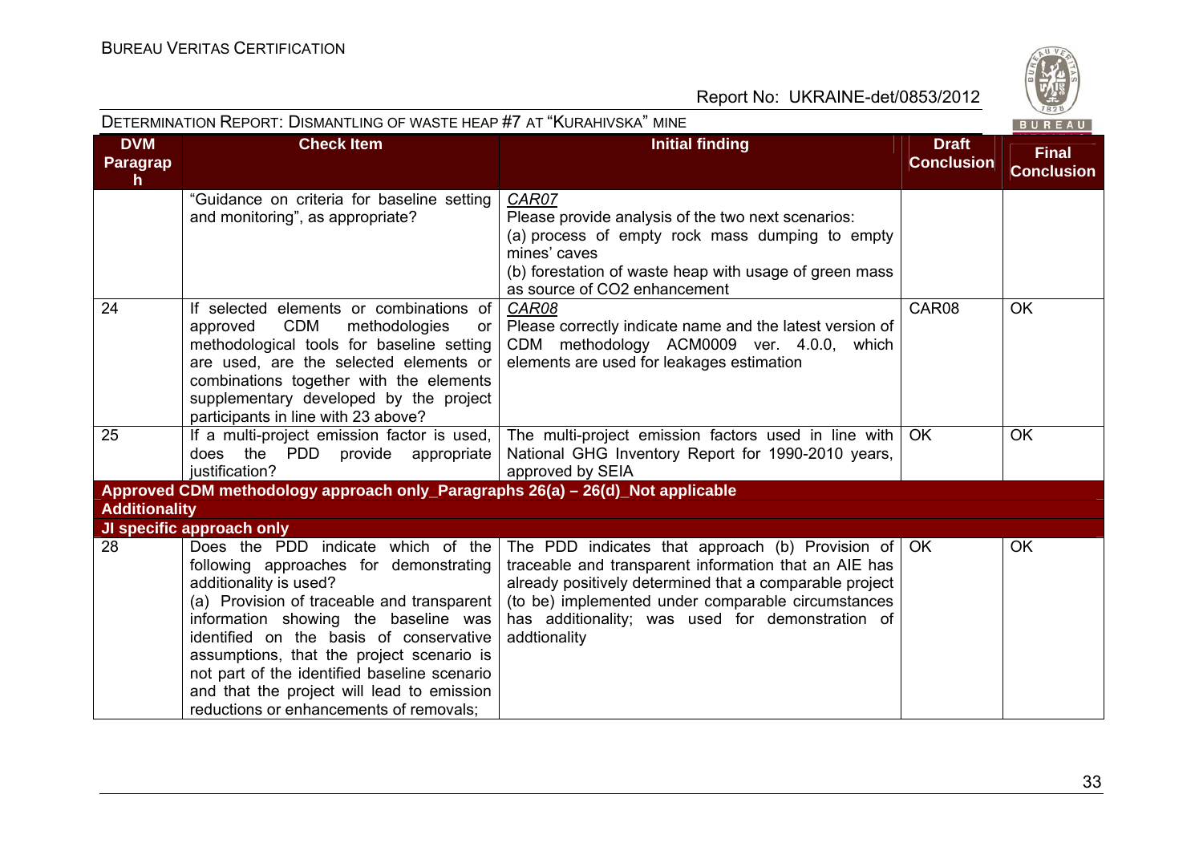| DVM Paragraph | Check Item | Initial finding | Draft Conclusion | Final Conclusion |
|---|---|---|---|---|
| | "Guidance on criteria for baseline setting and monitoring", as appropriate? | *CAR07*<br>Please provide analysis of the two next scenarios:<br>(a) process of empty rock mass dumping to empty mines' caves<br>(b) forestation of waste heap with usage of green mass as source of CO2 enhancement | | |
| 24 | If selected elements or combinations of approved CDM methodologies or methodological tools for baseline setting are used, are the selected elements or combinations together with the elements supplementary developed by the project participants in line with 23 above? | *CAR08*<br>Please correctly indicate name and the latest version of CDM methodology ACM0009 ver. 4.0.0, which elements are used for leakages estimation | CAR08 | OK |
| 25 | If a multi-project emission factor is used, does the PDD provide appropriate justification? | The multi-project emission factors used in line with National GHG Inventory Report for 1990-2010 years, approved by SEIA | OK | OK |
| **Approved CDM methodology approach only_Paragraphs 26(a) – 26(d)_Not applicable** | | | | |
| **Additionality** | | | | |
| **JI specific approach only** | | | | |
| 28 | Does the PDD indicate which of the following approaches for demonstrating additionality is used?<br>(a) Provision of traceable and transparent information showing the baseline was identified on the basis of conservative assumptions, that the project scenario is not part of the identified baseline scenario and that the project will lead to emission reductions or enhancements of removals; | The PDD indicates that approach (b) Provision of traceable and transparent information that an AIE has already positively determined that a comparable project (to be) implemented under comparable circumstances has additionality; was used for demonstration of addtionality | OK | OK |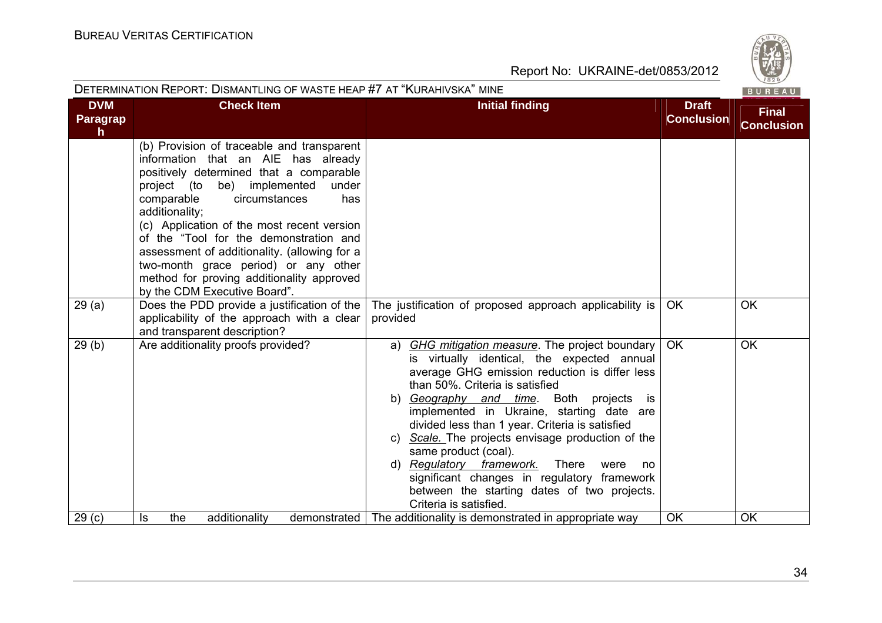| DVM Paragraph | Check Item | Initial finding | Draft Conclusion | Final Conclusion |
|---|---|---|---|---|
| | (b) Provision of traceable and transparent information that an AIE has already positively determined that a comparable project (to be) implemented under comparable circumstances has additionality;<br>(c) Application of the most recent version of the "Tool for the demonstration and assessment of additionality. (allowing for a two-month grace period) or any other method for proving additionality approved by the CDM Executive Board". | | | |
| 29 (a) | Does the PDD provide a justification of the applicability of the approach with a clear and transparent description? | The justification of proposed approach applicability is provided | OK | OK |
| 29 (b) | Are additionality proofs provided? | a) *GHG mitigation measure*. The project boundary is virtually identical, the expected annual average GHG emission reduction is differ less than 50%. Criteria is satisfied<br>b) *Geography and time*. Both projects is implemented in Ukraine, starting date are divided less than 1 year. Criteria is satisfied<br>c) *Scale.* The projects envisage production of the same product (coal).<br>d) *Regulatory framework.* There were no significant changes in regulatory framework between the starting dates of two projects. Criteria is satisfied. | OK | OK |
| 29 (c) | Is the additionality demonstrated | The additionality is demonstrated in appropriate way | OK | OK |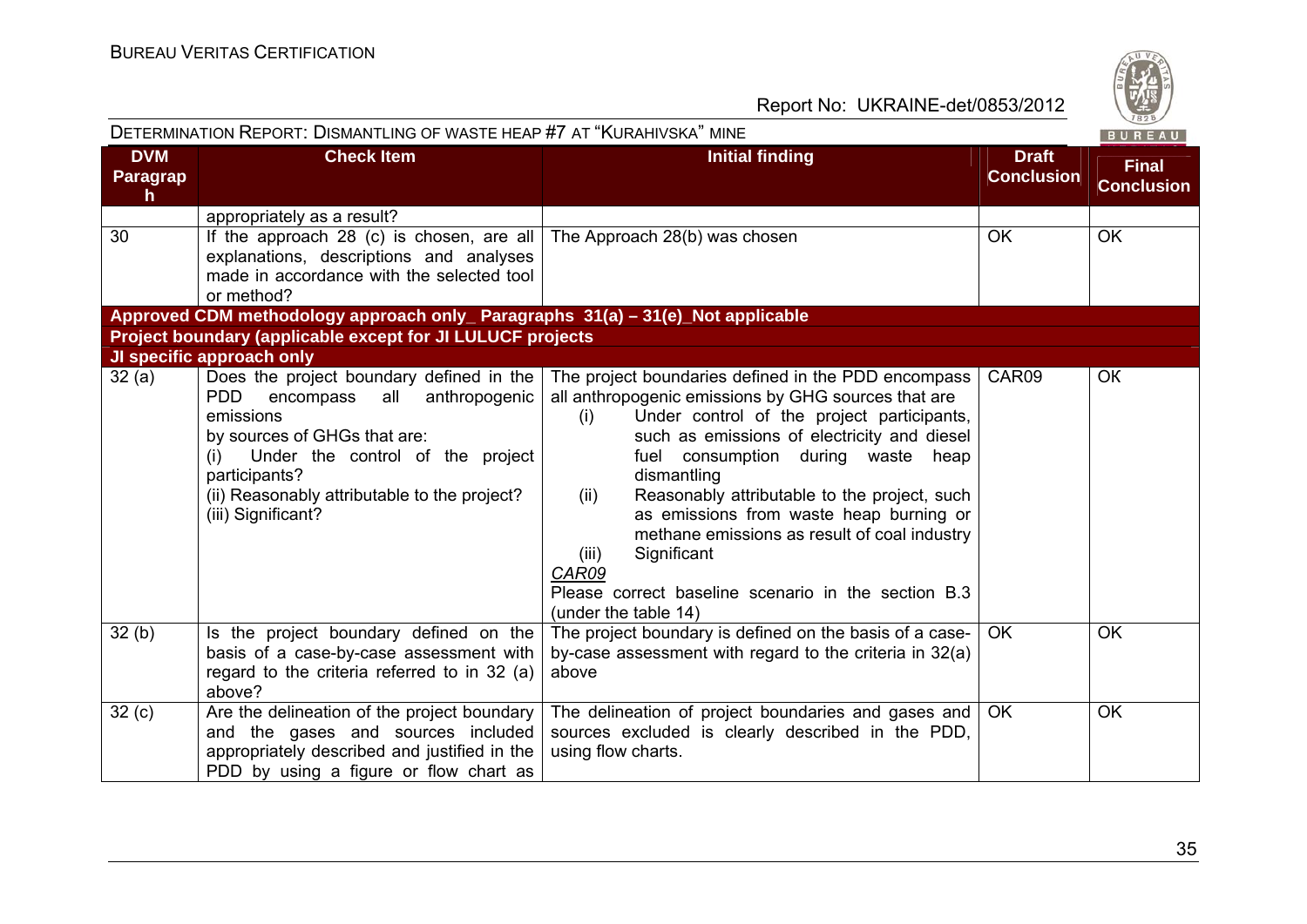| DVM Paragraph | Check Item | Initial finding | Draft Conclusion | Final Conclusion |
|---|---|---|---|---|
| | appropriately as a result? | | | |
| 30 | If the approach 28 (c) is chosen, are all explanations, descriptions and analyses made in accordance with the selected tool or method? | The Approach 28(b) was chosen | OK | OK |
| **Approved CDM methodology approach only_ Paragraphs 31(a) – 31(e)_Not applicable** | | | | |
| **Project boundary (applicable except for JI LULUCF projects** | | | | |
| **JI specific approach only** | | | | |
| 32 (a) | Does the project boundary defined in the PDD encompass all anthropogenic emissions by sources of GHGs that are: (i) Under the control of the project participants? (ii) Reasonably attributable to the project? (iii) Significant? | The project boundaries defined in the PDD encompass all anthropogenic emissions by GHG sources that are (i) Under control of the project participants, such as emissions of electricity and diesel fuel consumption during waste heap dismantling (ii) Reasonably attributable to the project, such as emissions from waste heap burning or methane emissions as result of coal industry (iii) Significant *CAR09* Please correct baseline scenario in the section B.3 (under the table 14) | CAR09 | OK |
| 32 (b) | Is the project boundary defined on the basis of a case-by-case assessment with regard to the criteria referred to in 32 (a) above? | The project boundary is defined on the basis of a case-by-case assessment with regard to the criteria in 32(a) above | OK | OK |
| 32 (c) | Are the delineation of the project boundary and the gases and sources included appropriately described and justified in the PDD by using a figure or flow chart as | The delineation of project boundaries and gases and sources excluded is clearly described in the PDD, using flow charts. | OK | OK |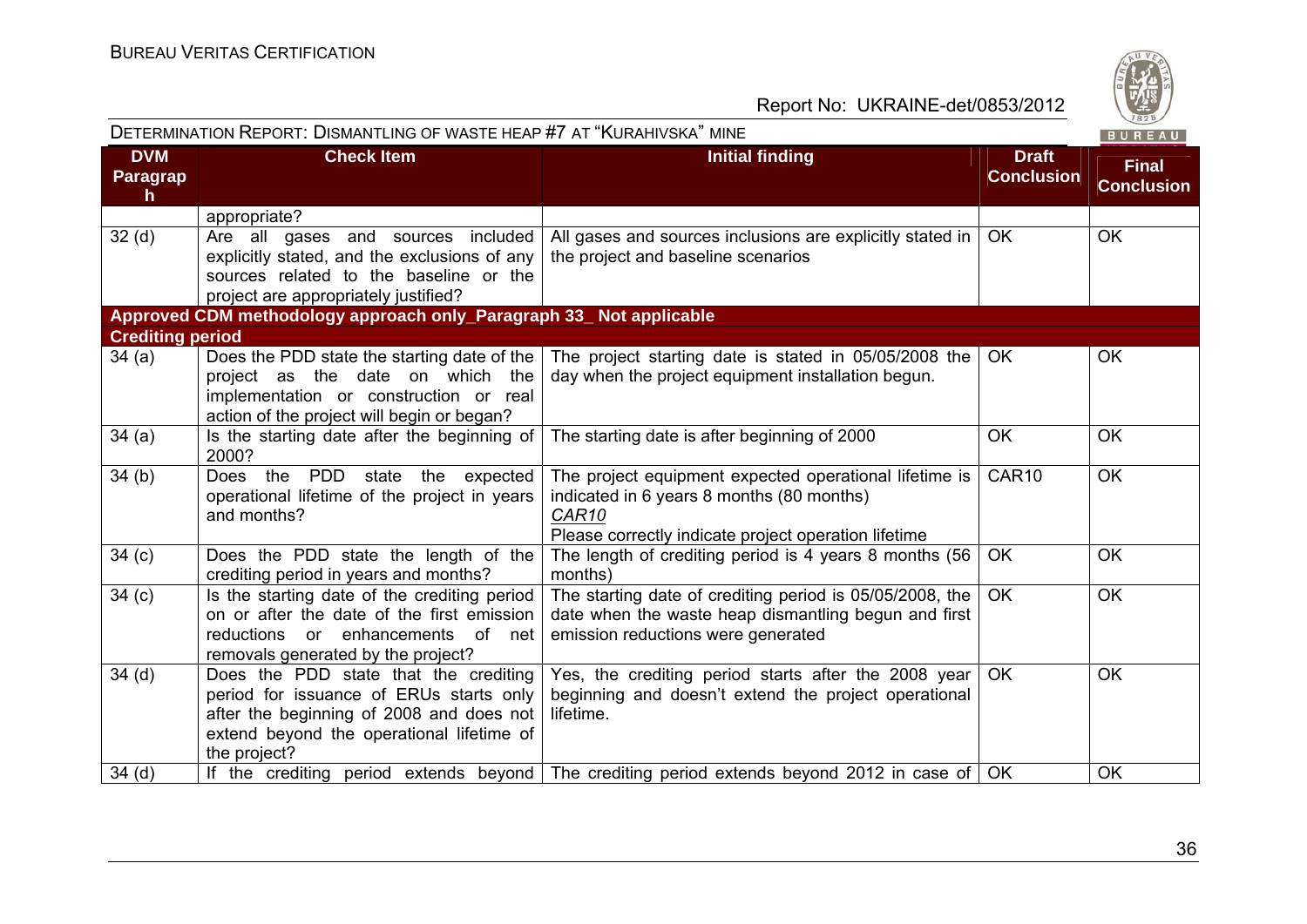| DVM Paragraph | Check Item | Initial finding | Draft Conclusion | Final Conclusion |
|---|---|---|---|---|
| | appropriate? | | | |
| 32 (d) | Are all gases and sources included explicitly stated, and the exclusions of any sources related to the baseline or the project are appropriately justified? | All gases and sources inclusions are explicitly stated in the project and baseline scenarios | OK | OK |
| **Approved CDM methodology approach only_Paragraph 33_ Not applicable** | | | | |
| **Crediting period** | | | | |
| 34 (a) | Does the PDD state the starting date of the project as the date on which the implementation or construction or real action of the project will begin or began? | The project starting date is stated in 05/05/2008 the day when the project equipment installation begun. | OK | OK |
| 34 (a) | Is the starting date after the beginning of 2000? | The starting date is after beginning of 2000 | OK | OK |
| 34 (b) | Does the PDD state the expected operational lifetime of the project in years and months? | The project equipment expected operational lifetime is indicated in 6 years 8 months (80 months)<br>*CAR10*<br>Please correctly indicate project operation lifetime | CAR10 | OK |
| 34 (c) | Does the PDD state the length of the crediting period in years and months? | The length of crediting period is 4 years 8 months (56 months) | OK | OK |
| 34 (c) | Is the starting date of the crediting period on or after the date of the first emission reductions or enhancements of net removals generated by the project? | The starting date of crediting period is 05/05/2008, the date when the waste heap dismantling begun and first emission reductions were generated | OK | OK |
| 34 (d) | Does the PDD state that the crediting period for issuance of ERUs starts only after the beginning of 2008 and does not extend beyond the operational lifetime of the project? | Yes, the crediting period starts after the 2008 year beginning and doesn't extend the project operational lifetime. | OK | OK |
| 34 (d) | If the crediting period extends beyond | The crediting period extends beyond 2012 in case of | OK | OK |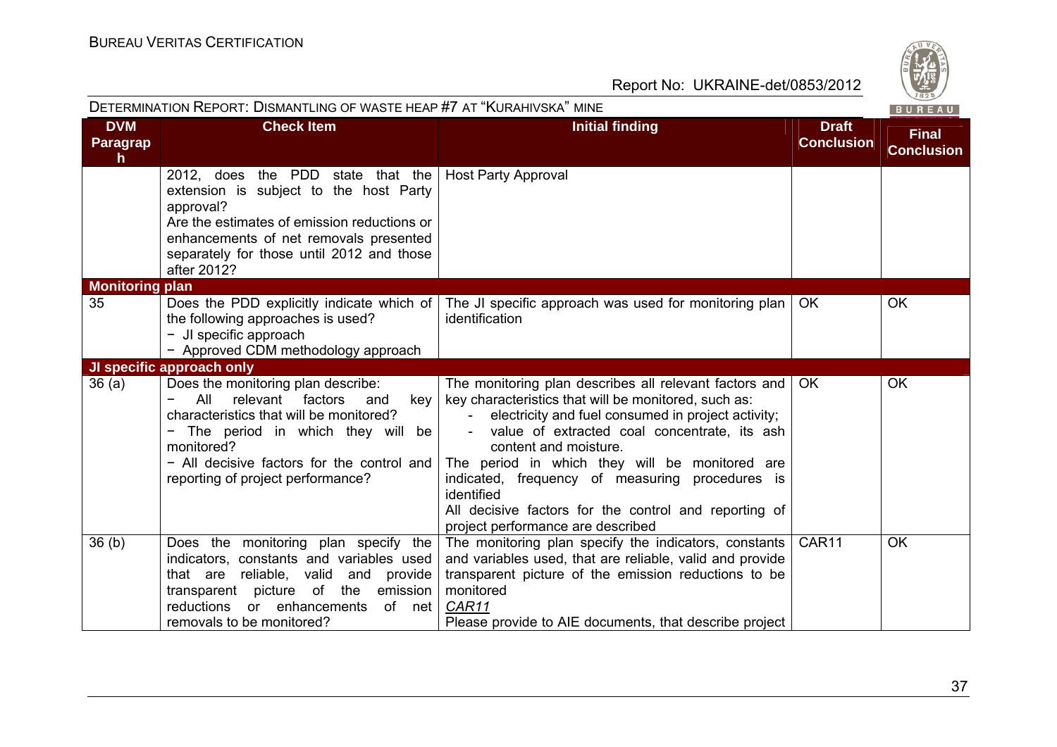| DVM Paragraph | Check Item | Initial finding | Draft Conclusion | Final Conclusion |
|---|---|---|---|---|
| | 2012, does the PDD state that the extension is subject to the host Party approval?<br>Are the estimates of emission reductions or enhancements of net removals presented separately for those until 2012 and those after 2012? | Host Party Approval | | |
| **Monitoring plan** | | | | |
| 35 | Does the PDD explicitly indicate which of the following approaches is used?<br>− JI specific approach<br>− Approved CDM methodology approach | The JI specific approach was used for monitoring plan identification | OK | OK |
| **JI specific approach only** | | | | |
| 36 (a) | Does the monitoring plan describe:<br>− All relevant factors and key characteristics that will be monitored?<br>− The period in which they will be monitored?<br>− All decisive factors for the control and reporting of project performance? | The monitoring plan describes all relevant factors and key characteristics that will be monitored, such as:<br>- electricity and fuel consumed in project activity;<br>- value of extracted coal concentrate, its ash content and moisture.<br>The period in which they will be monitored are indicated, frequency of measuring procedures is identified<br>All decisive factors for the control and reporting of project performance are described | OK | OK |
| 36 (b) | Does the monitoring plan specify the indicators, constants and variables used that are reliable, valid and provide transparent picture of the emission reductions or enhancements of net removals to be monitored? | The monitoring plan specify the indicators, constants and variables used, that are reliable, valid and provide transparent picture of the emission reductions to be monitored<br>*CAR11*<br>Please provide to AIE documents, that describe project | CAR11 | OK |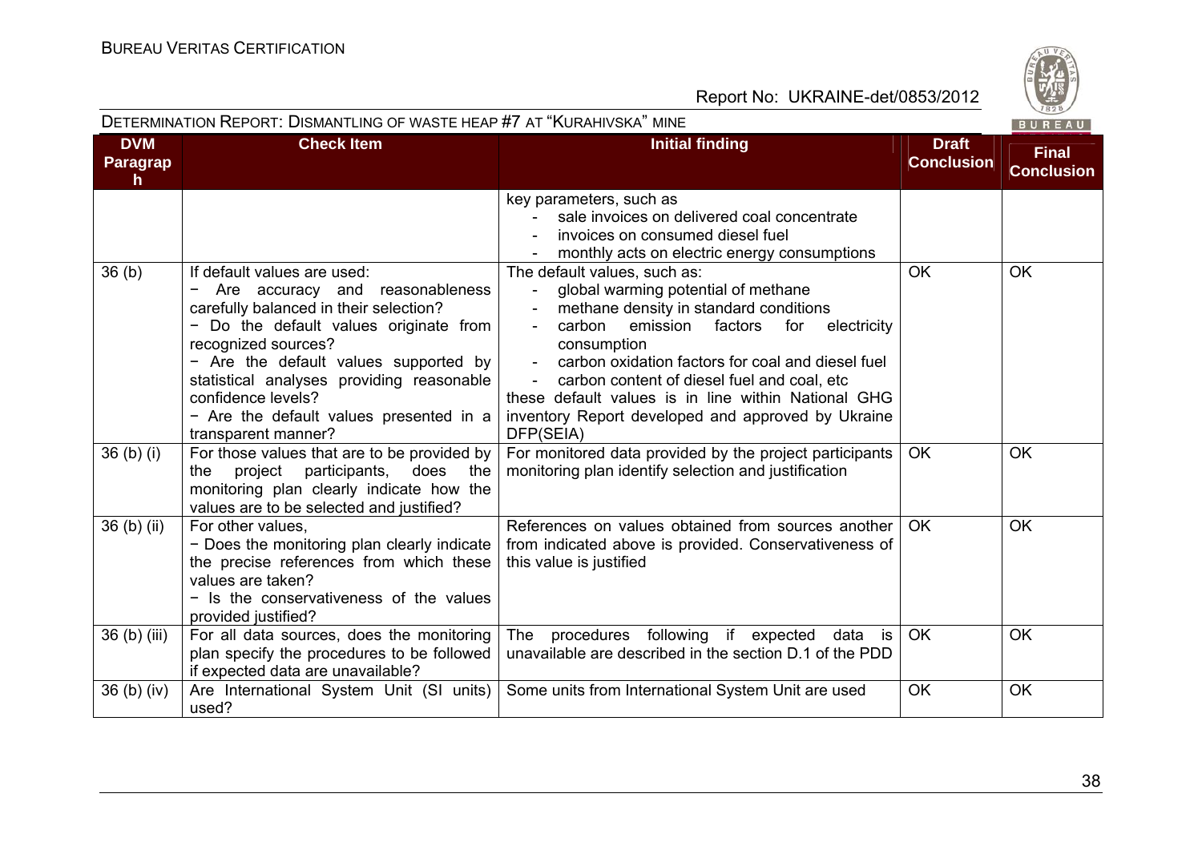| DVM Paragraph | Check Item | Initial finding | Draft Conclusion | Final Conclusion |
|---|---|---|---|---|
| | | key parameters, such as<br>- sale invoices on delivered coal concentrate<br>- invoices on consumed diesel fuel<br>- monthly acts on electric energy consumptions | | |
| 36 (b) | If default values are used:<br>− Are accuracy and reasonableness carefully balanced in their selection?<br>− Do the default values originate from recognized sources?<br>− Are the default values supported by statistical analyses providing reasonable confidence levels?<br>− Are the default values presented in a transparent manner? | The default values, such as:<br>- global warming potential of methane<br>- methane density in standard conditions<br>- carbon emission factors for electricity consumption<br>- carbon oxidation factors for coal and diesel fuel<br>- carbon content of diesel fuel and coal, etc<br>these default values is in line within National GHG inventory Report developed and approved by Ukraine DFP(SEIA) | OK | OK |
| 36 (b) (i) | For those values that are to be provided by the project participants, does the monitoring plan clearly indicate how the values are to be selected and justified? | For monitored data provided by the project participants monitoring plan identify selection and justification | OK | OK |
| 36 (b) (ii) | For other values,<br>− Does the monitoring plan clearly indicate the precise references from which these values are taken?<br>− Is the conservativeness of the values provided justified? | References on values obtained from sources another from indicated above is provided. Conservativeness of this value is justified | OK | OK |
| 36 (b) (iii) | For all data sources, does the monitoring plan specify the procedures to be followed if expected data are unavailable? | The procedures following if expected data is unavailable are described in the section D.1 of the PDD | OK | OK |
| 36 (b) (iv) | Are International System Unit (SI units) used? | Some units from International System Unit are used | OK | OK |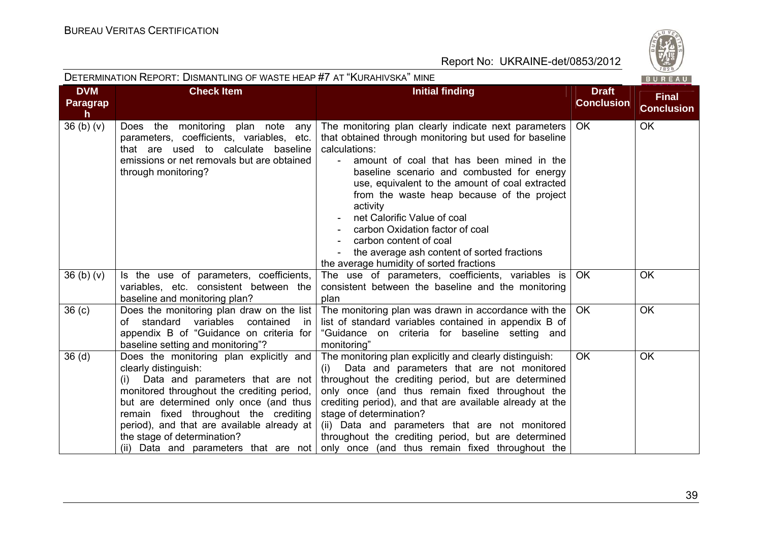DETERMINATION REPORT: DISMANTLING OF WASTE HEAP #7 AT "KURAHIVSKA" MINE

| DVM Paragraph | Check Item | Initial finding | Draft Conclusion | Final Conclusion |
|---|---|---|---|---|
| 36 (b) (v) | Does the monitoring plan note any parameters, coefficients, variables, etc. that are used to calculate baseline emissions or net removals but are obtained through monitoring? | The monitoring plan clearly indicate next parameters that obtained through monitoring but used for baseline calculations:<br>- amount of coal that has been mined in the baseline scenario and combusted for energy use, equivalent to the amount of coal extracted from the waste heap because of the project activity<br>- net Calorific Value of coal<br>- carbon Oxidation factor of coal<br>- carbon content of coal<br>- the average ash content of sorted fractions<br>the average humidity of sorted fractions | OK | OK |
| 36 (b) (v) | Is the use of parameters, coefficients, variables, etc. consistent between the baseline and monitoring plan? | The use of parameters, coefficients, variables is consistent between the baseline and the monitoring plan | OK | OK |
| 36 (c) | Does the monitoring plan draw on the list of standard variables contained in appendix B of "Guidance on criteria for baseline setting and monitoring"? | The monitoring plan was drawn in accordance with the list of standard variables contained in appendix B of "Guidance on criteria for baseline setting and monitoring" | OK | OK |
| 36 (d) | Does the monitoring plan explicitly and clearly distinguish:<br>(i) Data and parameters that are not monitored throughout the crediting period, but are determined only once (and thus remain fixed throughout the crediting period), and that are available already at the stage of determination?<br>(ii) Data and parameters that are not | The monitoring plan explicitly and clearly distinguish:<br>(i) Data and parameters that are not monitored throughout the crediting period, but are determined only once (and thus remain fixed throughout the crediting period), and that are available already at the stage of determination?<br>(ii) Data and parameters that are not monitored throughout the crediting period, but are determined only once (and thus remain fixed throughout the | OK | OK |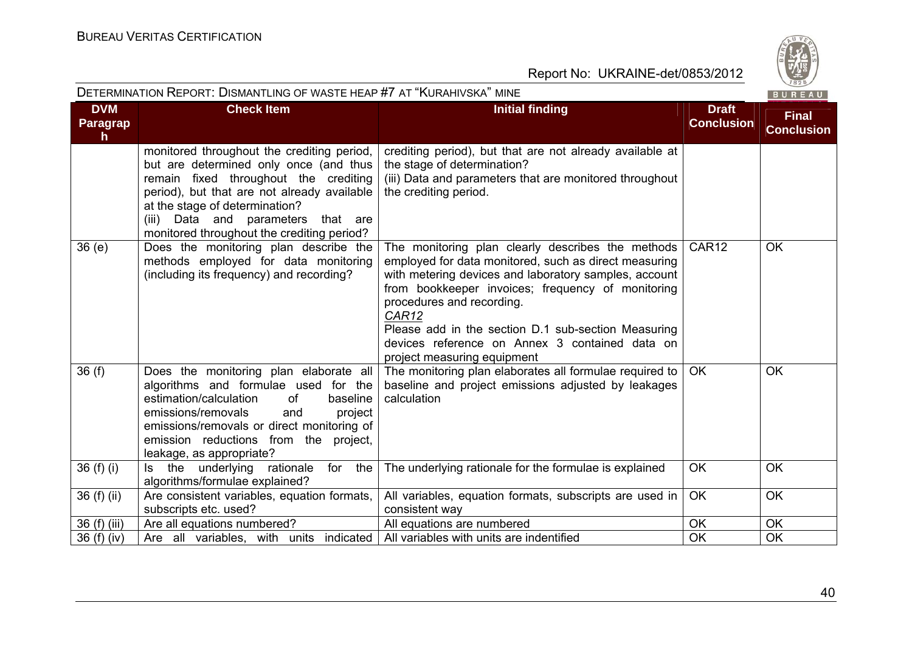| DVM Paragraph | Check Item | Initial finding | Draft Conclusion | Final Conclusion |
|---|---|---|---|---|
| | monitored throughout the crediting period, but are determined only once (and thus remain fixed throughout the crediting period), but that are not already available at the stage of determination?<br>(iii) Data and parameters that are monitored throughout the crediting period? | crediting period), but that are not already available at the stage of determination?<br>(iii) Data and parameters that are monitored throughout the crediting period. | | |
| 36 (e) | Does the monitoring plan describe the methods employed for data monitoring (including its frequency) and recording? | The monitoring plan clearly describes the methods employed for data monitored, such as direct measuring with metering devices and laboratory samples, account from bookkeeper invoices; frequency of monitoring procedures and recording.<br>*CAR12*<br>Please add in the section D.1 sub-section Measuring devices reference on Annex 3 contained data on project measuring equipment | CAR12 | OK |
| 36 (f) | Does the monitoring plan elaborate all algorithms and formulae used for the estimation/calculation of baseline emissions/removals and project emissions/removals or direct monitoring of emission reductions from the project, leakage, as appropriate? | The monitoring plan elaborates all formulae required to baseline and project emissions adjusted by leakages calculation | OK | OK |
| 36 (f) (i) | Is the underlying rationale for the algorithms/formulae explained? | The underlying rationale for the formulae is explained | OK | OK |
| 36 (f) (ii) | Are consistent variables, equation formats, subscripts etc. used? | All variables, equation formats, subscripts are used in consistent way | OK | OK |
| 36 (f) (iii) | Are all equations numbered? | All equations are numbered | OK | OK |
| 36 (f) (iv) | Are all variables, with units indicated | All variables with units are indentified | OK | OK |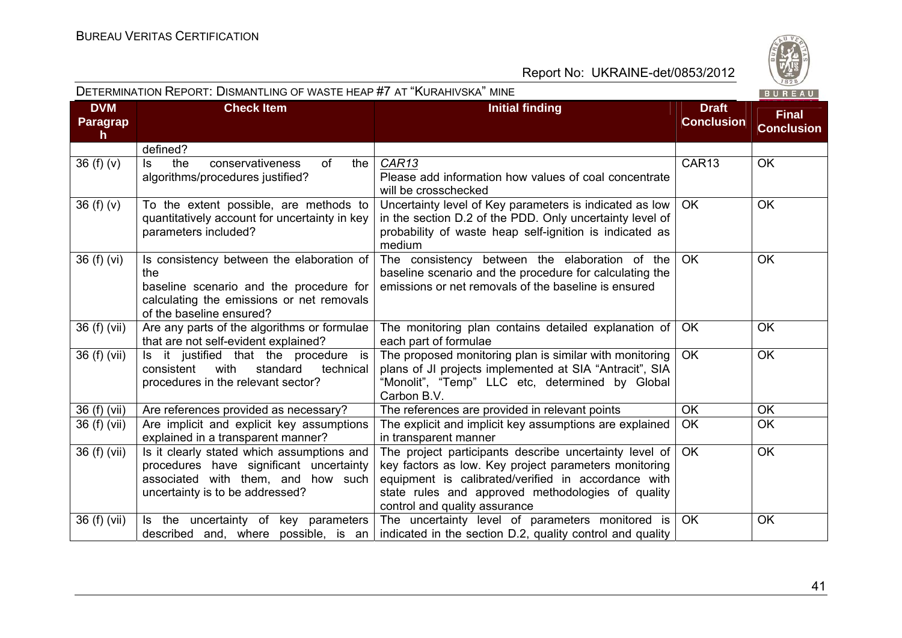| DVM Paragraph | Check Item | Initial finding | Draft Conclusion | Final Conclusion |
|---|---|---|---|---|
| | defined? | | | |
| 36 (f) (v) | Is the conservativeness of the algorithms/procedures justified? | *CAR13*<br>Please add information how values of coal concentrate will be crosschecked | CAR13 | OK |
| 36 (f) (v) | To the extent possible, are methods to quantitatively account for uncertainty in key parameters included? | Uncertainty level of Key parameters is indicated as low in the section D.2 of the PDD. Only uncertainty level of probability of waste heap self-ignition is indicated as medium | OK | OK |
| 36 (f) (vi) | Is consistency between the elaboration of the baseline scenario and the procedure for calculating the emissions or net removals of the baseline ensured? | The consistency between the elaboration of the baseline scenario and the procedure for calculating the emissions or net removals of the baseline is ensured | OK | OK |
| 36 (f) (vii) | Are any parts of the algorithms or formulae that are not self-evident explained? | The monitoring plan contains detailed explanation of each part of formulae | OK | OK |
| 36 (f) (vii) | Is it justified that the procedure is consistent with standard technical procedures in the relevant sector? | The proposed monitoring plan is similar with monitoring plans of JI projects implemented at SIA "Antracit", SIA "Monolit", "Temp" LLC etc, determined by Global Carbon B.V. | OK | OK |
| 36 (f) (vii) | Are references provided as necessary? | The references are provided in relevant points | OK | OK |
| 36 (f) (vii) | Are implicit and explicit key assumptions explained in a transparent manner? | The explicit and implicit key assumptions are explained in transparent manner | OK | OK |
| 36 (f) (vii) | Is it clearly stated which assumptions and procedures have significant uncertainty associated with them, and how such uncertainty is to be addressed? | The project participants describe uncertainty level of key factors as low. Key project parameters monitoring equipment is calibrated/verified in accordance with state rules and approved methodologies of quality control and quality assurance | OK | OK |
| 36 (f) (vii) | Is the uncertainty of key parameters described and, where possible, is an | The uncertainty level of parameters monitored is indicated in the section D.2, quality control and quality | OK | OK |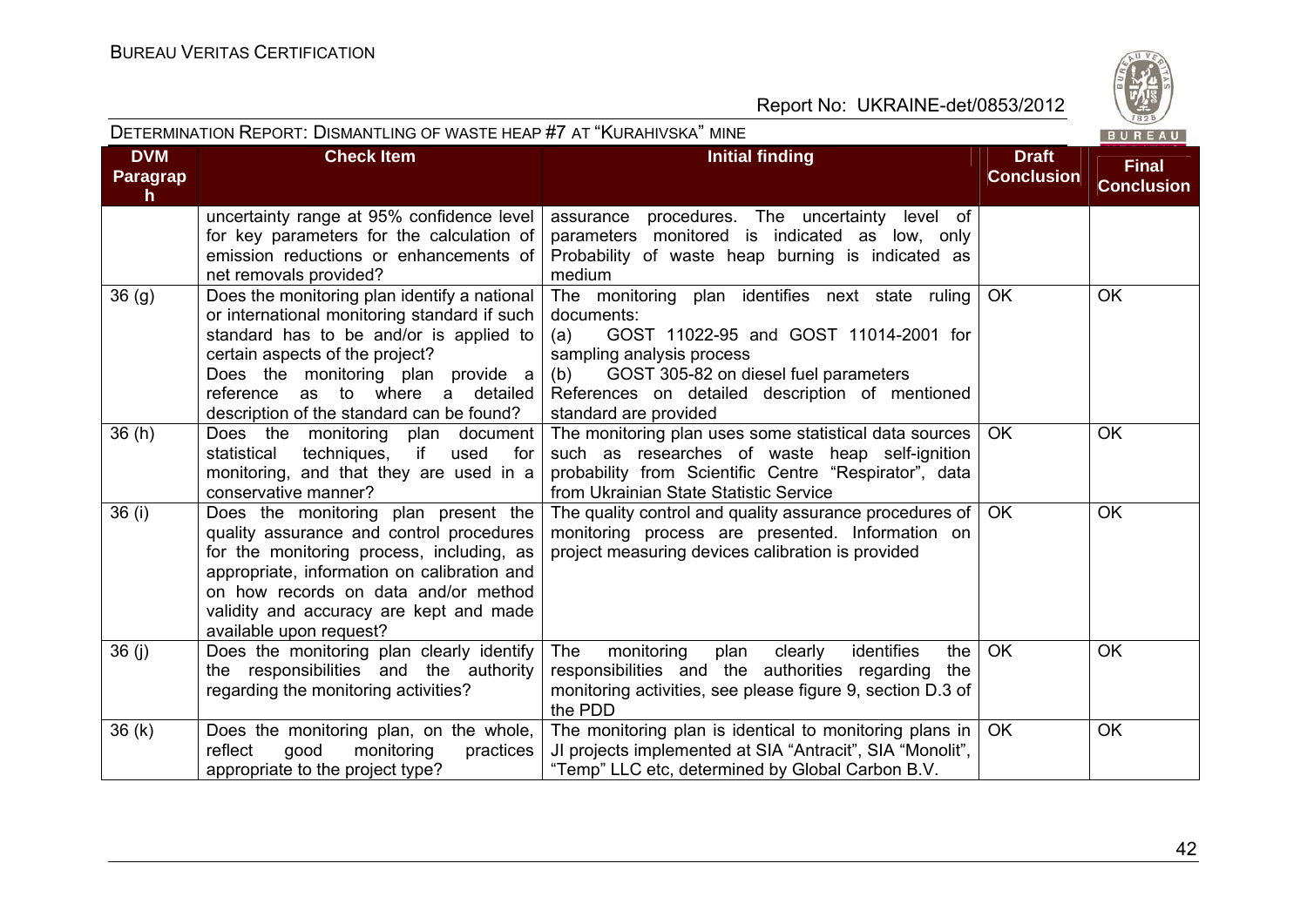| DVM Paragraph | Check Item | Initial finding | Draft Conclusion | Final Conclusion |
|---|---|---|---|---|
| | uncertainty range at 95% confidence level for key parameters for the calculation of emission reductions or enhancements of net removals provided? | assurance procedures. The uncertainty level of parameters monitored is indicated as low, only Probability of waste heap burning is indicated as medium | | |
| 36 (g) | Does the monitoring plan identify a national or international monitoring standard if such standard has to be and/or is applied to certain aspects of the project? Does the monitoring plan provide a reference as to where a detailed description of the standard can be found? | The monitoring plan identifies next state ruling documents:<br>(a) GOST 11022-95 and GOST 11014-2001 for sampling analysis process<br>(b) GOST 305-82 on diesel fuel parameters<br>References on detailed description of mentioned standard are provided | OK | OK |
| 36 (h) | Does the monitoring plan document statistical techniques, if used for monitoring, and that they are used in a conservative manner? | The monitoring plan uses some statistical data sources such as researches of waste heap self-ignition probability from Scientific Centre "Respirator", data from Ukrainian State Statistic Service | OK | OK |
| 36 (i) | Does the monitoring plan present the quality assurance and control procedures for the monitoring process, including, as appropriate, information on calibration and on how records on data and/or method validity and accuracy are kept and made available upon request? | The quality control and quality assurance procedures of monitoring process are presented. Information on project measuring devices calibration is provided | OK | OK |
| 36 (j) | Does the monitoring plan clearly identify the responsibilities and the authority regarding the monitoring activities? | The monitoring plan clearly identifies the responsibilities and the authorities regarding the monitoring activities, see please figure 9, section D.3 of the PDD | OK | OK |
| 36 (k) | Does the monitoring plan, on the whole, reflect good monitoring practices appropriate to the project type? | The monitoring plan is identical to monitoring plans in JI projects implemented at SIA "Antracit", SIA "Monolit", "Temp" LLC etc, determined by Global Carbon B.V. | OK | OK |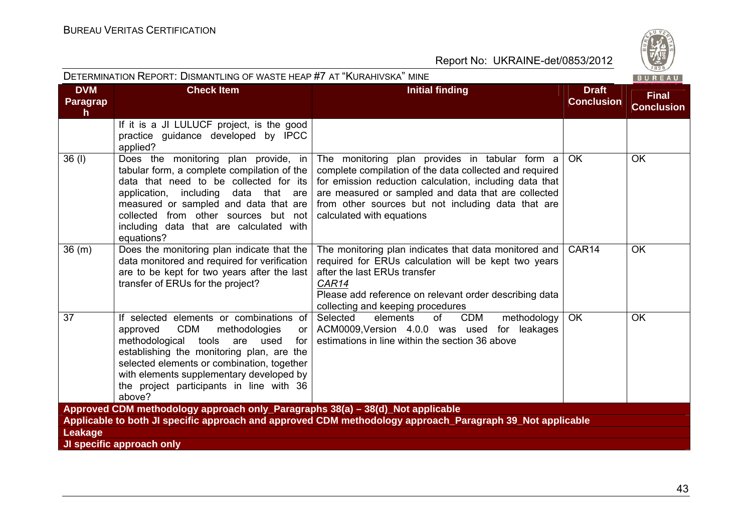| DVM Paragraph | Check Item | Initial finding | Draft Conclusion | Final Conclusion |
|---|---|---|---|---|
| | If it is a JI LULUCF project, is the good practice guidance developed by IPCC applied? | | | |
| 36 (l) | Does the monitoring plan provide, in tabular form, a complete compilation of the data that need to be collected for its application, including data that are measured or sampled and data that are collected from other sources but not including data that are calculated with equations? | The monitoring plan provides in tabular form a complete compilation of the data collected and required for emission reduction calculation, including data that are measured or sampled and data that are collected from other sources but not including data that are calculated with equations | OK | OK |
| 36 (m) | Does the monitoring plan indicate that the data monitored and required for verification are to be kept for two years after the last transfer of ERUs for the project? | The monitoring plan indicates that data monitored and required for ERUs calculation will be kept two years after the last ERUs transfer<br>*CAR14*<br>Please add reference on relevant order describing data collecting and keeping procedures | CAR14 | OK |
| 37 | If selected elements or combinations of approved CDM methodologies or methodological tools are used for establishing the monitoring plan, are the selected elements or combination, together with elements supplementary developed by the project participants in line with 36 above? | Selected elements of CDM methodology ACM0009,Version 4.0.0 was used for leakages estimations in line within the section 36 above | OK | OK |
| **Approved CDM methodology approach only_Paragraphs 38(a) – 38(d)_Not applicable** | | | | |
| **Applicable to both JI specific approach and approved CDM methodology approach_Paragraph 39_Not applicable** | | | | |
| **Leakage** | | | | |
| **JI specific approach only** | | | | |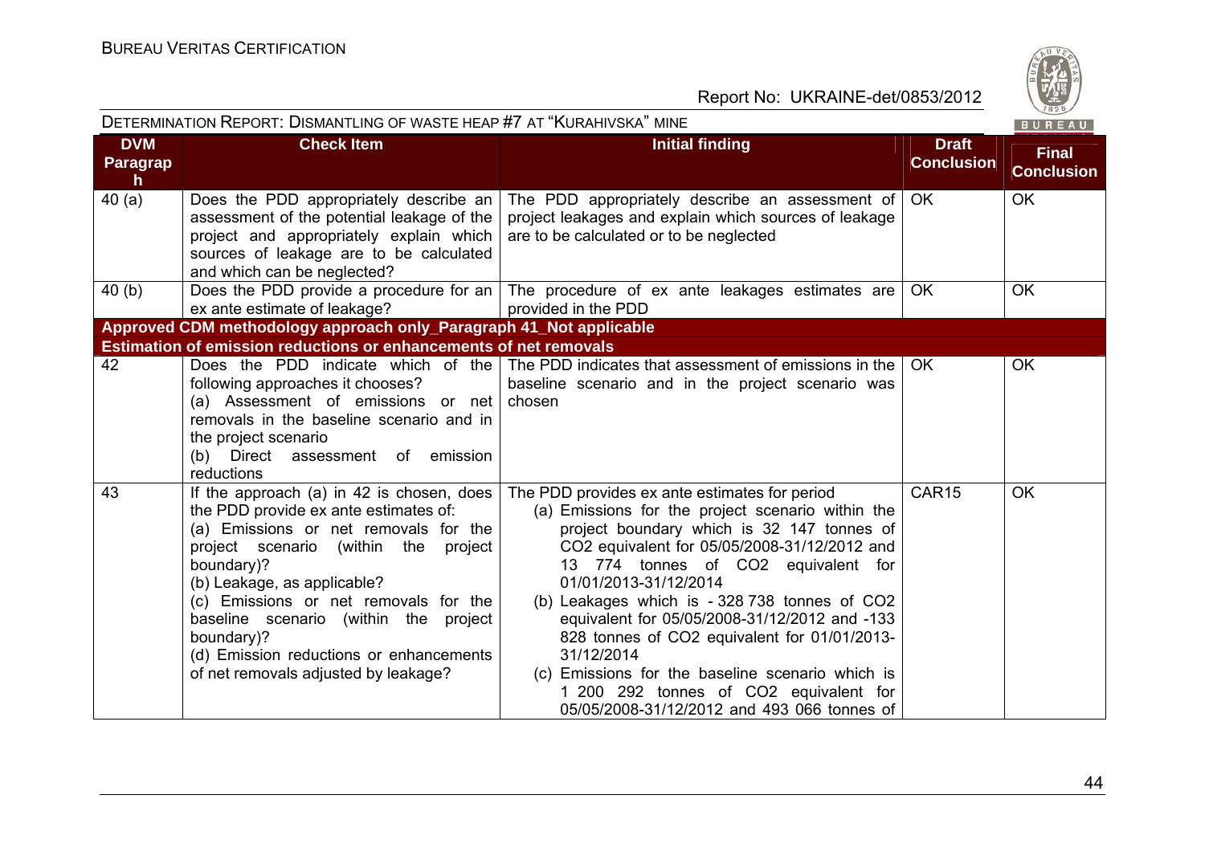| DVM Paragraph | Check Item | Initial finding | Draft Conclusion | Final Conclusion |
|---|---|---|---|---|
| 40 (a) | Does the PDD appropriately describe an assessment of the potential leakage of the project and appropriately explain which sources of leakage are to be calculated and which can be neglected? | The PDD appropriately describe an assessment of project leakages and explain which sources of leakage are to be calculated or to be neglected | OK | OK |
| 40 (b) | Does the PDD provide a procedure for an ex ante estimate of leakage? | The procedure of ex ante leakages estimates are provided in the PDD | OK | OK |
| **Approved CDM methodology approach only_Paragraph 41_Not applicable** | | | | |
| **Estimation of emission reductions or enhancements of net removals** | | | | |
| 42 | Does the PDD indicate which of the following approaches it chooses?<br>(a) Assessment of emissions or net removals in the baseline scenario and in the project scenario<br>(b) Direct assessment of emission reductions | The PDD indicates that assessment of emissions in the baseline scenario and in the project scenario was chosen | OK | OK |
| 43 | If the approach (a) in 42 is chosen, does the PDD provide ex ante estimates of:<br>(a) Emissions or net removals for the project scenario (within the project boundary)?<br>(b) Leakage, as applicable?<br>(c) Emissions or net removals for the baseline scenario (within the project boundary)?<br>(d) Emission reductions or enhancements of net removals adjusted by leakage? | The PDD provides ex ante estimates for period<br>(a) Emissions for the project scenario within the project boundary which is 32 147 tonnes of $CO_2$ equivalent for 05/05/2008-31/12/2012 and 13 774 tonnes of $CO_2$ equivalent for 01/01/2013-31/12/2014<br>(b) Leakages which is - 328 738 tonnes of $CO_2$ equivalent for 05/05/2008-31/12/2012 and -133 828 tonnes of $CO_2$ equivalent for 01/01/2013-31/12/2014<br>(c) Emissions for the baseline scenario which is 1 200 292 tonnes of $CO_2$ equivalent for 05/05/2008-31/12/2012 and 493 066 tonnes of | CAR15 | OK |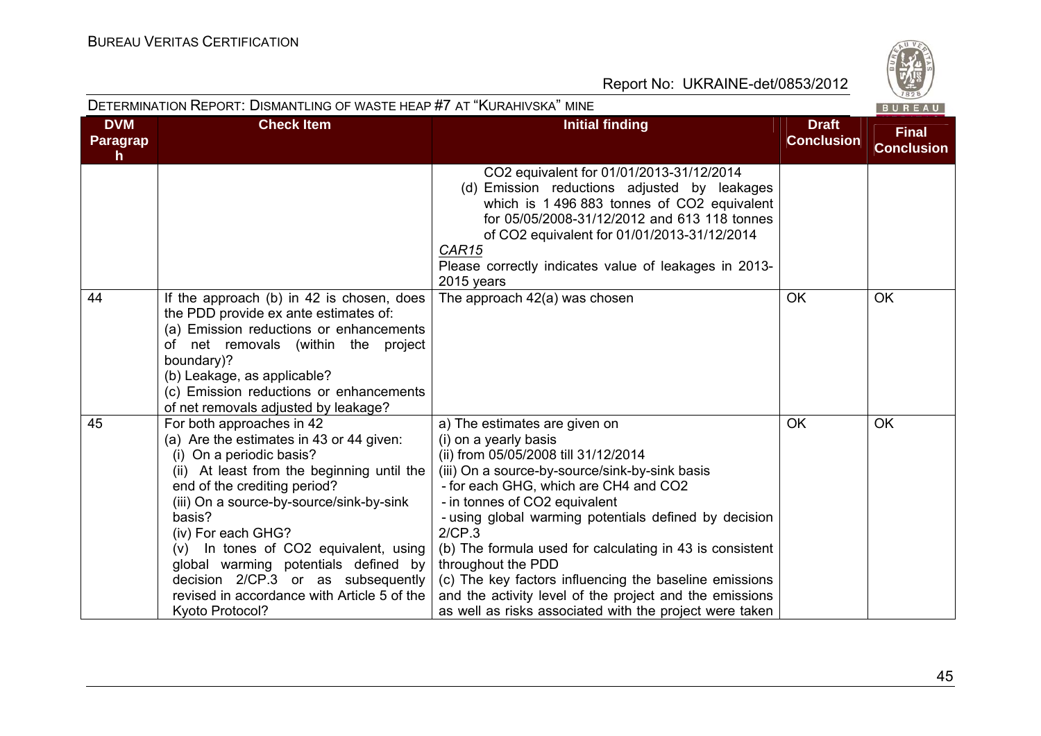| DVM Paragraph | Check Item | Initial finding | Draft Conclusion | Final Conclusion |
|---|---|---|---|---|
| | | $CO_2$ equivalent for 01/01/2013-31/12/2014<br>(d) Emission reductions adjusted by leakages which is 1 496 883 tonnes of $CO_2$ equivalent for 05/05/2008-31/12/2012 and 613 118 tonnes of $CO_2$ equivalent for 01/01/2013-31/12/2014<br>*CAR15*<br>Please correctly indicates value of leakages in 2013-2015 years | | |
| 44 | If the approach (b) in 42 is chosen, does the PDD provide ex ante estimates of:<br>(a) Emission reductions or enhancements of net removals (within the project boundary)?<br>(b) Leakage, as applicable?<br>(c) Emission reductions or enhancements of net removals adjusted by leakage? | The approach 42(a) was chosen | OK | OK |
| 45 | For both approaches in 42<br>(a) Are the estimates in 43 or 44 given:<br>(i) On a periodic basis?<br>(ii) At least from the beginning until the end of the crediting period?<br>(iii) On a source-by-source/sink-by-sink basis?<br>(iv) For each GHG?<br>(v) In tones of $CO_2$ equivalent, using global warming potentials defined by decision 2/CP.3 or as subsequently revised in accordance with Article 5 of the Kyoto Protocol? | a) The estimates are given on<br>(i) on a yearly basis<br>(ii) from 05/05/2008 till 31/12/2014<br>(iii) On a source-by-source/sink-by-sink basis<br>- for each GHG, which are $CH_4$ and $CO_2$<br>- in tonnes of $CO_2$ equivalent<br>- using global warming potentials defined by decision 2/CP.3<br>(b) The formula used for calculating in 43 is consistent throughout the PDD<br>(c) The key factors influencing the baseline emissions and the activity level of the project and the emissions as well as risks associated with the project were taken | OK | OK |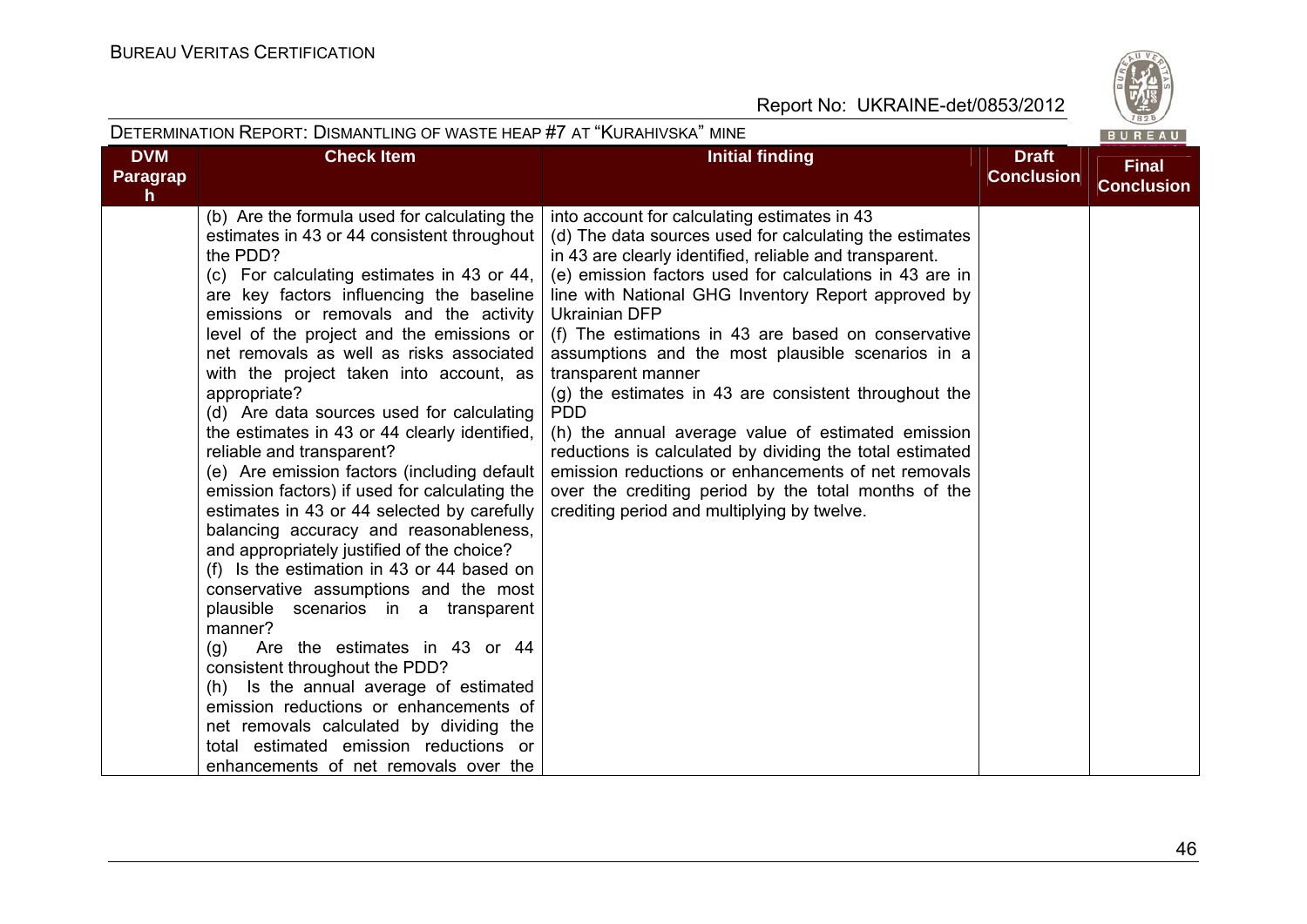| DVM Paragraph | Check Item | Initial finding | Draft Conclusion | Final Conclusion |
|---|---|---|---|---|
| | (b) Are the formula used for calculating the estimates in 43 or 44 consistent throughout the PDD?<br>(c) For calculating estimates in 43 or 44, are key factors influencing the baseline emissions or removals and the activity level of the project and the emissions or net removals as well as risks associated with the project taken into account, as appropriate?<br>(d) Are data sources used for calculating the estimates in 43 or 44 clearly identified, reliable and transparent?<br>(e) Are emission factors (including default emission factors) if used for calculating the estimates in 43 or 44 selected by carefully balancing accuracy and reasonableness, and appropriately justified of the choice?<br>(f) Is the estimation in 43 or 44 based on conservative assumptions and the most plausible scenarios in a transparent manner?<br>(g) Are the estimates in 43 or 44 consistent throughout the PDD?<br>(h) Is the annual average of estimated emission reductions or enhancements of net removals calculated by dividing the total estimated emission reductions or enhancements of net removals over the | into account for calculating estimates in 43<br>(d) The data sources used for calculating the estimates in 43 are clearly identified, reliable and transparent.<br>(e) emission factors used for calculations in 43 are in line with National GHG Inventory Report approved by Ukrainian DFP<br>(f) The estimations in 43 are based on conservative assumptions and the most plausible scenarios in a transparent manner<br>(g) the estimates in 43 are consistent throughout the PDD<br>(h) the annual average value of estimated emission reductions is calculated by dividing the total estimated emission reductions or enhancements of net removals over the crediting period by the total months of the crediting period and multiplying by twelve. | | |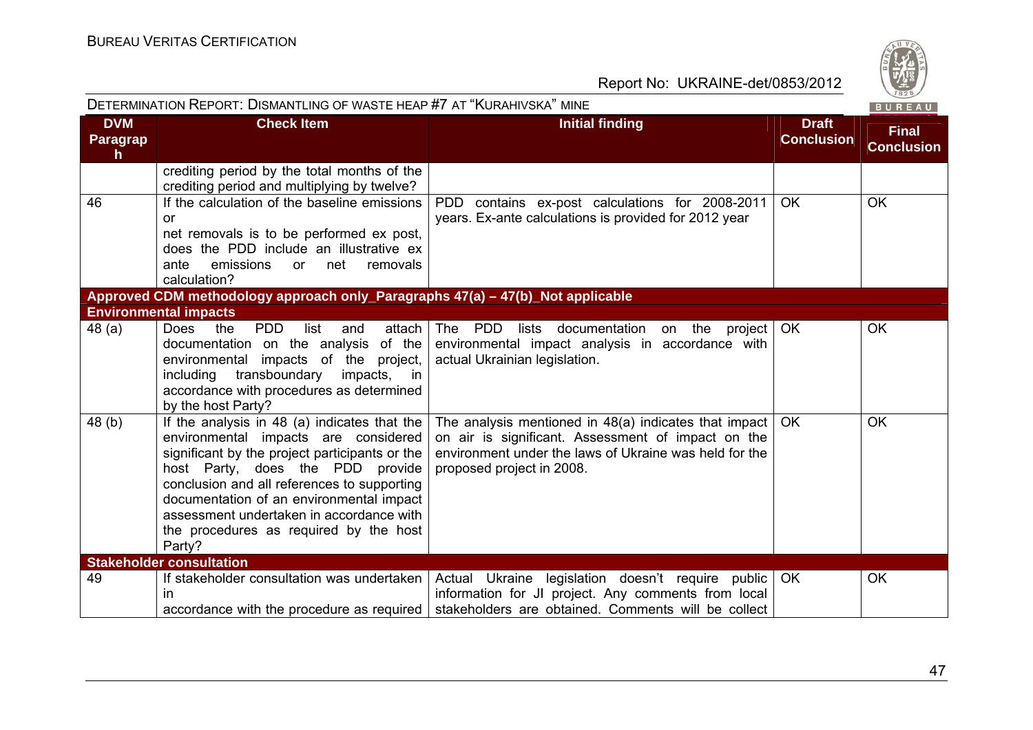| DVM Paragraph | Check Item | Initial finding | Draft Conclusion | Final Conclusion |
|---|---|---|---|---|
| | crediting period by the total months of the crediting period and multiplying by twelve? | | | |
| 46 | If the calculation of the baseline emissions or net removals is to be performed ex post, does the PDD include an illustrative ex ante emissions or net removals calculation? | PDD contains ex-post calculations for 2008-2011 years. Ex-ante calculations is provided for 2012 year | OK | OK |
| **Approved CDM methodology approach only_Paragraphs 47(a) – 47(b)_Not applicable** | | | | |
| **Environmental impacts** | | | | |
| 48 (a) | Does the PDD list and attach documentation on the analysis of the environmental impacts of the project, including transboundary impacts, in accordance with procedures as determined by the host Party? | The PDD lists documentation on the project environmental impact analysis in accordance with actual Ukrainian legislation. | OK | OK |
| 48 (b) | If the analysis in 48 (a) indicates that the environmental impacts are considered significant by the project participants or the host Party, does the PDD provide conclusion and all references to supporting documentation of an environmental impact assessment undertaken in accordance with the procedures as required by the host Party? | The analysis mentioned in 48(a) indicates that impact on air is significant. Assessment of impact on the environment under the laws of Ukraine was held for the proposed project in 2008. | OK | OK |
| **Stakeholder consultation** | | | | |
| 49 | If stakeholder consultation was undertaken in accordance with the procedure as required | Actual Ukraine legislation doesn't require public information for JI project. Any comments from local stakeholders are obtained. Comments will be collect | OK | OK |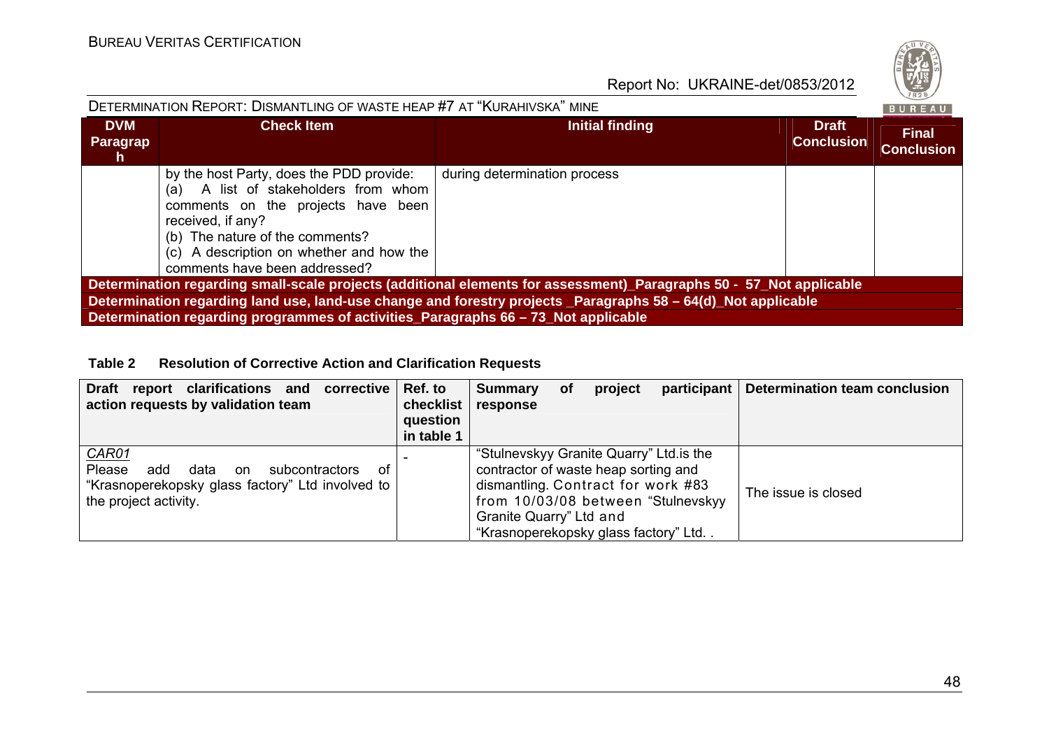| DVM Paragraph | Check Item | Initial finding | Draft Conclusion | Final Conclusion |
|---|---|---|---|---|
| | by the host Party, does the PDD provide:<br>(a) A list of stakeholders from whom comments on the projects have been received, if any?<br>(b) The nature of the comments?<br>(c) A description on whether and how the comments have been addressed? | during determination process | | |
| **Determination regarding small-scale projects (additional elements for assessment)_Paragraphs 50 - 57_Not applicable** | | | | |
| **Determination regarding land use, land-use change and forestry projects _Paragraphs 58 – 64(d)_Not applicable** | | | | |
| **Determination regarding programmes of activities_Paragraphs 66 – 73_Not applicable** | | | | |

**Table 2 Resolution of Corrective Action and Clarification Requests**

| Draft report clarifications and corrective action requests by validation team | Ref. to checklist question in table 1 | Summary of project participant response | Determination team conclusion |
|---|---|---|---|
| *CAR01*<br>Please add data on subcontractors of "Krasnoperekopsky glass factory" Ltd involved to the project activity. | - | "Stulnevskyy Granite Quarry" Ltd.is the contractor of waste heap sorting and dismantling. Contract for work #83 from 10/03/08 between "Stulnevskyy Granite Quarry" Ltd and "Krasnoperekopsky glass factory" Ltd. . | The issue is closed |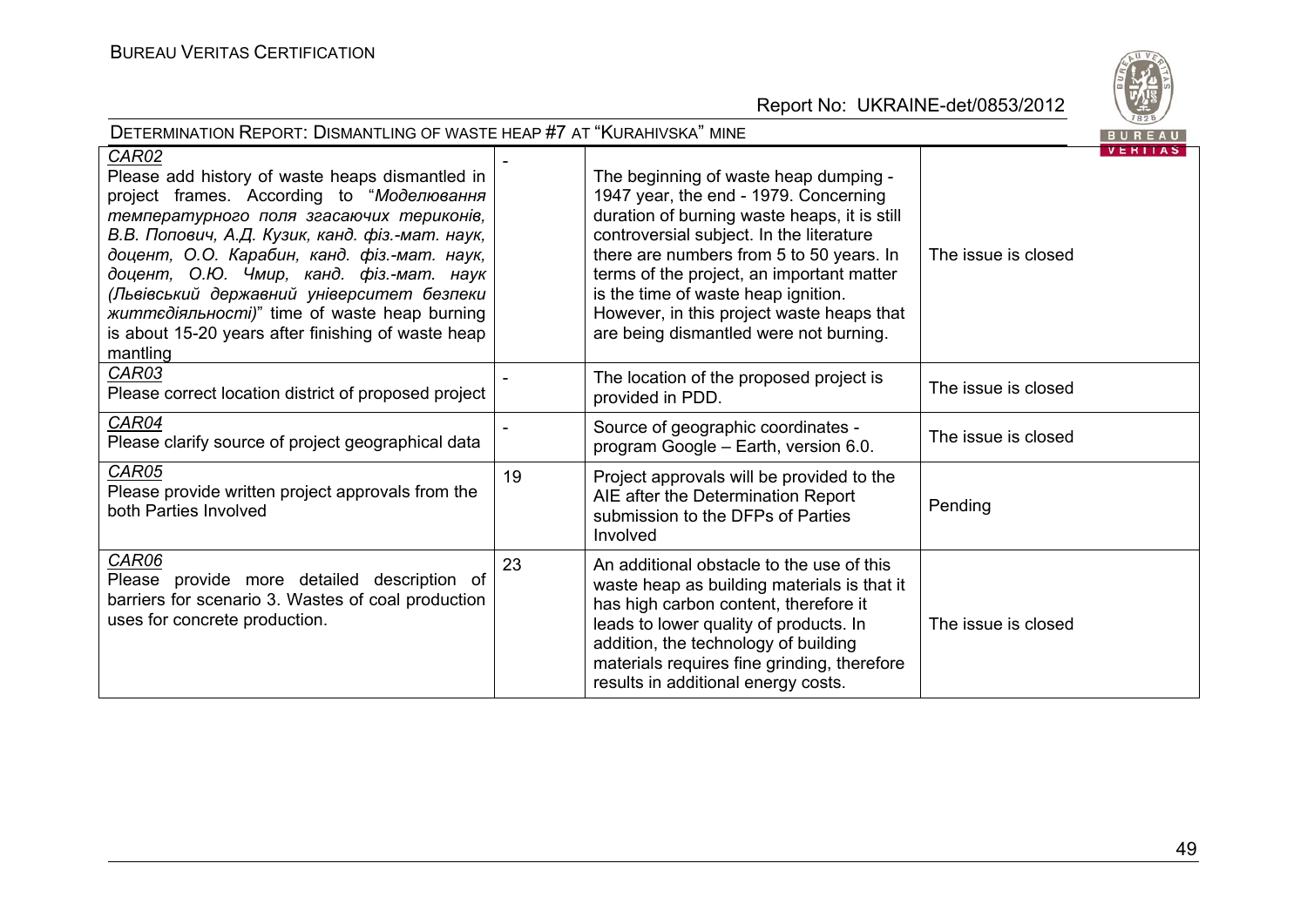| | | | |
|---|---|---|---|
| *CAR02* Please add history of waste heaps dismantled in project frames. According to "*Моделювання температурного поля згасаючих териконів, В.В. Попович, А.Д. Кузик, канд. фіз.-мат. наук, доцент, О.О. Карабин, канд. фіз.-мат. наук, доцент, О.Ю. Чмир, канд. фіз.-мат. наук (Львівський державний університет безпеки життєдіяльності)*" time of waste heap burning is about 15-20 years after finishing of waste heap mantling | - | The beginning of waste heap dumping - 1947 year, the end - 1979. Concerning duration of burning waste heaps, it is still controversial subject. In the literature there are numbers from 5 to 50 years. In terms of the project, an important matter is the time of waste heap ignition. However, in this project waste heaps that are being dismantled were not burning. | The issue is closed |
| *CAR03* Please correct location district of proposed project | - | The location of the proposed project is provided in PDD. | The issue is closed |
| *CAR04* Please clarify source of project geographical data | - | Source of geographic coordinates - program Google – Earth, version 6.0. | The issue is closed |
| *CAR05* Please provide written project approvals from the both Parties Involved | 19 | Project approvals will be provided to the AIE after the Determination Report submission to the DFPs of Parties Involved | Pending |
| *CAR06* Please provide more detailed description of barriers for scenario 3. Wastes of coal production uses for concrete production. | 23 | An additional obstacle to the use of this waste heap as building materials is that it has high carbon content, therefore it leads to lower quality of products. In addition, the technology of building materials requires fine grinding, therefore results in additional energy costs. | The issue is closed |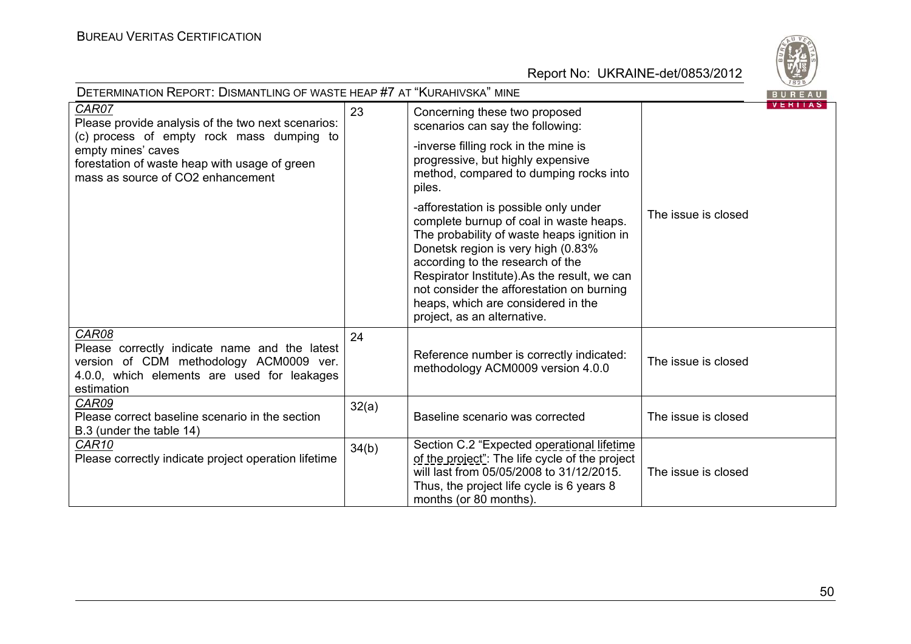| | | | |
|---|---|---|---|
| *CAR07* Please provide analysis of the two next scenarios: (c) process of empty rock mass dumping to empty mines' caves forestation of waste heap with usage of green mass as source of CO2 enhancement | 23 | Concerning these two proposed scenarios can say the following: -inverse filling rock in the mine is progressive, but highly expensive method, compared to dumping rocks into piles. -afforestation is possible only under complete burnup of coal in waste heaps. The probability of waste heaps ignition in Donetsk region is very high (0.83% according to the research of the Respirator Institute).As the result, we can not consider the afforestation on burning heaps, which are considered in the project, as an alternative. | The issue is closed |
| *CAR08* Please correctly indicate name and the latest version of CDM methodology ACM0009 ver. 4.0.0, which elements are used for leakages estimation | 24 | Reference number is correctly indicated: methodology ACM0009 version 4.0.0 | The issue is closed |
| *CAR09* Please correct baseline scenario in the section B.3 (under the table 14) | 32(a) | Baseline scenario was corrected | The issue is closed |
| *CAR10* Please correctly indicate project operation lifetime | 34(b) | Section C.2 "Expected operational lifetime of the project": The life cycle of the project will last from 05/05/2008 to 31/12/2015. Thus, the project life cycle is 6 years 8 months (or 80 months). | The issue is closed |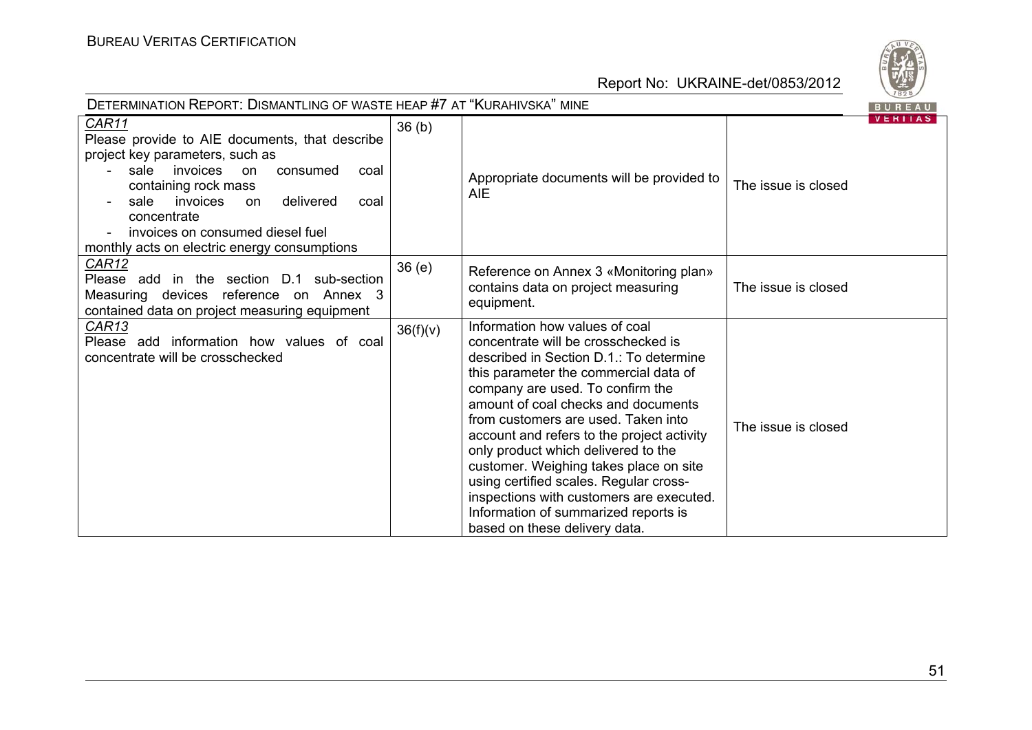| | | | |
|---|---|---|---|
| *CAR11*<br>Please provide to AIE documents, that describe project key parameters, such as<br>- sale invoices on consumed coal containing rock mass<br>- sale invoices on delivered coal concentrate<br>- invoices on consumed diesel fuel<br>monthly acts on electric energy consumptions | 36 (b) | Appropriate documents will be provided to AIE | The issue is closed |
| *CAR12*<br>Please add in the section D.1 sub-section Measuring devices reference on Annex 3 contained data on project measuring equipment | 36 (e) | Reference on Annex 3 «Monitoring plan» contains data on project measuring equipment. | The issue is closed |
| *CAR13*<br>Please add information how values of coal concentrate will be crosschecked | 36(f)(v) | Information how values of coal concentrate will be crosschecked is described in Section D.1.: To determine this parameter the commercial data of company are used. To confirm the amount of coal checks and documents from customers are used. Taken into account and refers to the project activity only product which delivered to the customer. Weighing takes place on site using certified scales. Regular cross-inspections with customers are executed. Information of summarized reports is based on these delivery data. | The issue is closed |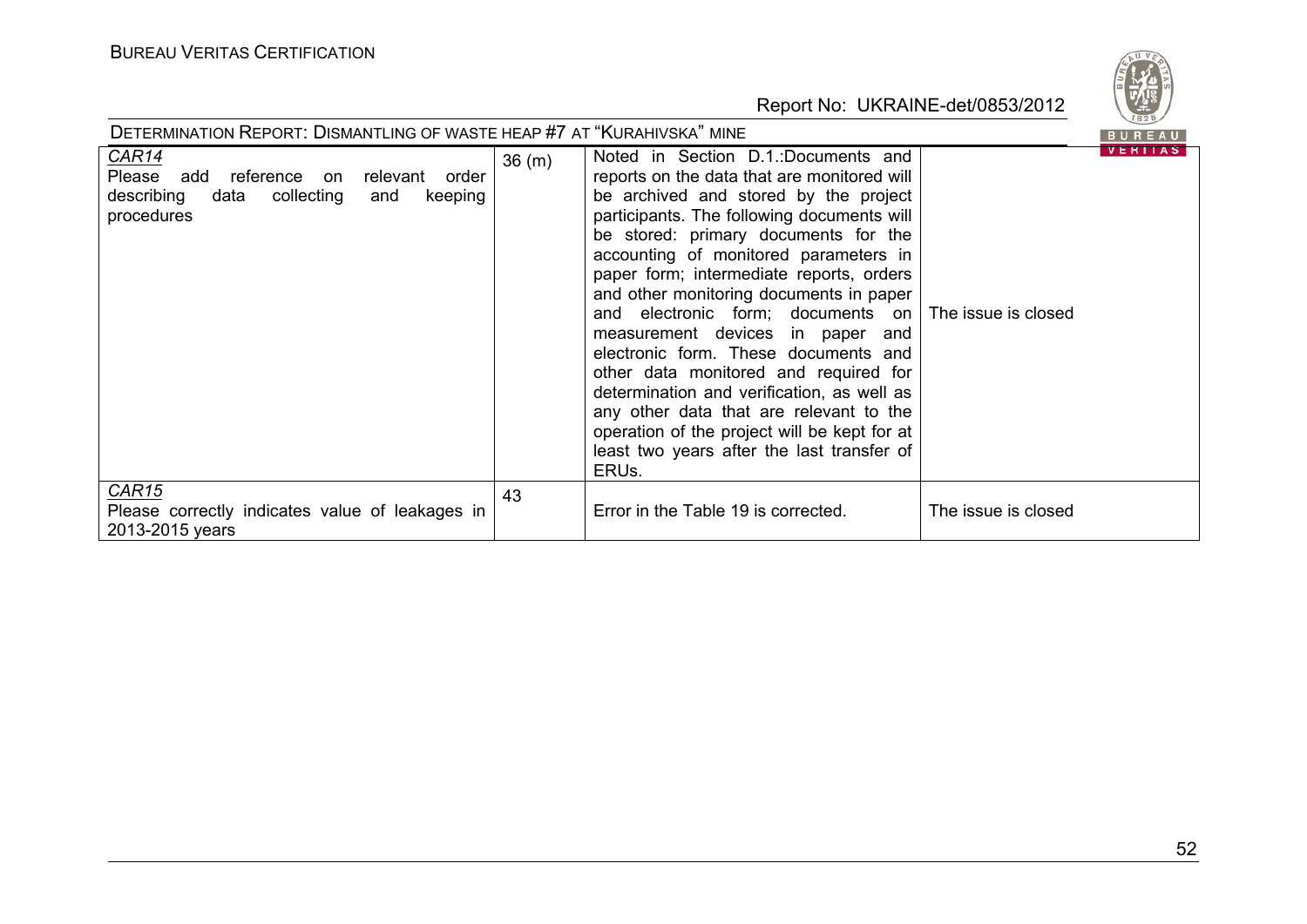| | | | |
|---|---|---|---|
| *CAR14*<br>Please add reference on relevant order describing data collecting and keeping procedures | 36 (m) | Noted in Section D.1.:Documents and reports on the data that are monitored will be archived and stored by the project participants. The following documents will be stored: primary documents for the accounting of monitored parameters in paper form; intermediate reports, orders and other monitoring documents in paper and electronic form; documents on measurement devices in paper and electronic form. These documents and other data monitored and required for determination and verification, as well as any other data that are relevant to the operation of the project will be kept for at least two years after the last transfer of ERUs. | The issue is closed |
| *CAR15*<br>Please correctly indicates value of leakages in 2013-2015 years | 43 | Error in the Table 19 is corrected. | The issue is closed |